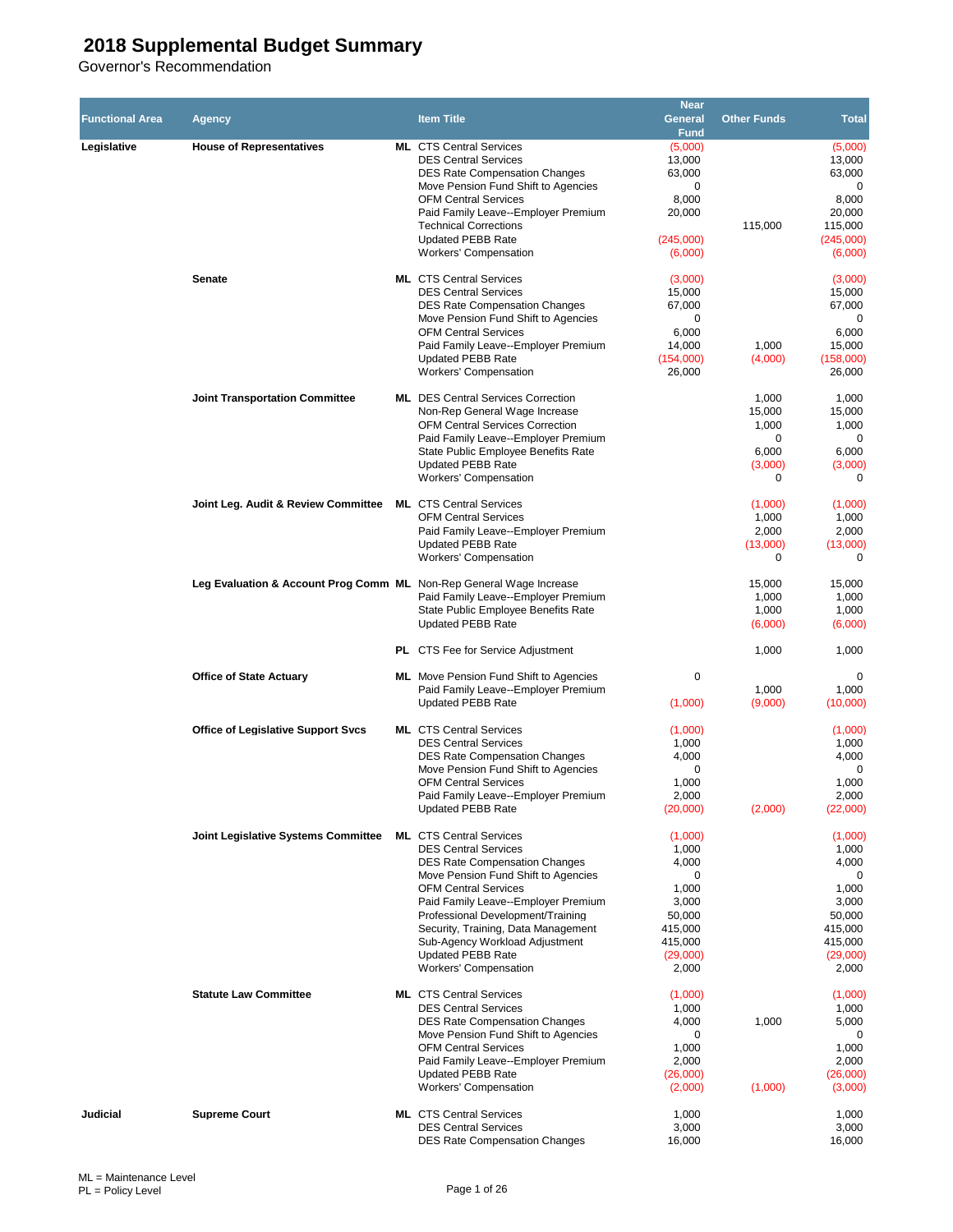# 2018 Supplemental Budget Summary

Governor's Recommendation

| Functional Area | Agency | | Item Title | Near General Fund | Other Funds | Total |
|---|---|---|---|---|---|---|
| Legislative | House of Representatives | ML | CTS Central Services | (5,000) | | (5,000) |
| | | | DES Central Services | 13,000 | | 13,000 |
| | | | DES Rate Compensation Changes | 63,000 | | 63,000 |
| | | | Move Pension Fund Shift to Agencies | 0 | | 0 |
| | | | OFM Central Services | 8,000 | | 8,000 |
| | | | Paid Family Leave--Employer Premium | 20,000 | | 20,000 |
| | | | Technical Corrections | | 115,000 | 115,000 |
| | | | Updated PEBB Rate | (245,000) | | (245,000) |
| | | | Workers' Compensation | (6,000) | | (6,000) |
| | Senate | ML | CTS Central Services | (3,000) | | (3,000) |
| | | | DES Central Services | 15,000 | | 15,000 |
| | | | DES Rate Compensation Changes | 67,000 | | 67,000 |
| | | | Move Pension Fund Shift to Agencies | 0 | | 0 |
| | | | OFM Central Services | 6,000 | | 6,000 |
| | | | Paid Family Leave--Employer Premium | 14,000 | 1,000 | 15,000 |
| | | | Updated PEBB Rate | (154,000) | (4,000) | (158,000) |
| | | | Workers' Compensation | 26,000 | | 26,000 |
| | Joint Transportation Committee | ML | DES Central Services Correction | | 1,000 | 1,000 |
| | | | Non-Rep General Wage Increase | | 15,000 | 15,000 |
| | | | OFM Central Services Correction | | 1,000 | 1,000 |
| | | | Paid Family Leave--Employer Premium | | 0 | 0 |
| | | | State Public Employee Benefits Rate | | 6,000 | 6,000 |
| | | | Updated PEBB Rate | | (3,000) | (3,000) |
| | | | Workers' Compensation | | 0 | 0 |
| | Joint Leg. Audit & Review Committee | ML | CTS Central Services | | (1,000) | (1,000) |
| | | | OFM Central Services | | 1,000 | 1,000 |
| | | | Paid Family Leave--Employer Premium | | 2,000 | 2,000 |
| | | | Updated PEBB Rate | | (13,000) | (13,000) |
| | | | Workers' Compensation | | 0 | 0 |
| | Leg Evaluation & Account Prog Comm | ML | Non-Rep General Wage Increase | | 15,000 | 15,000 |
| | | | Paid Family Leave--Employer Premium | | 1,000 | 1,000 |
| | | | State Public Employee Benefits Rate | | 1,000 | 1,000 |
| | | | Updated PEBB Rate | | (6,000) | (6,000) |
| | | PL | CTS Fee for Service Adjustment | | 1,000 | 1,000 |
| | Office of State Actuary | ML | Move Pension Fund Shift to Agencies | 0 | | 0 |
| | | | Paid Family Leave--Employer Premium | | 1,000 | 1,000 |
| | | | Updated PEBB Rate | (1,000) | (9,000) | (10,000) |
| | Office of Legislative Support Svcs | ML | CTS Central Services | (1,000) | | (1,000) |
| | | | DES Central Services | 1,000 | | 1,000 |
| | | | DES Rate Compensation Changes | 4,000 | | 4,000 |
| | | | Move Pension Fund Shift to Agencies | 0 | | 0 |
| | | | OFM Central Services | 1,000 | | 1,000 |
| | | | Paid Family Leave--Employer Premium | 2,000 | | 2,000 |
| | | | Updated PEBB Rate | (20,000) | (2,000) | (22,000) |
| | Joint Legislative Systems Committee | ML | CTS Central Services | (1,000) | | (1,000) |
| | | | DES Central Services | 1,000 | | 1,000 |
| | | | DES Rate Compensation Changes | 4,000 | | 4,000 |
| | | | Move Pension Fund Shift to Agencies | 0 | | 0 |
| | | | OFM Central Services | 1,000 | | 1,000 |
| | | | Paid Family Leave--Employer Premium | 3,000 | | 3,000 |
| | | | Professional Development/Training | 50,000 | | 50,000 |
| | | | Security, Training, Data Management | 415,000 | | 415,000 |
| | | | Sub-Agency Workload Adjustment | 415,000 | | 415,000 |
| | | | Updated PEBB Rate | (29,000) | | (29,000) |
| | | | Workers' Compensation | 2,000 | | 2,000 |
| | Statute Law Committee | ML | CTS Central Services | (1,000) | | (1,000) |
| | | | DES Central Services | 1,000 | | 1,000 |
| | | | DES Rate Compensation Changes | 4,000 | 1,000 | 5,000 |
| | | | Move Pension Fund Shift to Agencies | 0 | | 0 |
| | | | OFM Central Services | 1,000 | | 1,000 |
| | | | Paid Family Leave--Employer Premium | 2,000 | | 2,000 |
| | | | Updated PEBB Rate | (26,000) | | (26,000) |
| | | | Workers' Compensation | (2,000) | (1,000) | (3,000) |
| Judicial | Supreme Court | ML | CTS Central Services | 1,000 | | 1,000 |
| | | | DES Central Services | 3,000 | | 3,000 |
| | | | DES Rate Compensation Changes | 16,000 | | 16,000 |

ML = Maintenance Level
PL = Policy Level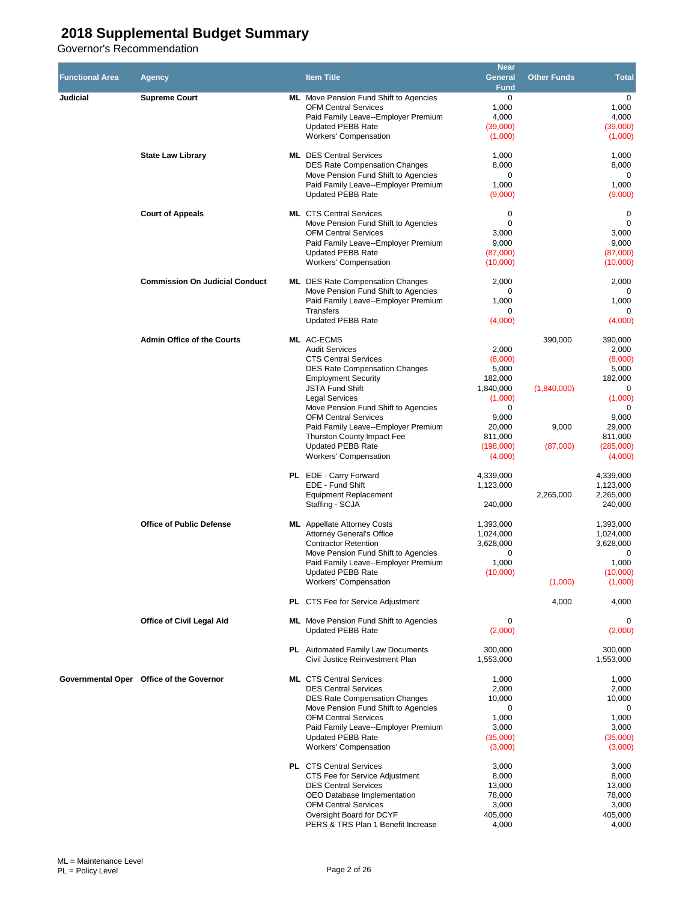# 2018 Supplemental Budget Summary

Governor's Recommendation

| Functional Area | Agency | | Item Title | Near General Fund | Other Funds | Total |
|---|---|---|---|---|---|---|
| Judicial | Supreme Court | ML | Move Pension Fund Shift to Agencies | 0 | | 0 |
| | | | OFM Central Services | 1,000 | | 1,000 |
| | | | Paid Family Leave--Employer Premium | 4,000 | | 4,000 |
| | | | Updated PEBB Rate | (39,000) | | (39,000) |
| | | | Workers' Compensation | (1,000) | | (1,000) |
| | State Law Library | ML | DES Central Services | 1,000 | | 1,000 |
| | | | DES Rate Compensation Changes | 8,000 | | 8,000 |
| | | | Move Pension Fund Shift to Agencies | 0 | | 0 |
| | | | Paid Family Leave--Employer Premium | 1,000 | | 1,000 |
| | | | Updated PEBB Rate | (9,000) | | (9,000) |
| | Court of Appeals | ML | CTS Central Services | 0 | | 0 |
| | | | Move Pension Fund Shift to Agencies | 0 | | 0 |
| | | | OFM Central Services | 3,000 | | 3,000 |
| | | | Paid Family Leave--Employer Premium | 9,000 | | 9,000 |
| | | | Updated PEBB Rate | (87,000) | | (87,000) |
| | | | Workers' Compensation | (10,000) | | (10,000) |
| | Commission On Judicial Conduct | ML | DES Rate Compensation Changes | 2,000 | | 2,000 |
| | | | Move Pension Fund Shift to Agencies | 0 | | 0 |
| | | | Paid Family Leave--Employer Premium | 1,000 | | 1,000 |
| | | | Transfers | 0 | | 0 |
| | | | Updated PEBB Rate | (4,000) | | (4,000) |
| | Admin Office of the Courts | ML | AC-ECMS | | 390,000 | 390,000 |
| | | | Audit Services | 2,000 | | 2,000 |
| | | | CTS Central Services | (8,000) | | (8,000) |
| | | | DES Rate Compensation Changes | 5,000 | | 5,000 |
| | | | Employment Security | 182,000 | | 182,000 |
| | | | JSTA Fund Shift | 1,840,000 | (1,840,000) | 0 |
| | | | Legal Services | (1,000) | | (1,000) |
| | | | Move Pension Fund Shift to Agencies | 0 | | 0 |
| | | | OFM Central Services | 9,000 | | 9,000 |
| | | | Paid Family Leave--Employer Premium | 20,000 | 9,000 | 29,000 |
| | | | Thurston County Impact Fee | 811,000 | | 811,000 |
| | | | Updated PEBB Rate | (198,000) | (87,000) | (285,000) |
| | | | Workers' Compensation | (4,000) | | (4,000) |
| | | PL | EDE - Carry Forward | 4,339,000 | | 4,339,000 |
| | | | EDE - Fund Shift | 1,123,000 | | 1,123,000 |
| | | | Equipment Replacement | | 2,265,000 | 2,265,000 |
| | | | Staffing - SCJA | 240,000 | | 240,000 |
| | Office of Public Defense | ML | Appellate Attorney Costs | 1,393,000 | | 1,393,000 |
| | | | Attorney General's Office | 1,024,000 | | 1,024,000 |
| | | | Contractor Retention | 3,628,000 | | 3,628,000 |
| | | | Move Pension Fund Shift to Agencies | 0 | | 0 |
| | | | Paid Family Leave--Employer Premium | 1,000 | | 1,000 |
| | | | Updated PEBB Rate | (10,000) | | (10,000) |
| | | | Workers' Compensation | | (1,000) | (1,000) |
| | | PL | CTS Fee for Service Adjustment | | 4,000 | 4,000 |
| | Office of Civil Legal Aid | ML | Move Pension Fund Shift to Agencies | 0 | | 0 |
| | | | Updated PEBB Rate | (2,000) | | (2,000) |
| | | PL | Automated Family Law Documents | 300,000 | | 300,000 |
| | | | Civil Justice Reinvestment Plan | 1,553,000 | | 1,553,000 |
| Governmental Oper | Office of the Governor | ML | CTS Central Services | 1,000 | | 1,000 |
| | | | DES Central Services | 2,000 | | 2,000 |
| | | | DES Rate Compensation Changes | 10,000 | | 10,000 |
| | | | Move Pension Fund Shift to Agencies | 0 | | 0 |
| | | | OFM Central Services | 1,000 | | 1,000 |
| | | | Paid Family Leave--Employer Premium | 3,000 | | 3,000 |
| | | | Updated PEBB Rate | (35,000) | | (35,000) |
| | | | Workers' Compensation | (3,000) | | (3,000) |
| | | PL | CTS Central Services | 3,000 | | 3,000 |
| | | | CTS Fee for Service Adjustment | 8,000 | | 8,000 |
| | | | DES Central Services | 13,000 | | 13,000 |
| | | | OEO Database Implementation | 78,000 | | 78,000 |
| | | | OFM Central Services | 3,000 | | 3,000 |
| | | | Oversight Board for DCYF | 405,000 | | 405,000 |
| | | | PERS & TRS Plan 1 Benefit Increase | 4,000 | | 4,000 |

ML = Maintenance Level
PL = Policy Level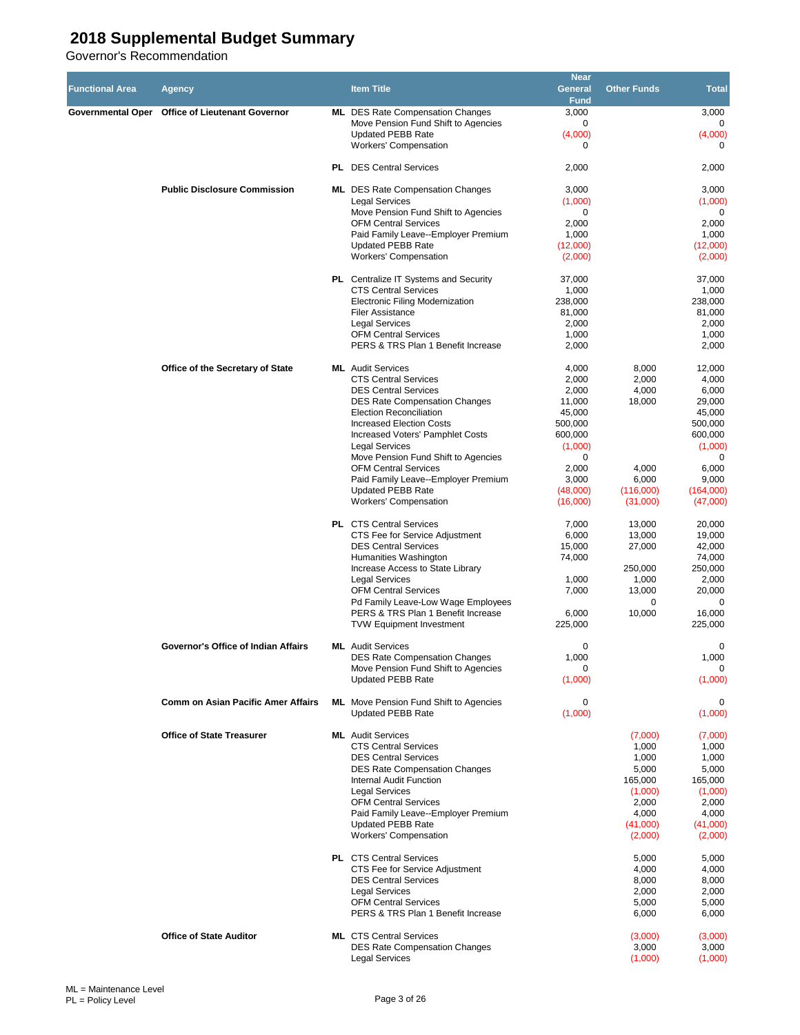# 2018 Supplemental Budget Summary

Governor's Recommendation

| Functional Area | Agency | | Item Title | Near General Fund | Other Funds | Total |
|---|---|---|---|---|---|---|
| Governmental Oper | Office of Lieutenant Governor | ML | DES Rate Compensation Changes | 3,000 | | 3,000 |
| | | | Move Pension Fund Shift to Agencies | 0 | | 0 |
| | | | Updated PEBB Rate | (4,000) | | (4,000) |
| | | | Workers' Compensation | 0 | | 0 |
| | | PL | DES Central Services | 2,000 | | 2,000 |
| | Public Disclosure Commission | ML | DES Rate Compensation Changes | 3,000 | | 3,000 |
| | | | Legal Services | (1,000) | | (1,000) |
| | | | Move Pension Fund Shift to Agencies | 0 | | 0 |
| | | | OFM Central Services | 2,000 | | 2,000 |
| | | | Paid Family Leave--Employer Premium | 1,000 | | 1,000 |
| | | | Updated PEBB Rate | (12,000) | | (12,000) |
| | | | Workers' Compensation | (2,000) | | (2,000) |
| | | PL | Centralize IT Systems and Security | 37,000 | | 37,000 |
| | | | CTS Central Services | 1,000 | | 1,000 |
| | | | Electronic Filing Modernization | 238,000 | | 238,000 |
| | | | Filer Assistance | 81,000 | | 81,000 |
| | | | Legal Services | 2,000 | | 2,000 |
| | | | OFM Central Services | 1,000 | | 1,000 |
| | | | PERS & TRS Plan 1 Benefit Increase | 2,000 | | 2,000 |
| | Office of the Secretary of State | ML | Audit Services | 4,000 | 8,000 | 12,000 |
| | | | CTS Central Services | 2,000 | 2,000 | 4,000 |
| | | | DES Central Services | 2,000 | 4,000 | 6,000 |
| | | | DES Rate Compensation Changes | 11,000 | 18,000 | 29,000 |
| | | | Election Reconciliation | 45,000 | | 45,000 |
| | | | Increased Election Costs | 500,000 | | 500,000 |
| | | | Increased Voters' Pamphlet Costs | 600,000 | | 600,000 |
| | | | Legal Services | (1,000) | | (1,000) |
| | | | Move Pension Fund Shift to Agencies | 0 | | 0 |
| | | | OFM Central Services | 2,000 | 4,000 | 6,000 |
| | | | Paid Family Leave--Employer Premium | 3,000 | 6,000 | 9,000 |
| | | | Updated PEBB Rate | (48,000) | (116,000) | (164,000) |
| | | | Workers' Compensation | (16,000) | (31,000) | (47,000) |
| | | PL | CTS Central Services | 7,000 | 13,000 | 20,000 |
| | | | CTS Fee for Service Adjustment | 6,000 | 13,000 | 19,000 |
| | | | DES Central Services | 15,000 | 27,000 | 42,000 |
| | | | Humanities Washington | 74,000 | | 74,000 |
| | | | Increase Access to State Library | | 250,000 | 250,000 |
| | | | Legal Services | 1,000 | 1,000 | 2,000 |
| | | | OFM Central Services | 7,000 | 13,000 | 20,000 |
| | | | Pd Family Leave-Low Wage Employees | | 0 | 0 |
| | | | PERS & TRS Plan 1 Benefit Increase | 6,000 | 10,000 | 16,000 |
| | | | TVW Equipment Investment | 225,000 | | 225,000 |
| | Governor's Office of Indian Affairs | ML | Audit Services | 0 | | 0 |
| | | | DES Rate Compensation Changes | 1,000 | | 1,000 |
| | | | Move Pension Fund Shift to Agencies | 0 | | 0 |
| | | | Updated PEBB Rate | (1,000) | | (1,000) |
| | Comm on Asian Pacific Amer Affairs | ML | Move Pension Fund Shift to Agencies | 0 | | 0 |
| | | | Updated PEBB Rate | (1,000) | | (1,000) |
| | Office of State Treasurer | ML | Audit Services | | (7,000) | (7,000) |
| | | | CTS Central Services | | 1,000 | 1,000 |
| | | | DES Central Services | | 1,000 | 1,000 |
| | | | DES Rate Compensation Changes | | 5,000 | 5,000 |
| | | | Internal Audit Function | | 165,000 | 165,000 |
| | | | Legal Services | | (1,000) | (1,000) |
| | | | OFM Central Services | | 2,000 | 2,000 |
| | | | Paid Family Leave--Employer Premium | | 4,000 | 4,000 |
| | | | Updated PEBB Rate | | (41,000) | (41,000) |
| | | | Workers' Compensation | | (2,000) | (2,000) |
| | | PL | CTS Central Services | | 5,000 | 5,000 |
| | | | CTS Fee for Service Adjustment | | 4,000 | 4,000 |
| | | | DES Central Services | | 8,000 | 8,000 |
| | | | Legal Services | | 2,000 | 2,000 |
| | | | OFM Central Services | | 5,000 | 5,000 |
| | | | PERS & TRS Plan 1 Benefit Increase | | 6,000 | 6,000 |
| | Office of State Auditor | ML | CTS Central Services | | (3,000) | (3,000) |
| | | | DES Rate Compensation Changes | | 3,000 | 3,000 |
| | | | Legal Services | | (1,000) | (1,000) |

ML = Maintenance Level
PL = Policy Level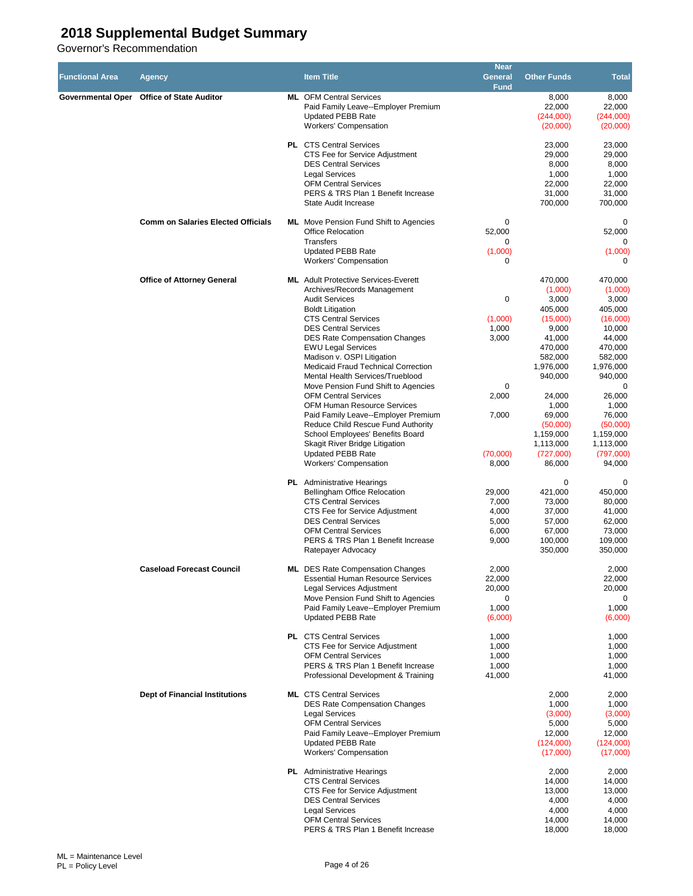# 2018 Supplemental Budget Summary

Governor's Recommendation

| Functional Area | Agency | | Item Title | Near General Fund | Other Funds | Total |
|---|---|---|---|---|---|---|
| **Governmental Oper** | **Office of State Auditor** | **ML** | OFM Central Services | | 8,000 | 8,000 |
| | | | Paid Family Leave--Employer Premium | | 22,000 | 22,000 |
| | | | Updated PEBB Rate | | (244,000) | (244,000) |
| | | | Workers' Compensation | | (20,000) | (20,000) |
| | | **PL** | CTS Central Services | | 23,000 | 23,000 |
| | | | CTS Fee for Service Adjustment | | 29,000 | 29,000 |
| | | | DES Central Services | | 8,000 | 8,000 |
| | | | Legal Services | | 1,000 | 1,000 |
| | | | OFM Central Services | | 22,000 | 22,000 |
| | | | PERS & TRS Plan 1 Benefit Increase | | 31,000 | 31,000 |
| | | | State Audit Increase | | 700,000 | 700,000 |
| | **Comm on Salaries Elected Officials** | **ML** | Move Pension Fund Shift to Agencies | 0 | | 0 |
| | | | Office Relocation | 52,000 | | 52,000 |
| | | | Transfers | 0 | | 0 |
| | | | Updated PEBB Rate | (1,000) | | (1,000) |
| | | | Workers' Compensation | 0 | | 0 |
| | **Office of Attorney General** | **ML** | Adult Protective Services-Everett | | 470,000 | 470,000 |
| | | | Archives/Records Management | | (1,000) | (1,000) |
| | | | Audit Services | 0 | 3,000 | 3,000 |
| | | | Boldt Litigation | | 405,000 | 405,000 |
| | | | CTS Central Services | (1,000) | (15,000) | (16,000) |
| | | | DES Central Services | 1,000 | 9,000 | 10,000 |
| | | | DES Rate Compensation Changes | 3,000 | 41,000 | 44,000 |
| | | | EWU Legal Services | | 470,000 | 470,000 |
| | | | Madison v. OSPI Litigation | | 582,000 | 582,000 |
| | | | Medicaid Fraud Technical Correction | | 1,976,000 | 1,976,000 |
| | | | Mental Health Services/Trueblood | | 940,000 | 940,000 |
| | | | Move Pension Fund Shift to Agencies | 0 | | 0 |
| | | | OFM Central Services | 2,000 | 24,000 | 26,000 |
| | | | OFM Human Resource Services | | 1,000 | 1,000 |
| | | | Paid Family Leave--Employer Premium | 7,000 | 69,000 | 76,000 |
| | | | Reduce Child Rescue Fund Authority | | (50,000) | (50,000) |
| | | | School Employees' Benefits Board | | 1,159,000 | 1,159,000 |
| | | | Skagit River Bridge Litigation | | 1,113,000 | 1,113,000 |
| | | | Updated PEBB Rate | (70,000) | (727,000) | (797,000) |
| | | | Workers' Compensation | 8,000 | 86,000 | 94,000 |
| | | **PL** | Administrative Hearings | | 0 | 0 |
| | | | Bellingham Office Relocation | 29,000 | 421,000 | 450,000 |
| | | | CTS Central Services | 7,000 | 73,000 | 80,000 |
| | | | CTS Fee for Service Adjustment | 4,000 | 37,000 | 41,000 |
| | | | DES Central Services | 5,000 | 57,000 | 62,000 |
| | | | OFM Central Services | 6,000 | 67,000 | 73,000 |
| | | | PERS & TRS Plan 1 Benefit Increase | 9,000 | 100,000 | 109,000 |
| | | | Ratepayer Advocacy | | 350,000 | 350,000 |
| | **Caseload Forecast Council** | **ML** | DES Rate Compensation Changes | 2,000 | | 2,000 |
| | | | Essential Human Resource Services | 22,000 | | 22,000 |
| | | | Legal Services Adjustment | 20,000 | | 20,000 |
| | | | Move Pension Fund Shift to Agencies | 0 | | 0 |
| | | | Paid Family Leave--Employer Premium | 1,000 | | 1,000 |
| | | | Updated PEBB Rate | (6,000) | | (6,000) |
| | | **PL** | CTS Central Services | 1,000 | | 1,000 |
| | | | CTS Fee for Service Adjustment | 1,000 | | 1,000 |
| | | | OFM Central Services | 1,000 | | 1,000 |
| | | | PERS & TRS Plan 1 Benefit Increase | 1,000 | | 1,000 |
| | | | Professional Development & Training | 41,000 | | 41,000 |
| | **Dept of Financial Institutions** | **ML** | CTS Central Services | | 2,000 | 2,000 |
| | | | DES Rate Compensation Changes | | 1,000 | 1,000 |
| | | | Legal Services | | (3,000) | (3,000) |
| | | | OFM Central Services | | 5,000 | 5,000 |
| | | | Paid Family Leave--Employer Premium | | 12,000 | 12,000 |
| | | | Updated PEBB Rate | | (124,000) | (124,000) |
| | | | Workers' Compensation | | (17,000) | (17,000) |
| | | **PL** | Administrative Hearings | | 2,000 | 2,000 |
| | | | CTS Central Services | | 14,000 | 14,000 |
| | | | CTS Fee for Service Adjustment | | 13,000 | 13,000 |
| | | | DES Central Services | | 4,000 | 4,000 |
| | | | Legal Services | | 4,000 | 4,000 |
| | | | OFM Central Services | | 14,000 | 14,000 |
| | | | PERS & TRS Plan 1 Benefit Increase | | 18,000 | 18,000 |

ML = Maintenance Level
PL = Policy Level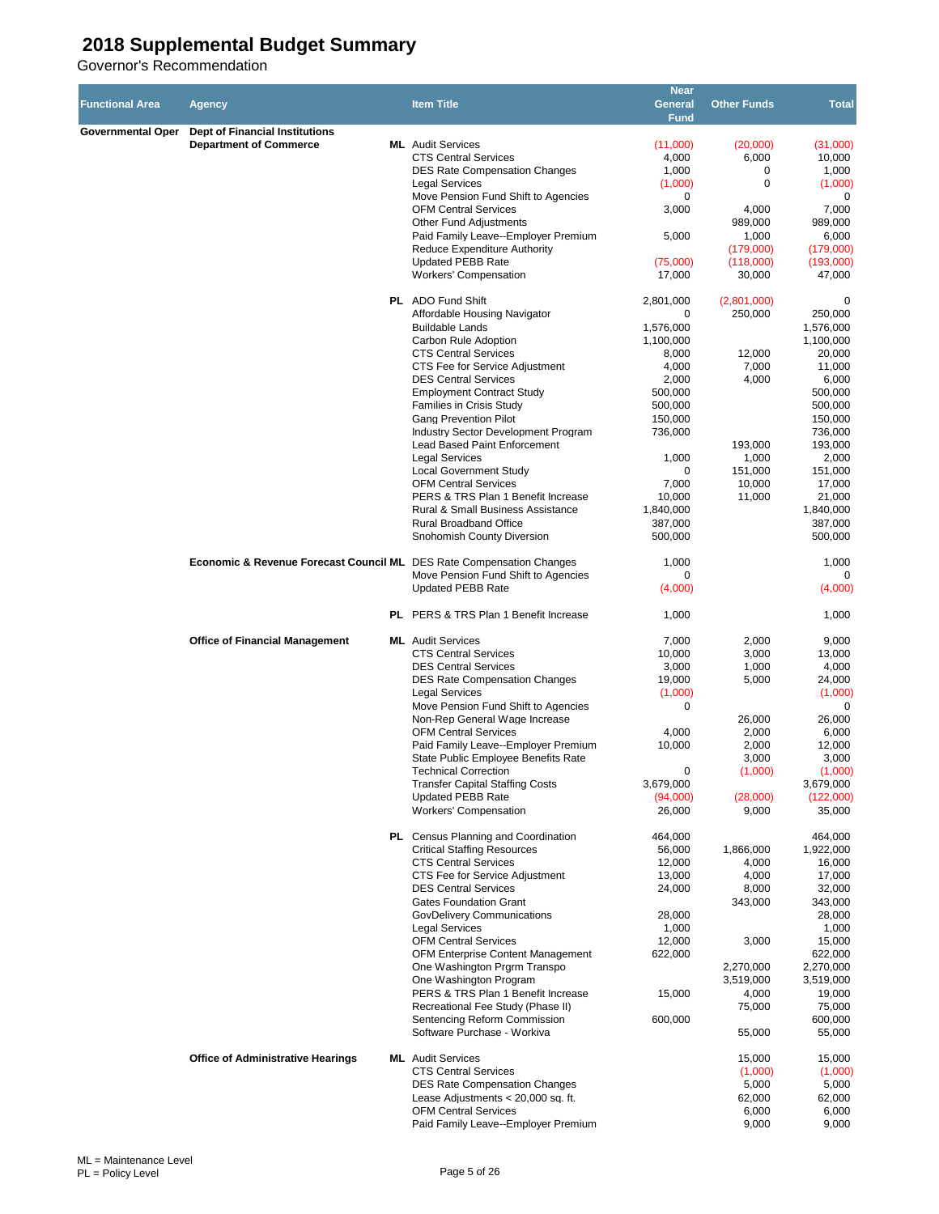# 2018 Supplemental Budget Summary

Governor's Recommendation

| Functional Area | Agency | | Item Title | Near General Fund | Other Funds | Total |
|---|---|---|---|---|---|---|
| Governmental Oper | Dept of Financial Institutions | | | | | |
| | Department of Commerce | ML | Audit Services | (11,000) | (20,000) | (31,000) |
| | | | CTS Central Services | 4,000 | 6,000 | 10,000 |
| | | | DES Rate Compensation Changes | 1,000 | 0 | 1,000 |
| | | | Legal Services | (1,000) | 0 | (1,000) |
| | | | Move Pension Fund Shift to Agencies | 0 | | 0 |
| | | | OFM Central Services | 3,000 | 4,000 | 7,000 |
| | | | Other Fund Adjustments | | 989,000 | 989,000 |
| | | | Paid Family Leave--Employer Premium | 5,000 | 1,000 | 6,000 |
| | | | Reduce Expenditure Authority | | (179,000) | (179,000) |
| | | | Updated PEBB Rate | (75,000) | (118,000) | (193,000) |
| | | | Workers' Compensation | 17,000 | 30,000 | 47,000 |
| | | PL | ADO Fund Shift | 2,801,000 | (2,801,000) | 0 |
| | | | Affordable Housing Navigator | 0 | 250,000 | 250,000 |
| | | | Buildable Lands | 1,576,000 | | 1,576,000 |
| | | | Carbon Rule Adoption | 1,100,000 | | 1,100,000 |
| | | | CTS Central Services | 8,000 | 12,000 | 20,000 |
| | | | CTS Fee for Service Adjustment | 4,000 | 7,000 | 11,000 |
| | | | DES Central Services | 2,000 | 4,000 | 6,000 |
| | | | Employment Contract Study | 500,000 | | 500,000 |
| | | | Families in Crisis Study | 500,000 | | 500,000 |
| | | | Gang Prevention Pilot | 150,000 | | 150,000 |
| | | | Industry Sector Development Program | 736,000 | | 736,000 |
| | | | Lead Based Paint Enforcement | | 193,000 | 193,000 |
| | | | Legal Services | 1,000 | 1,000 | 2,000 |
| | | | Local Government Study | 0 | 151,000 | 151,000 |
| | | | OFM Central Services | 7,000 | 10,000 | 17,000 |
| | | | PERS & TRS Plan 1 Benefit Increase | 10,000 | 11,000 | 21,000 |
| | | | Rural & Small Business Assistance | 1,840,000 | | 1,840,000 |
| | | | Rural Broadband Office | 387,000 | | 387,000 |
| | | | Snohomish County Diversion | 500,000 | | 500,000 |
| | Economic & Revenue Forecast Council | ML | DES Rate Compensation Changes | 1,000 | | 1,000 |
| | | | Move Pension Fund Shift to Agencies | 0 | | 0 |
| | | | Updated PEBB Rate | (4,000) | | (4,000) |
| | | PL | PERS & TRS Plan 1 Benefit Increase | 1,000 | | 1,000 |
| | Office of Financial Management | ML | Audit Services | 7,000 | 2,000 | 9,000 |
| | | | CTS Central Services | 10,000 | 3,000 | 13,000 |
| | | | DES Central Services | 3,000 | 1,000 | 4,000 |
| | | | DES Rate Compensation Changes | 19,000 | 5,000 | 24,000 |
| | | | Legal Services | (1,000) | | (1,000) |
| | | | Move Pension Fund Shift to Agencies | 0 | | 0 |
| | | | Non-Rep General Wage Increase | | 26,000 | 26,000 |
| | | | OFM Central Services | 4,000 | 2,000 | 6,000 |
| | | | Paid Family Leave--Employer Premium | 10,000 | 2,000 | 12,000 |
| | | | State Public Employee Benefits Rate | | 3,000 | 3,000 |
| | | | Technical Correction | 0 | (1,000) | (1,000) |
| | | | Transfer Capital Staffing Costs | 3,679,000 | | 3,679,000 |
| | | | Updated PEBB Rate | (94,000) | (28,000) | (122,000) |
| | | | Workers' Compensation | 26,000 | 9,000 | 35,000 |
| | | PL | Census Planning and Coordination | 464,000 | | 464,000 |
| | | | Critical Staffing Resources | 56,000 | 1,866,000 | 1,922,000 |
| | | | CTS Central Services | 12,000 | 4,000 | 16,000 |
| | | | CTS Fee for Service Adjustment | 13,000 | 4,000 | 17,000 |
| | | | DES Central Services | 24,000 | 8,000 | 32,000 |
| | | | Gates Foundation Grant | | 343,000 | 343,000 |
| | | | GovDelivery Communications | 28,000 | | 28,000 |
| | | | Legal Services | 1,000 | | 1,000 |
| | | | OFM Central Services | 12,000 | 3,000 | 15,000 |
| | | | OFM Enterprise Content Management | 622,000 | | 622,000 |
| | | | One Washington Prgrm Transpo | | 2,270,000 | 2,270,000 |
| | | | One Washington Program | | 3,519,000 | 3,519,000 |
| | | | PERS & TRS Plan 1 Benefit Increase | 15,000 | 4,000 | 19,000 |
| | | | Recreational Fee Study (Phase II) | | 75,000 | 75,000 |
| | | | Sentencing Reform Commission | 600,000 | | 600,000 |
| | | | Software Purchase - Workiva | | 55,000 | 55,000 |
| | Office of Administrative Hearings | ML | Audit Services | | 15,000 | 15,000 |
| | | | CTS Central Services | | (1,000) | (1,000) |
| | | | DES Rate Compensation Changes | | 5,000 | 5,000 |
| | | | Lease Adjustments < 20,000 sq. ft. | | 62,000 | 62,000 |
| | | | OFM Central Services | | 6,000 | 6,000 |
| | | | Paid Family Leave--Employer Premium | | 9,000 | 9,000 |

ML = Maintenance Level
PL = Policy Level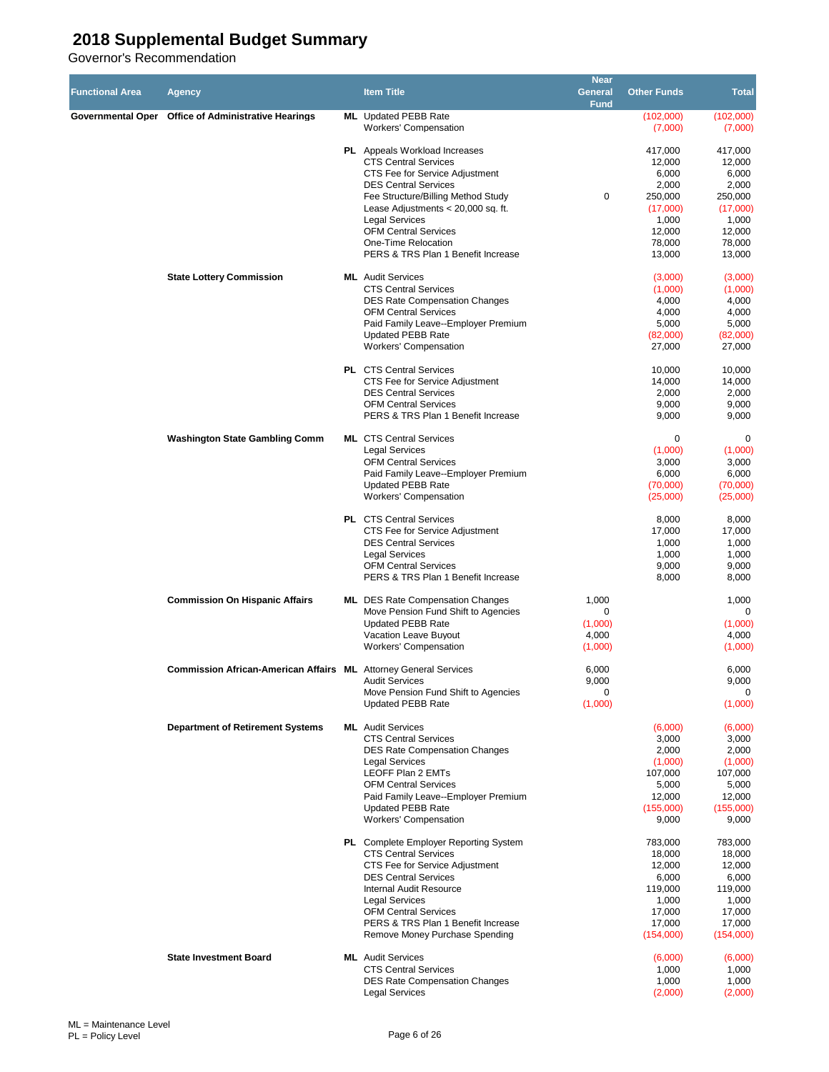# 2018 Supplemental Budget Summary

Governor's Recommendation

| Functional Area | Agency | | Item Title | Near General Fund | Other Funds | Total |
|---|---|---|---|---|---|---|
| **Governmental Oper** | **Office of Administrative Hearings** | **ML** | Updated PEBB Rate | | (102,000) | (102,000) |
| | | | Workers' Compensation | | (7,000) | (7,000) |
| | | **PL** | Appeals Workload Increases | | 417,000 | 417,000 |
| | | | CTS Central Services | | 12,000 | 12,000 |
| | | | CTS Fee for Service Adjustment | | 6,000 | 6,000 |
| | | | DES Central Services | | 2,000 | 2,000 |
| | | | Fee Structure/Billing Method Study | 0 | 250,000 | 250,000 |
| | | | Lease Adjustments < 20,000 sq. ft. | | (17,000) | (17,000) |
| | | | Legal Services | | 1,000 | 1,000 |
| | | | OFM Central Services | | 12,000 | 12,000 |
| | | | One-Time Relocation | | 78,000 | 78,000 |
| | | | PERS & TRS Plan 1 Benefit Increase | | 13,000 | 13,000 |
| | **State Lottery Commission** | **ML** | Audit Services | | (3,000) | (3,000) |
| | | | CTS Central Services | | (1,000) | (1,000) |
| | | | DES Rate Compensation Changes | | 4,000 | 4,000 |
| | | | OFM Central Services | | 4,000 | 4,000 |
| | | | Paid Family Leave--Employer Premium | | 5,000 | 5,000 |
| | | | Updated PEBB Rate | | (82,000) | (82,000) |
| | | | Workers' Compensation | | 27,000 | 27,000 |
| | | **PL** | CTS Central Services | | 10,000 | 10,000 |
| | | | CTS Fee for Service Adjustment | | 14,000 | 14,000 |
| | | | DES Central Services | | 2,000 | 2,000 |
| | | | OFM Central Services | | 9,000 | 9,000 |
| | | | PERS & TRS Plan 1 Benefit Increase | | 9,000 | 9,000 |
| | **Washington State Gambling Comm** | **ML** | CTS Central Services | | 0 | 0 |
| | | | Legal Services | | (1,000) | (1,000) |
| | | | OFM Central Services | | 3,000 | 3,000 |
| | | | Paid Family Leave--Employer Premium | | 6,000 | 6,000 |
| | | | Updated PEBB Rate | | (70,000) | (70,000) |
| | | | Workers' Compensation | | (25,000) | (25,000) |
| | | **PL** | CTS Central Services | | 8,000 | 8,000 |
| | | | CTS Fee for Service Adjustment | | 17,000 | 17,000 |
| | | | DES Central Services | | 1,000 | 1,000 |
| | | | Legal Services | | 1,000 | 1,000 |
| | | | OFM Central Services | | 9,000 | 9,000 |
| | | | PERS & TRS Plan 1 Benefit Increase | | 8,000 | 8,000 |
| | **Commission On Hispanic Affairs** | **ML** | DES Rate Compensation Changes | 1,000 | | 1,000 |
| | | | Move Pension Fund Shift to Agencies | 0 | | 0 |
| | | | Updated PEBB Rate | (1,000) | | (1,000) |
| | | | Vacation Leave Buyout | 4,000 | | 4,000 |
| | | | Workers' Compensation | (1,000) | | (1,000) |
| | **Commission African-American Affairs** | **ML** | Attorney General Services | 6,000 | | 6,000 |
| | | | Audit Services | 9,000 | | 9,000 |
| | | | Move Pension Fund Shift to Agencies | 0 | | 0 |
| | | | Updated PEBB Rate | (1,000) | | (1,000) |
| | **Department of Retirement Systems** | **ML** | Audit Services | | (6,000) | (6,000) |
| | | | CTS Central Services | | 3,000 | 3,000 |
| | | | DES Rate Compensation Changes | | 2,000 | 2,000 |
| | | | Legal Services | | (1,000) | (1,000) |
| | | | LEOFF Plan 2 EMTs | | 107,000 | 107,000 |
| | | | OFM Central Services | | 5,000 | 5,000 |
| | | | Paid Family Leave--Employer Premium | | 12,000 | 12,000 |
| | | | Updated PEBB Rate | | (155,000) | (155,000) |
| | | | Workers' Compensation | | 9,000 | 9,000 |
| | | **PL** | Complete Employer Reporting System | | 783,000 | 783,000 |
| | | | CTS Central Services | | 18,000 | 18,000 |
| | | | CTS Fee for Service Adjustment | | 12,000 | 12,000 |
| | | | DES Central Services | | 6,000 | 6,000 |
| | | | Internal Audit Resource | | 119,000 | 119,000 |
| | | | Legal Services | | 1,000 | 1,000 |
| | | | OFM Central Services | | 17,000 | 17,000 |
| | | | PERS & TRS Plan 1 Benefit Increase | | 17,000 | 17,000 |
| | | | Remove Money Purchase Spending | | (154,000) | (154,000) |
| | **State Investment Board** | **ML** | Audit Services | | (6,000) | (6,000) |
| | | | CTS Central Services | | 1,000 | 1,000 |
| | | | DES Rate Compensation Changes | | 1,000 | 1,000 |
| | | | Legal Services | | (2,000) | (2,000) |

ML = Maintenance Level
PL = Policy Level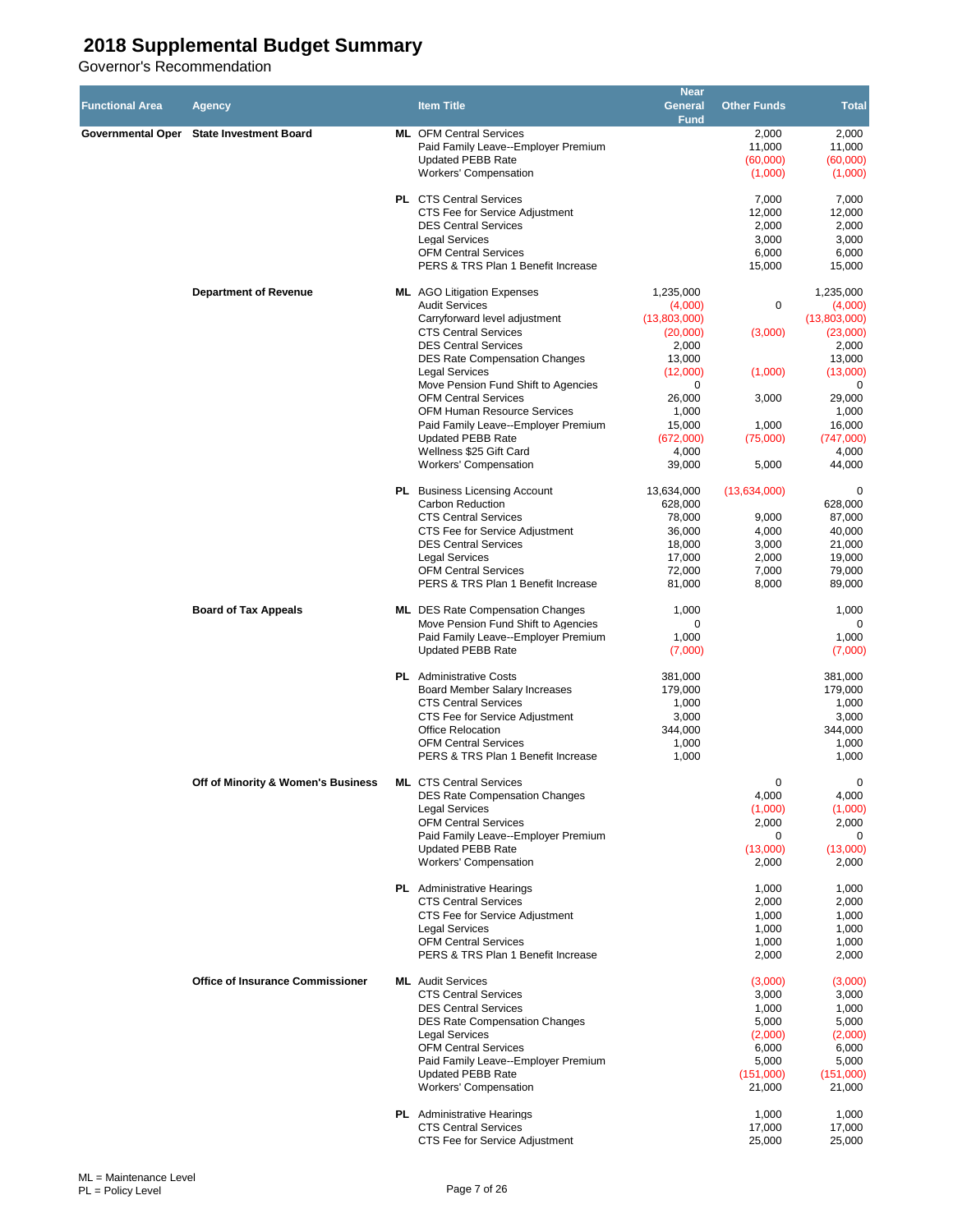# 2018 Supplemental Budget Summary

Governor's Recommendation

| Functional Area | Agency | | Item Title | Near General Fund | Other Funds | Total |
|---|---|---|---|---|---|---|
| Governmental Oper | State Investment Board | ML | OFM Central Services | | 2,000 | 2,000 |
| | | | Paid Family Leave--Employer Premium | | 11,000 | 11,000 |
| | | | Updated PEBB Rate | | (60,000) | (60,000) |
| | | | Workers' Compensation | | (1,000) | (1,000) |
| | | PL | CTS Central Services | | 7,000 | 7,000 |
| | | | CTS Fee for Service Adjustment | | 12,000 | 12,000 |
| | | | DES Central Services | | 2,000 | 2,000 |
| | | | Legal Services | | 3,000 | 3,000 |
| | | | OFM Central Services | | 6,000 | 6,000 |
| | | | PERS & TRS Plan 1 Benefit Increase | | 15,000 | 15,000 |
| | Department of Revenue | ML | AGO Litigation Expenses | 1,235,000 | | 1,235,000 |
| | | | Audit Services | (4,000) | 0 | (4,000) |
| | | | Carryforward level adjustment | (13,803,000) | | (13,803,000) |
| | | | CTS Central Services | (20,000) | (3,000) | (23,000) |
| | | | DES Central Services | 2,000 | | 2,000 |
| | | | DES Rate Compensation Changes | 13,000 | | 13,000 |
| | | | Legal Services | (12,000) | (1,000) | (13,000) |
| | | | Move Pension Fund Shift to Agencies | 0 | | 0 |
| | | | OFM Central Services | 26,000 | 3,000 | 29,000 |
| | | | OFM Human Resource Services | 1,000 | | 1,000 |
| | | | Paid Family Leave--Employer Premium | 15,000 | 1,000 | 16,000 |
| | | | Updated PEBB Rate | (672,000) | (75,000) | (747,000) |
| | | | Wellness $25 Gift Card | 4,000 | | 4,000 |
| | | | Workers' Compensation | 39,000 | 5,000 | 44,000 |
| | | PL | Business Licensing Account | 13,634,000 | (13,634,000) | 0 |
| | | | Carbon Reduction | 628,000 | | 628,000 |
| | | | CTS Central Services | 78,000 | 9,000 | 87,000 |
| | | | CTS Fee for Service Adjustment | 36,000 | 4,000 | 40,000 |
| | | | DES Central Services | 18,000 | 3,000 | 21,000 |
| | | | Legal Services | 17,000 | 2,000 | 19,000 |
| | | | OFM Central Services | 72,000 | 7,000 | 79,000 |
| | | | PERS & TRS Plan 1 Benefit Increase | 81,000 | 8,000 | 89,000 |
| | Board of Tax Appeals | ML | DES Rate Compensation Changes | 1,000 | | 1,000 |
| | | | Move Pension Fund Shift to Agencies | 0 | | 0 |
| | | | Paid Family Leave--Employer Premium | 1,000 | | 1,000 |
| | | | Updated PEBB Rate | (7,000) | | (7,000) |
| | | PL | Administrative Costs | 381,000 | | 381,000 |
| | | | Board Member Salary Increases | 179,000 | | 179,000 |
| | | | CTS Central Services | 1,000 | | 1,000 |
| | | | CTS Fee for Service Adjustment | 3,000 | | 3,000 |
| | | | Office Relocation | 344,000 | | 344,000 |
| | | | OFM Central Services | 1,000 | | 1,000 |
| | | | PERS & TRS Plan 1 Benefit Increase | 1,000 | | 1,000 |
| | Off of Minority & Women's Business | ML | CTS Central Services | | 0 | 0 |
| | | | DES Rate Compensation Changes | | 4,000 | 4,000 |
| | | | Legal Services | | (1,000) | (1,000) |
| | | | OFM Central Services | | 2,000 | 2,000 |
| | | | Paid Family Leave--Employer Premium | | 0 | 0 |
| | | | Updated PEBB Rate | | (13,000) | (13,000) |
| | | | Workers' Compensation | | 2,000 | 2,000 |
| | | PL | Administrative Hearings | | 1,000 | 1,000 |
| | | | CTS Central Services | | 2,000 | 2,000 |
| | | | CTS Fee for Service Adjustment | | 1,000 | 1,000 |
| | | | Legal Services | | 1,000 | 1,000 |
| | | | OFM Central Services | | 1,000 | 1,000 |
| | | | PERS & TRS Plan 1 Benefit Increase | | 2,000 | 2,000 |
| | Office of Insurance Commissioner | ML | Audit Services | | (3,000) | (3,000) |
| | | | CTS Central Services | | 3,000 | 3,000 |
| | | | DES Central Services | | 1,000 | 1,000 |
| | | | DES Rate Compensation Changes | | 5,000 | 5,000 |
| | | | Legal Services | | (2,000) | (2,000) |
| | | | OFM Central Services | | 6,000 | 6,000 |
| | | | Paid Family Leave--Employer Premium | | 5,000 | 5,000 |
| | | | Updated PEBB Rate | | (151,000) | (151,000) |
| | | | Workers' Compensation | | 21,000 | 21,000 |
| | | PL | Administrative Hearings | | 1,000 | 1,000 |
| | | | CTS Central Services | | 17,000 | 17,000 |
| | | | CTS Fee for Service Adjustment | | 25,000 | 25,000 |

ML = Maintenance Level
PL = Policy Level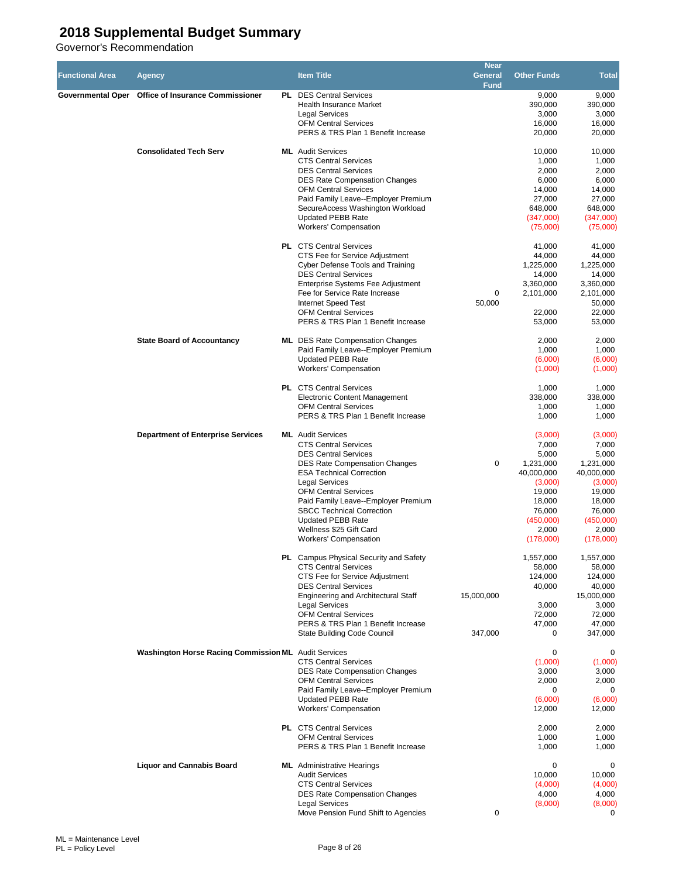# 2018 Supplemental Budget Summary

Governor's Recommendation

| Functional Area | Agency | | Item Title | Near General Fund | Other Funds | Total |
|---|---|---|---|---|---|---|
| Governmental Oper | Office of Insurance Commissioner | PL | DES Central Services | | 9,000 | 9,000 |
| | | | Health Insurance Market | | 390,000 | 390,000 |
| | | | Legal Services | | 3,000 | 3,000 |
| | | | OFM Central Services | | 16,000 | 16,000 |
| | | | PERS & TRS Plan 1 Benefit Increase | | 20,000 | 20,000 |
| | Consolidated Tech Serv | ML | Audit Services | | 10,000 | 10,000 |
| | | | CTS Central Services | | 1,000 | 1,000 |
| | | | DES Central Services | | 2,000 | 2,000 |
| | | | DES Rate Compensation Changes | | 6,000 | 6,000 |
| | | | OFM Central Services | | 14,000 | 14,000 |
| | | | Paid Family Leave--Employer Premium | | 27,000 | 27,000 |
| | | | SecureAccess Washington Workload | | 648,000 | 648,000 |
| | | | Updated PEBB Rate | | (347,000) | (347,000) |
| | | | Workers' Compensation | | (75,000) | (75,000) |
| | | PL | CTS Central Services | | 41,000 | 41,000 |
| | | | CTS Fee for Service Adjustment | | 44,000 | 44,000 |
| | | | Cyber Defense Tools and Training | | 1,225,000 | 1,225,000 |
| | | | DES Central Services | | 14,000 | 14,000 |
| | | | Enterprise Systems Fee Adjustment | | 3,360,000 | 3,360,000 |
| | | | Fee for Service Rate Increase | 0 | 2,101,000 | 2,101,000 |
| | | | Internet Speed Test | 50,000 | | 50,000 |
| | | | OFM Central Services | | 22,000 | 22,000 |
| | | | PERS & TRS Plan 1 Benefit Increase | | 53,000 | 53,000 |
| | State Board of Accountancy | ML | DES Rate Compensation Changes | | 2,000 | 2,000 |
| | | | Paid Family Leave--Employer Premium | | 1,000 | 1,000 |
| | | | Updated PEBB Rate | | (6,000) | (6,000) |
| | | | Workers' Compensation | | (1,000) | (1,000) |
| | | PL | CTS Central Services | | 1,000 | 1,000 |
| | | | Electronic Content Management | | 338,000 | 338,000 |
| | | | OFM Central Services | | 1,000 | 1,000 |
| | | | PERS & TRS Plan 1 Benefit Increase | | 1,000 | 1,000 |
| | Department of Enterprise Services | ML | Audit Services | | (3,000) | (3,000) |
| | | | CTS Central Services | | 7,000 | 7,000 |
| | | | DES Central Services | | 5,000 | 5,000 |
| | | | DES Rate Compensation Changes | 0 | 1,231,000 | 1,231,000 |
| | | | ESA Technical Correction | | 40,000,000 | 40,000,000 |
| | | | Legal Services | | (3,000) | (3,000) |
| | | | OFM Central Services | | 19,000 | 19,000 |
| | | | Paid Family Leave--Employer Premium | | 18,000 | 18,000 |
| | | | SBCC Technical Correction | | 76,000 | 76,000 |
| | | | Updated PEBB Rate | | (450,000) | (450,000) |
| | | | Wellness $25 Gift Card | | 2,000 | 2,000 |
| | | | Workers' Compensation | | (178,000) | (178,000) |
| | | PL | Campus Physical Security and Safety | | 1,557,000 | 1,557,000 |
| | | | CTS Central Services | | 58,000 | 58,000 |
| | | | CTS Fee for Service Adjustment | | 124,000 | 124,000 |
| | | | DES Central Services | | 40,000 | 40,000 |
| | | | Engineering and Architectural Staff | 15,000,000 | | 15,000,000 |
| | | | Legal Services | | 3,000 | 3,000 |
| | | | OFM Central Services | | 72,000 | 72,000 |
| | | | PERS & TRS Plan 1 Benefit Increase | | 47,000 | 47,000 |
| | | | State Building Code Council | 347,000 | 0 | 347,000 |
| | Washington Horse Racing Commission | ML | Audit Services | | 0 | 0 |
| | | | CTS Central Services | | (1,000) | (1,000) |
| | | | DES Rate Compensation Changes | | 3,000 | 3,000 |
| | | | OFM Central Services | | 2,000 | 2,000 |
| | | | Paid Family Leave--Employer Premium | | 0 | 0 |
| | | | Updated PEBB Rate | | (6,000) | (6,000) |
| | | | Workers' Compensation | | 12,000 | 12,000 |
| | | PL | CTS Central Services | | 2,000 | 2,000 |
| | | | OFM Central Services | | 1,000 | 1,000 |
| | | | PERS & TRS Plan 1 Benefit Increase | | 1,000 | 1,000 |
| | Liquor and Cannabis Board | ML | Administrative Hearings | | 0 | 0 |
| | | | Audit Services | | 10,000 | 10,000 |
| | | | CTS Central Services | | (4,000) | (4,000) |
| | | | DES Rate Compensation Changes | | 4,000 | 4,000 |
| | | | Legal Services | | (8,000) | (8,000) |
| | | | Move Pension Fund Shift to Agencies | 0 | | 0 |

ML = Maintenance Level
PL = Policy Level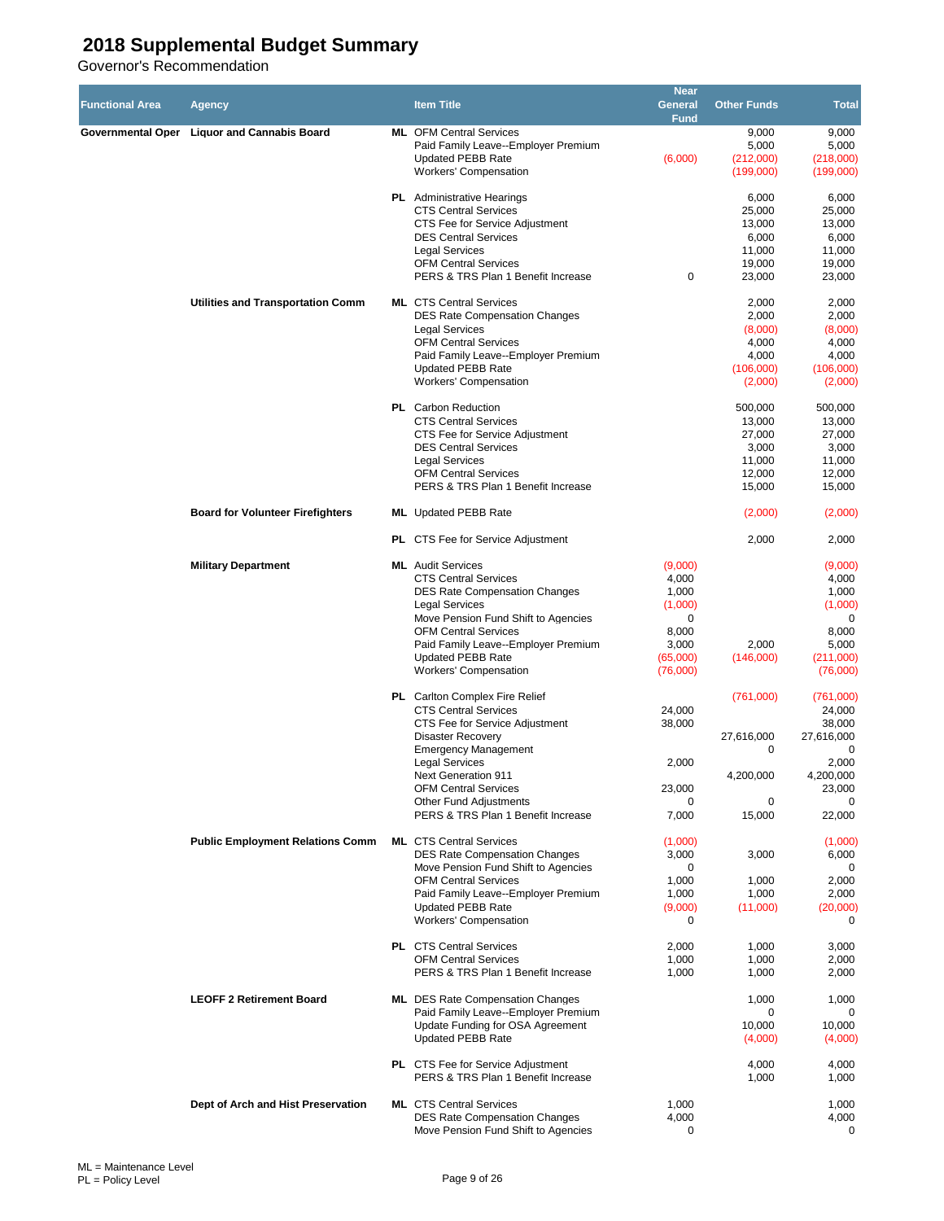# 2018 Supplemental Budget Summary

Governor's Recommendation

| Functional Area | Agency | | Item Title | Near General Fund | Other Funds | Total |
|---|---|---|---|---|---|---|
| Governmental Oper | Liquor and Cannabis Board | ML | OFM Central Services | | 9,000 | 9,000 |
| | | | Paid Family Leave--Employer Premium | | 5,000 | 5,000 |
| | | | Updated PEBB Rate | (6,000) | (212,000) | (218,000) |
| | | | Workers' Compensation | | (199,000) | (199,000) |
| | | PL | Administrative Hearings | | 6,000 | 6,000 |
| | | | CTS Central Services | | 25,000 | 25,000 |
| | | | CTS Fee for Service Adjustment | | 13,000 | 13,000 |
| | | | DES Central Services | | 6,000 | 6,000 |
| | | | Legal Services | | 11,000 | 11,000 |
| | | | OFM Central Services | | 19,000 | 19,000 |
| | | | PERS & TRS Plan 1 Benefit Increase | 0 | 23,000 | 23,000 |
| | Utilities and Transportation Comm | ML | CTS Central Services | | 2,000 | 2,000 |
| | | | DES Rate Compensation Changes | | 2,000 | 2,000 |
| | | | Legal Services | | (8,000) | (8,000) |
| | | | OFM Central Services | | 4,000 | 4,000 |
| | | | Paid Family Leave--Employer Premium | | 4,000 | 4,000 |
| | | | Updated PEBB Rate | | (106,000) | (106,000) |
| | | | Workers' Compensation | | (2,000) | (2,000) |
| | | PL | Carbon Reduction | | 500,000 | 500,000 |
| | | | CTS Central Services | | 13,000 | 13,000 |
| | | | CTS Fee for Service Adjustment | | 27,000 | 27,000 |
| | | | DES Central Services | | 3,000 | 3,000 |
| | | | Legal Services | | 11,000 | 11,000 |
| | | | OFM Central Services | | 12,000 | 12,000 |
| | | | PERS & TRS Plan 1 Benefit Increase | | 15,000 | 15,000 |
| | Board for Volunteer Firefighters | ML | Updated PEBB Rate | | (2,000) | (2,000) |
| | | PL | CTS Fee for Service Adjustment | | 2,000 | 2,000 |
| | Military Department | ML | Audit Services | (9,000) | | (9,000) |
| | | | CTS Central Services | 4,000 | | 4,000 |
| | | | DES Rate Compensation Changes | 1,000 | | 1,000 |
| | | | Legal Services | (1,000) | | (1,000) |
| | | | Move Pension Fund Shift to Agencies | 0 | | 0 |
| | | | OFM Central Services | 8,000 | | 8,000 |
| | | | Paid Family Leave--Employer Premium | 3,000 | 2,000 | 5,000 |
| | | | Updated PEBB Rate | (65,000) | (146,000) | (211,000) |
| | | | Workers' Compensation | (76,000) | | (76,000) |
| | | PL | Carlton Complex Fire Relief | | (761,000) | (761,000) |
| | | | CTS Central Services | 24,000 | | 24,000 |
| | | | CTS Fee for Service Adjustment | 38,000 | | 38,000 |
| | | | Disaster Recovery | | 27,616,000 | 27,616,000 |
| | | | Emergency Management | | 0 | 0 |
| | | | Legal Services | 2,000 | | 2,000 |
| | | | Next Generation 911 | | 4,200,000 | 4,200,000 |
| | | | OFM Central Services | 23,000 | | 23,000 |
| | | | Other Fund Adjustments | 0 | 0 | 0 |
| | | | PERS & TRS Plan 1 Benefit Increase | 7,000 | 15,000 | 22,000 |
| | Public Employment Relations Comm | ML | CTS Central Services | (1,000) | | (1,000) |
| | | | DES Rate Compensation Changes | 3,000 | 3,000 | 6,000 |
| | | | Move Pension Fund Shift to Agencies | 0 | | 0 |
| | | | OFM Central Services | 1,000 | 1,000 | 2,000 |
| | | | Paid Family Leave--Employer Premium | 1,000 | 1,000 | 2,000 |
| | | | Updated PEBB Rate | (9,000) | (11,000) | (20,000) |
| | | | Workers' Compensation | 0 | | 0 |
| | | PL | CTS Central Services | 2,000 | 1,000 | 3,000 |
| | | | OFM Central Services | 1,000 | 1,000 | 2,000 |
| | | | PERS & TRS Plan 1 Benefit Increase | 1,000 | 1,000 | 2,000 |
| | LEOFF 2 Retirement Board | ML | DES Rate Compensation Changes | | 1,000 | 1,000 |
| | | | Paid Family Leave--Employer Premium | | 0 | 0 |
| | | | Update Funding for OSA Agreement | | 10,000 | 10,000 |
| | | | Updated PEBB Rate | | (4,000) | (4,000) |
| | | PL | CTS Fee for Service Adjustment | | 4,000 | 4,000 |
| | | | PERS & TRS Plan 1 Benefit Increase | | 1,000 | 1,000 |
| | Dept of Arch and Hist Preservation | ML | CTS Central Services | 1,000 | | 1,000 |
| | | | DES Rate Compensation Changes | 4,000 | | 4,000 |
| | | | Move Pension Fund Shift to Agencies | 0 | | 0 |

ML = Maintenance Level
PL = Policy Level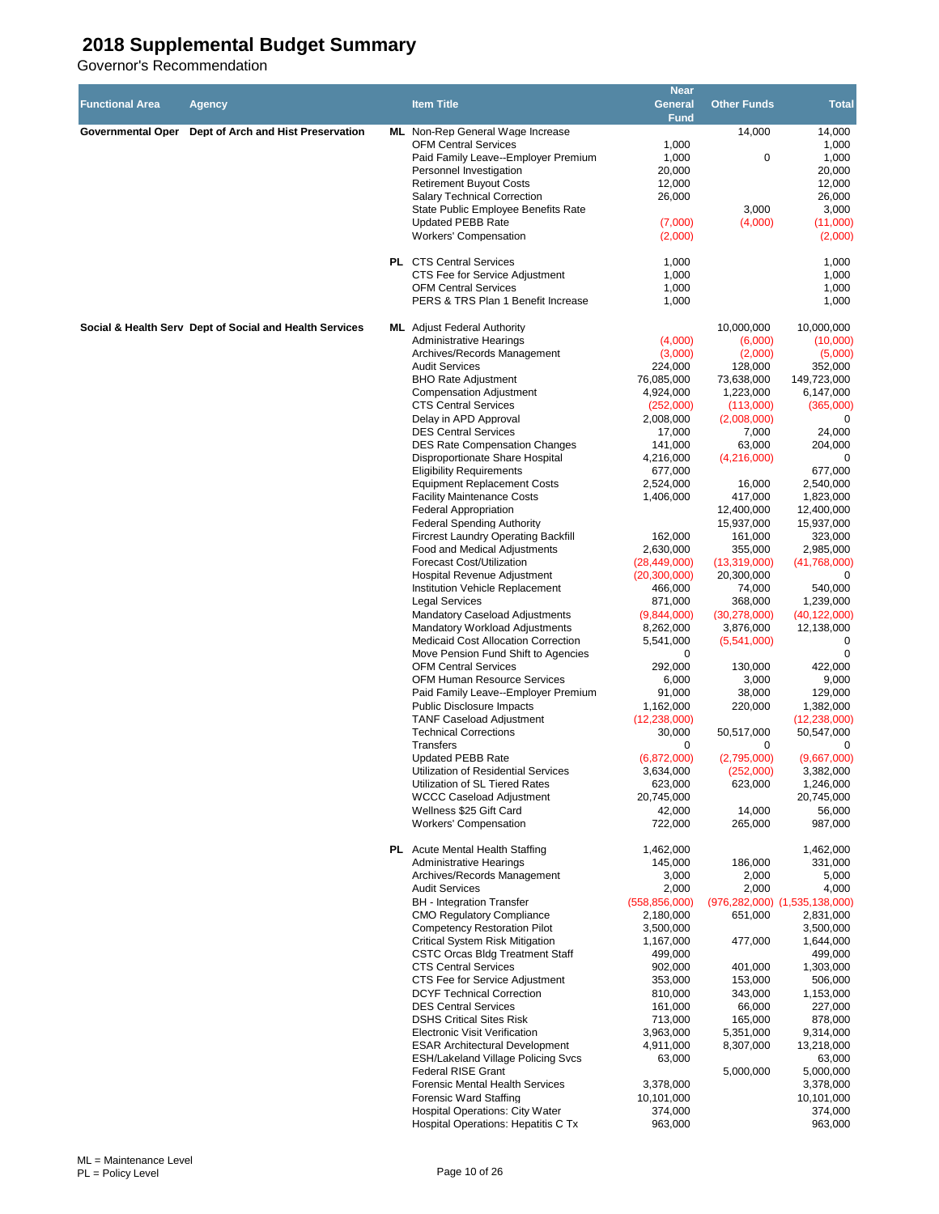# 2018 Supplemental Budget Summary

Governor's Recommendation

| Functional Area | Agency | | Item Title | Near General Fund | Other Funds | Total |
|---|---|---|---|---|---|---|
| Governmental Oper | Dept of Arch and Hist Preservation | ML | Non-Rep General Wage Increase | | 14,000 | 14,000 |
| | | | OFM Central Services | 1,000 | | 1,000 |
| | | | Paid Family Leave--Employer Premium | 1,000 | 0 | 1,000 |
| | | | Personnel Investigation | 20,000 | | 20,000 |
| | | | Retirement Buyout Costs | 12,000 | | 12,000 |
| | | | Salary Technical Correction | 26,000 | | 26,000 |
| | | | State Public Employee Benefits Rate | | 3,000 | 3,000 |
| | | | Updated PEBB Rate | (7,000) | (4,000) | (11,000) |
| | | | Workers' Compensation | (2,000) | | (2,000) |
| | | PL | CTS Central Services | 1,000 | | 1,000 |
| | | | CTS Fee for Service Adjustment | 1,000 | | 1,000 |
| | | | OFM Central Services | 1,000 | | 1,000 |
| | | | PERS & TRS Plan 1 Benefit Increase | 1,000 | | 1,000 |
| Social & Health Serv | Dept of Social and Health Services | ML | Adjust Federal Authority | | 10,000,000 | 10,000,000 |
| | | | Administrative Hearings | (4,000) | (6,000) | (10,000) |
| | | | Archives/Records Management | (3,000) | (2,000) | (5,000) |
| | | | Audit Services | 224,000 | 128,000 | 352,000 |
| | | | BHO Rate Adjustment | 76,085,000 | 73,638,000 | 149,723,000 |
| | | | Compensation Adjustment | 4,924,000 | 1,223,000 | 6,147,000 |
| | | | CTS Central Services | (252,000) | (113,000) | (365,000) |
| | | | Delay in APD Approval | 2,008,000 | (2,008,000) | 0 |
| | | | DES Central Services | 17,000 | 7,000 | 24,000 |
| | | | DES Rate Compensation Changes | 141,000 | 63,000 | 204,000 |
| | | | Disproportionate Share Hospital | 4,216,000 | (4,216,000) | 0 |
| | | | Eligibility Requirements | 677,000 | | 677,000 |
| | | | Equipment Replacement Costs | 2,524,000 | 16,000 | 2,540,000 |
| | | | Facility Maintenance Costs | 1,406,000 | 417,000 | 1,823,000 |
| | | | Federal Appropriation | | 12,400,000 | 12,400,000 |
| | | | Federal Spending Authority | | 15,937,000 | 15,937,000 |
| | | | Fircrest Laundry Operating Backfill | 162,000 | 161,000 | 323,000 |
| | | | Food and Medical Adjustments | 2,630,000 | 355,000 | 2,985,000 |
| | | | Forecast Cost/Utilization | (28,449,000) | (13,319,000) | (41,768,000) |
| | | | Hospital Revenue Adjustment | (20,300,000) | 20,300,000 | 0 |
| | | | Institution Vehicle Replacement | 466,000 | 74,000 | 540,000 |
| | | | Legal Services | 871,000 | 368,000 | 1,239,000 |
| | | | Mandatory Caseload Adjustments | (9,844,000) | (30,278,000) | (40,122,000) |
| | | | Mandatory Workload Adjustments | 8,262,000 | 3,876,000 | 12,138,000 |
| | | | Medicaid Cost Allocation Correction | 5,541,000 | (5,541,000) | 0 |
| | | | Move Pension Fund Shift to Agencies | 0 | | 0 |
| | | | OFM Central Services | 292,000 | 130,000 | 422,000 |
| | | | OFM Human Resource Services | 6,000 | 3,000 | 9,000 |
| | | | Paid Family Leave--Employer Premium | 91,000 | 38,000 | 129,000 |
| | | | Public Disclosure Impacts | 1,162,000 | 220,000 | 1,382,000 |
| | | | TANF Caseload Adjustment | (12,238,000) | | (12,238,000) |
| | | | Technical Corrections | 30,000 | 50,517,000 | 50,547,000 |
| | | | Transfers | 0 | 0 | 0 |
| | | | Updated PEBB Rate | (6,872,000) | (2,795,000) | (9,667,000) |
| | | | Utilization of Residential Services | 3,634,000 | (252,000) | 3,382,000 |
| | | | Utilization of SL Tiered Rates | 623,000 | 623,000 | 1,246,000 |
| | | | WCCC Caseload Adjustment | 20,745,000 | | 20,745,000 |
| | | | Wellness $25 Gift Card | 42,000 | 14,000 | 56,000 |
| | | | Workers' Compensation | 722,000 | 265,000 | 987,000 |
| | | PL | Acute Mental Health Staffing | 1,462,000 | | 1,462,000 |
| | | | Administrative Hearings | 145,000 | 186,000 | 331,000 |
| | | | Archives/Records Management | 3,000 | 2,000 | 5,000 |
| | | | Audit Services | 2,000 | 2,000 | 4,000 |
| | | | BH - Integration Transfer | (558,856,000) | (976,282,000) | (1,535,138,000) |
| | | | CMO Regulatory Compliance | 2,180,000 | 651,000 | 2,831,000 |
| | | | Competency Restoration Pilot | 3,500,000 | | 3,500,000 |
| | | | Critical System Risk Mitigation | 1,167,000 | 477,000 | 1,644,000 |
| | | | CSTC Orcas Bldg Treatment Staff | 499,000 | | 499,000 |
| | | | CTS Central Services | 902,000 | 401,000 | 1,303,000 |
| | | | CTS Fee for Service Adjustment | 353,000 | 153,000 | 506,000 |
| | | | DCYF Technical Correction | 810,000 | 343,000 | 1,153,000 |
| | | | DES Central Services | 161,000 | 66,000 | 227,000 |
| | | | DSHS Critical Sites Risk | 713,000 | 165,000 | 878,000 |
| | | | Electronic Visit Verification | 3,963,000 | 5,351,000 | 9,314,000 |
| | | | ESAR Architectural Development | 4,911,000 | 8,307,000 | 13,218,000 |
| | | | ESH/Lakeland Village Policing Svcs | 63,000 | | 63,000 |
| | | | Federal RISE Grant | | 5,000,000 | 5,000,000 |
| | | | Forensic Mental Health Services | 3,378,000 | | 3,378,000 |
| | | | Forensic Ward Staffing | 10,101,000 | | 10,101,000 |
| | | | Hospital Operations: City Water | 374,000 | | 374,000 |
| | | | Hospital Operations: Hepatitis C Tx | 963,000 | | 963,000 |

ML = Maintenance Level
PL = Policy Level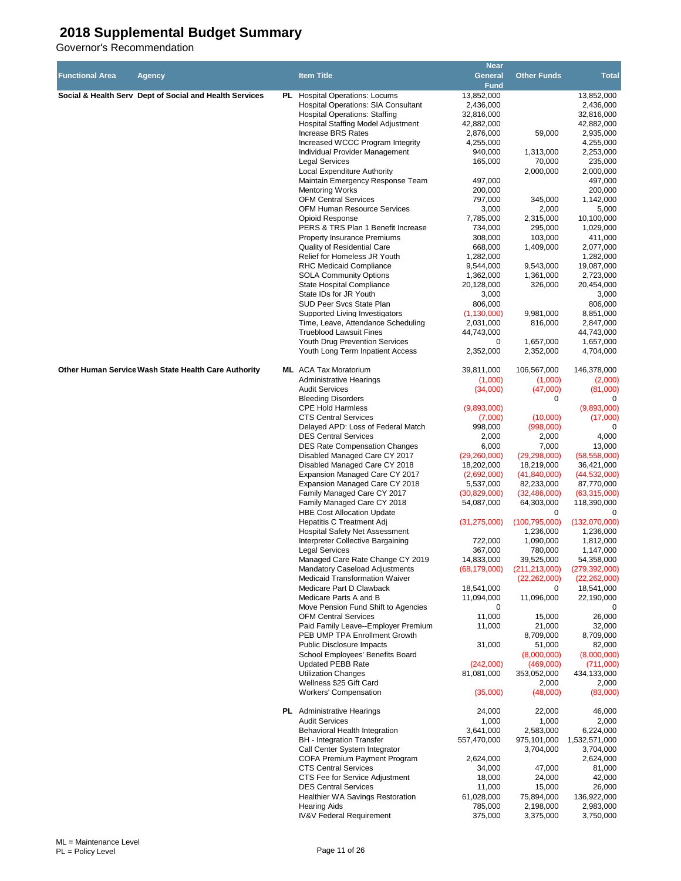# 2018 Supplemental Budget Summary

Governor's Recommendation

| Functional Area | Agency | | Item Title | Near General Fund | Other Funds | Total |
|---|---|---|---|---|---|---|
| Social & Health Serv | Dept of Social and Health Services | PL | Hospital Operations: Locums | 13,852,000 | | 13,852,000 |
| | | | Hospital Operations: SIA Consultant | 2,436,000 | | 2,436,000 |
| | | | Hospital Operations: Staffing | 32,816,000 | | 32,816,000 |
| | | | Hospital Staffing Model Adjustment | 42,882,000 | | 42,882,000 |
| | | | Increase BRS Rates | 2,876,000 | 59,000 | 2,935,000 |
| | | | Increased WCCC Program Integrity | 4,255,000 | | 4,255,000 |
| | | | Individual Provider Management | 940,000 | 1,313,000 | 2,253,000 |
| | | | Legal Services | 165,000 | 70,000 | 235,000 |
| | | | Local Expenditure Authority | | 2,000,000 | 2,000,000 |
| | | | Maintain Emergency Response Team | 497,000 | | 497,000 |
| | | | Mentoring Works | 200,000 | | 200,000 |
| | | | OFM Central Services | 797,000 | 345,000 | 1,142,000 |
| | | | OFM Human Resource Services | 3,000 | 2,000 | 5,000 |
| | | | Opioid Response | 7,785,000 | 2,315,000 | 10,100,000 |
| | | | PERS & TRS Plan 1 Benefit Increase | 734,000 | 295,000 | 1,029,000 |
| | | | Property Insurance Premiums | 308,000 | 103,000 | 411,000 |
| | | | Quality of Residential Care | 668,000 | 1,409,000 | 2,077,000 |
| | | | Relief for Homeless JR Youth | 1,282,000 | | 1,282,000 |
| | | | RHC Medicaid Compliance | 9,544,000 | 9,543,000 | 19,087,000 |
| | | | SOLA Community Options | 1,362,000 | 1,361,000 | 2,723,000 |
| | | | State Hospital Compliance | 20,128,000 | 326,000 | 20,454,000 |
| | | | State IDs for JR Youth | 3,000 | | 3,000 |
| | | | SUD Peer Svcs State Plan | 806,000 | | 806,000 |
| | | | Supported Living Investigators | (1,130,000) | 9,981,000 | 8,851,000 |
| | | | Time, Leave, Attendance Scheduling | 2,031,000 | 816,000 | 2,847,000 |
| | | | Trueblood Lawsuit Fines | 44,743,000 | | 44,743,000 |
| | | | Youth Drug Prevention Services | 0 | 1,657,000 | 1,657,000 |
| | | | Youth Long Term Inpatient Access | 2,352,000 | 2,352,000 | 4,704,000 |
| Other Human Service | Wash State Health Care Authority | ML | ACA Tax Moratorium | 39,811,000 | 106,567,000 | 146,378,000 |
| | | | Administrative Hearings | (1,000) | (1,000) | (2,000) |
| | | | Audit Services | (34,000) | (47,000) | (81,000) |
| | | | Bleeding Disorders | | 0 | 0 |
| | | | CPE Hold Harmless | (9,893,000) | | (9,893,000) |
| | | | CTS Central Services | (7,000) | (10,000) | (17,000) |
| | | | Delayed APD: Loss of Federal Match | 998,000 | (998,000) | 0 |
| | | | DES Central Services | 2,000 | 2,000 | 4,000 |
| | | | DES Rate Compensation Changes | 6,000 | 7,000 | 13,000 |
| | | | Disabled Managed Care CY 2017 | (29,260,000) | (29,298,000) | (58,558,000) |
| | | | Disabled Managed Care CY 2018 | 18,202,000 | 18,219,000 | 36,421,000 |
| | | | Expansion Managed Care CY 2017 | (2,692,000) | (41,840,000) | (44,532,000) |
| | | | Expansion Managed Care CY 2018 | 5,537,000 | 82,233,000 | 87,770,000 |
| | | | Family Managed Care CY 2017 | (30,829,000) | (32,486,000) | (63,315,000) |
| | | | Family Managed Care CY 2018 | 54,087,000 | 64,303,000 | 118,390,000 |
| | | | HBE Cost Allocation Update | | 0 | 0 |
| | | | Hepatitis C Treatment Adj | (31,275,000) | (100,795,000) | (132,070,000) |
| | | | Hospital Safety Net Assessment | | 1,236,000 | 1,236,000 |
| | | | Interpreter Collective Bargaining | 722,000 | 1,090,000 | 1,812,000 |
| | | | Legal Services | 367,000 | 780,000 | 1,147,000 |
| | | | Managed Care Rate Change CY 2019 | 14,833,000 | 39,525,000 | 54,358,000 |
| | | | Mandatory Caseload Adjustments | (68,179,000) | (211,213,000) | (279,392,000) |
| | | | Medicaid Transformation Waiver | | (22,262,000) | (22,262,000) |
| | | | Medicare Part D Clawback | 18,541,000 | 0 | 18,541,000 |
| | | | Medicare Parts A and B | 11,094,000 | 11,096,000 | 22,190,000 |
| | | | Move Pension Fund Shift to Agencies | 0 | | 0 |
| | | | OFM Central Services | 11,000 | 15,000 | 26,000 |
| | | | Paid Family Leave--Employer Premium | 11,000 | 21,000 | 32,000 |
| | | | PEB UMP TPA Enrollment Growth | | 8,709,000 | 8,709,000 |
| | | | Public Disclosure Impacts | 31,000 | 51,000 | 82,000 |
| | | | School Employees' Benefits Board | | (8,000,000) | (8,000,000) |
| | | | Updated PEBB Rate | (242,000) | (469,000) | (711,000) |
| | | | Utilization Changes | 81,081,000 | 353,052,000 | 434,133,000 |
| | | | Wellness $25 Gift Card | | 2,000 | 2,000 |
| | | | Workers' Compensation | (35,000) | (48,000) | (83,000) |
| | | PL | Administrative Hearings | 24,000 | 22,000 | 46,000 |
| | | | Audit Services | 1,000 | 1,000 | 2,000 |
| | | | Behavioral Health Integration | 3,641,000 | 2,583,000 | 6,224,000 |
| | | | BH - Integration Transfer | 557,470,000 | 975,101,000 | 1,532,571,000 |
| | | | Call Center System Integrator | | 3,704,000 | 3,704,000 |
| | | | COFA Premium Payment Program | 2,624,000 | | 2,624,000 |
| | | | CTS Central Services | 34,000 | 47,000 | 81,000 |
| | | | CTS Fee for Service Adjustment | 18,000 | 24,000 | 42,000 |
| | | | DES Central Services | 11,000 | 15,000 | 26,000 |
| | | | Healthier WA Savings Restoration | 61,028,000 | 75,894,000 | 136,922,000 |
| | | | Hearing Aids | 785,000 | 2,198,000 | 2,983,000 |
| | | | IV&V Federal Requirement | 375,000 | 3,375,000 | 3,750,000 |

ML = Maintenance Level
PL = Policy Level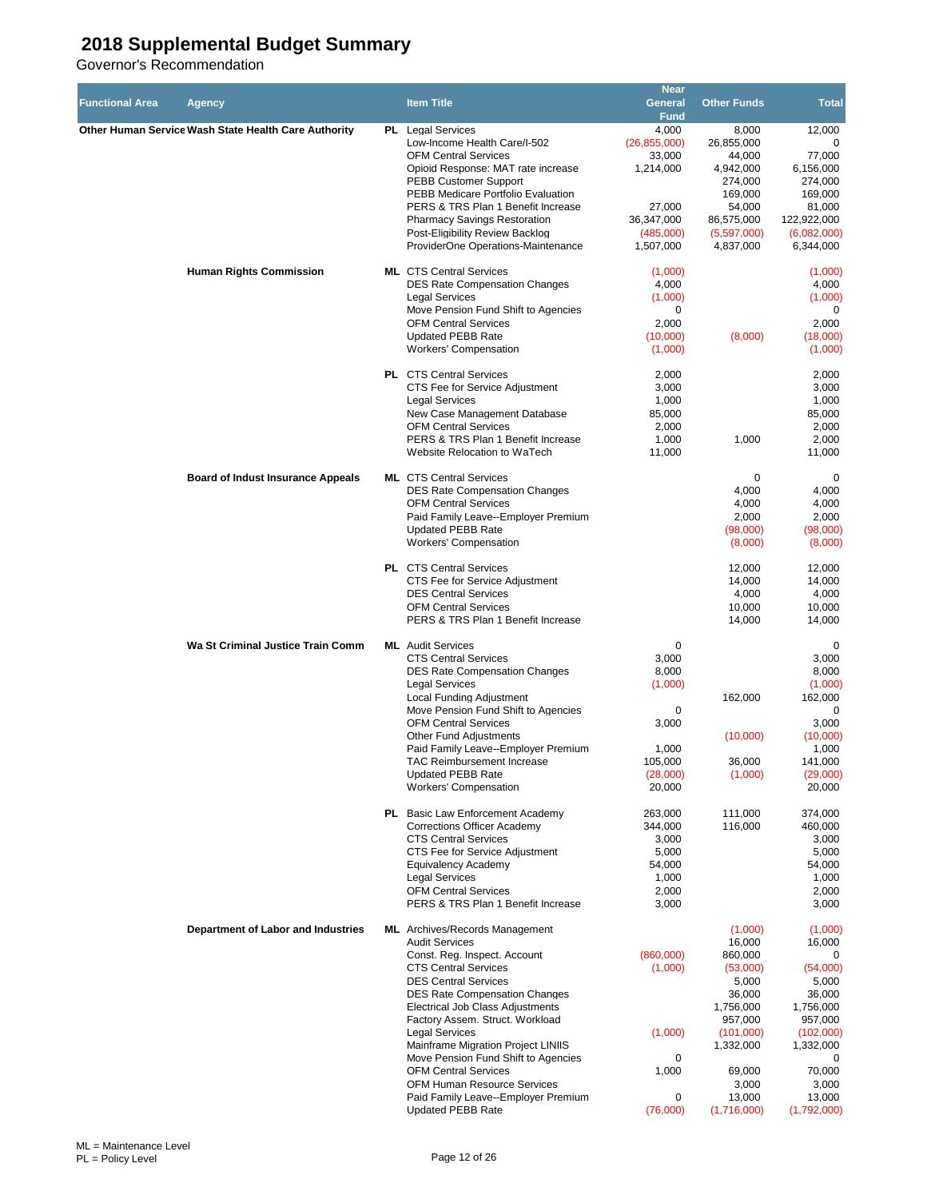# 2018 Supplemental Budget Summary

Governor's Recommendation

| Functional Area | Agency | | Item Title | Near General Fund | Other Funds | Total |
|---|---|---|---|---|---|---|
| Other Human Service | Wash State Health Care Authority | PL | Legal Services | 4,000 | 8,000 | 12,000 |
| | | | Low-Income Health Care/I-502 | (26,855,000) | 26,855,000 | 0 |
| | | | OFM Central Services | 33,000 | 44,000 | 77,000 |
| | | | Opioid Response: MAT rate increase | 1,214,000 | 4,942,000 | 6,156,000 |
| | | | PEBB Customer Support | | 274,000 | 274,000 |
| | | | PEBB Medicare Portfolio Evaluation | | 169,000 | 169,000 |
| | | | PERS & TRS Plan 1 Benefit Increase | 27,000 | 54,000 | 81,000 |
| | | | Pharmacy Savings Restoration | 36,347,000 | 86,575,000 | 122,922,000 |
| | | | Post-Eligibility Review Backlog | (485,000) | (5,597,000) | (6,082,000) |
| | | | ProviderOne Operations-Maintenance | 1,507,000 | 4,837,000 | 6,344,000 |
| | Human Rights Commission | ML | CTS Central Services | (1,000) | | (1,000) |
| | | | DES Rate Compensation Changes | 4,000 | | 4,000 |
| | | | Legal Services | (1,000) | | (1,000) |
| | | | Move Pension Fund Shift to Agencies | 0 | | 0 |
| | | | OFM Central Services | 2,000 | | 2,000 |
| | | | Updated PEBB Rate | (10,000) | (8,000) | (18,000) |
| | | | Workers' Compensation | (1,000) | | (1,000) |
| | | PL | CTS Central Services | 2,000 | | 2,000 |
| | | | CTS Fee for Service Adjustment | 3,000 | | 3,000 |
| | | | Legal Services | 1,000 | | 1,000 |
| | | | New Case Management Database | 85,000 | | 85,000 |
| | | | OFM Central Services | 2,000 | | 2,000 |
| | | | PERS & TRS Plan 1 Benefit Increase | 1,000 | 1,000 | 2,000 |
| | | | Website Relocation to WaTech | 11,000 | | 11,000 |
| | Board of Indust Insurance Appeals | ML | CTS Central Services | | 0 | 0 |
| | | | DES Rate Compensation Changes | | 4,000 | 4,000 |
| | | | OFM Central Services | | 4,000 | 4,000 |
| | | | Paid Family Leave--Employer Premium | | 2,000 | 2,000 |
| | | | Updated PEBB Rate | | (98,000) | (98,000) |
| | | | Workers' Compensation | | (8,000) | (8,000) |
| | | PL | CTS Central Services | | 12,000 | 12,000 |
| | | | CTS Fee for Service Adjustment | | 14,000 | 14,000 |
| | | | DES Central Services | | 4,000 | 4,000 |
| | | | OFM Central Services | | 10,000 | 10,000 |
| | | | PERS & TRS Plan 1 Benefit Increase | | 14,000 | 14,000 |
| | Wa St Criminal Justice Train Comm | ML | Audit Services | 0 | | 0 |
| | | | CTS Central Services | 3,000 | | 3,000 |
| | | | DES Rate Compensation Changes | 8,000 | | 8,000 |
| | | | Legal Services | (1,000) | | (1,000) |
| | | | Local Funding Adjustment | | 162,000 | 162,000 |
| | | | Move Pension Fund Shift to Agencies | 0 | | 0 |
| | | | OFM Central Services | 3,000 | | 3,000 |
| | | | Other Fund Adjustments | | (10,000) | (10,000) |
| | | | Paid Family Leave--Employer Premium | 1,000 | | 1,000 |
| | | | TAC Reimbursement Increase | 105,000 | 36,000 | 141,000 |
| | | | Updated PEBB Rate | (28,000) | (1,000) | (29,000) |
| | | | Workers' Compensation | 20,000 | | 20,000 |
| | | PL | Basic Law Enforcement Academy | 263,000 | 111,000 | 374,000 |
| | | | Corrections Officer Academy | 344,000 | 116,000 | 460,000 |
| | | | CTS Central Services | 3,000 | | 3,000 |
| | | | CTS Fee for Service Adjustment | 5,000 | | 5,000 |
| | | | Equivalency Academy | 54,000 | | 54,000 |
| | | | Legal Services | 1,000 | | 1,000 |
| | | | OFM Central Services | 2,000 | | 2,000 |
| | | | PERS & TRS Plan 1 Benefit Increase | 3,000 | | 3,000 |
| | Department of Labor and Industries | ML | Archives/Records Management | | (1,000) | (1,000) |
| | | | Audit Services | | 16,000 | 16,000 |
| | | | Const. Reg. Inspect. Account | (860,000) | 860,000 | 0 |
| | | | CTS Central Services | (1,000) | (53,000) | (54,000) |
| | | | DES Central Services | | 5,000 | 5,000 |
| | | | DES Rate Compensation Changes | | 36,000 | 36,000 |
| | | | Electrical Job Class Adjustments | | 1,756,000 | 1,756,000 |
| | | | Factory Assem. Struct. Workload | | 957,000 | 957,000 |
| | | | Legal Services | (1,000) | (101,000) | (102,000) |
| | | | Mainframe Migration Project LINIIS | | 1,332,000 | 1,332,000 |
| | | | Move Pension Fund Shift to Agencies | 0 | | 0 |
| | | | OFM Central Services | 1,000 | 69,000 | 70,000 |
| | | | OFM Human Resource Services | | 3,000 | 3,000 |
| | | | Paid Family Leave--Employer Premium | 0 | 13,000 | 13,000 |
| | | | Updated PEBB Rate | (76,000) | (1,716,000) | (1,792,000) |

ML = Maintenance Level
PL = Policy Level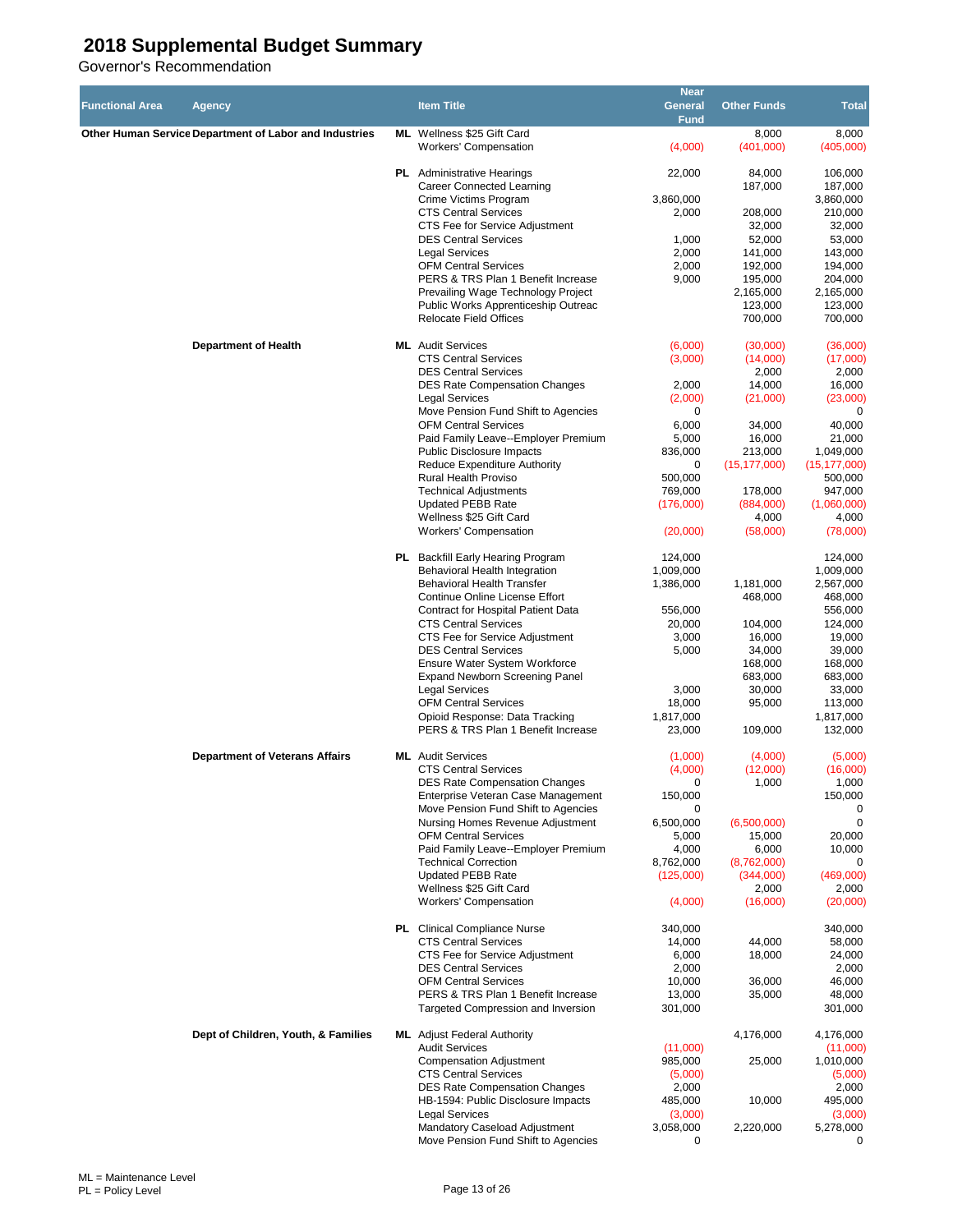# 2018 Supplemental Budget Summary

Governor's Recommendation

| Functional Area | Agency | | Item Title | Near General Fund | Other Funds | Total |
|---|---|---|---|---|---|---|
| Other Human Service | Department of Labor and Industries | ML | Wellness $25 Gift Card | | 8,000 | 8,000 |
| | | | Workers' Compensation | (4,000) | (401,000) | (405,000) |
| | | PL | Administrative Hearings | 22,000 | 84,000 | 106,000 |
| | | | Career Connected Learning | | 187,000 | 187,000 |
| | | | Crime Victims Program | 3,860,000 | | 3,860,000 |
| | | | CTS Central Services | 2,000 | 208,000 | 210,000 |
| | | | CTS Fee for Service Adjustment | | 32,000 | 32,000 |
| | | | DES Central Services | 1,000 | 52,000 | 53,000 |
| | | | Legal Services | 2,000 | 141,000 | 143,000 |
| | | | OFM Central Services | 2,000 | 192,000 | 194,000 |
| | | | PERS & TRS Plan 1 Benefit Increase | 9,000 | 195,000 | 204,000 |
| | | | Prevailing Wage Technology Project | | 2,165,000 | 2,165,000 |
| | | | Public Works Apprenticeship Outreac | | 123,000 | 123,000 |
| | | | Relocate Field Offices | | 700,000 | 700,000 |
| | Department of Health | ML | Audit Services | (6,000) | (30,000) | (36,000) |
| | | | CTS Central Services | (3,000) | (14,000) | (17,000) |
| | | | DES Central Services | | 2,000 | 2,000 |
| | | | DES Rate Compensation Changes | 2,000 | 14,000 | 16,000 |
| | | | Legal Services | (2,000) | (21,000) | (23,000) |
| | | | Move Pension Fund Shift to Agencies | 0 | | 0 |
| | | | OFM Central Services | 6,000 | 34,000 | 40,000 |
| | | | Paid Family Leave--Employer Premium | 5,000 | 16,000 | 21,000 |
| | | | Public Disclosure Impacts | 836,000 | 213,000 | 1,049,000 |
| | | | Reduce Expenditure Authority | 0 | (15,177,000) | (15,177,000) |
| | | | Rural Health Proviso | 500,000 | | 500,000 |
| | | | Technical Adjustments | 769,000 | 178,000 | 947,000 |
| | | | Updated PEBB Rate | (176,000) | (884,000) | (1,060,000) |
| | | | Wellness $25 Gift Card | | 4,000 | 4,000 |
| | | | Workers' Compensation | (20,000) | (58,000) | (78,000) |
| | | PL | Backfill Early Hearing Program | 124,000 | | 124,000 |
| | | | Behavioral Health Integration | 1,009,000 | | 1,009,000 |
| | | | Behavioral Health Transfer | 1,386,000 | 1,181,000 | 2,567,000 |
| | | | Continue Online License Effort | | 468,000 | 468,000 |
| | | | Contract for Hospital Patient Data | 556,000 | | 556,000 |
| | | | CTS Central Services | 20,000 | 104,000 | 124,000 |
| | | | CTS Fee for Service Adjustment | 3,000 | 16,000 | 19,000 |
| | | | DES Central Services | 5,000 | 34,000 | 39,000 |
| | | | Ensure Water System Workforce | | 168,000 | 168,000 |
| | | | Expand Newborn Screening Panel | | 683,000 | 683,000 |
| | | | Legal Services | 3,000 | 30,000 | 33,000 |
| | | | OFM Central Services | 18,000 | 95,000 | 113,000 |
| | | | Opioid Response: Data Tracking | 1,817,000 | | 1,817,000 |
| | | | PERS & TRS Plan 1 Benefit Increase | 23,000 | 109,000 | 132,000 |
| | Department of Veterans Affairs | ML | Audit Services | (1,000) | (4,000) | (5,000) |
| | | | CTS Central Services | (4,000) | (12,000) | (16,000) |
| | | | DES Rate Compensation Changes | 0 | 1,000 | 1,000 |
| | | | Enterprise Veteran Case Management | 150,000 | | 150,000 |
| | | | Move Pension Fund Shift to Agencies | 0 | | 0 |
| | | | Nursing Homes Revenue Adjustment | 6,500,000 | (6,500,000) | 0 |
| | | | OFM Central Services | 5,000 | 15,000 | 20,000 |
| | | | Paid Family Leave--Employer Premium | 4,000 | 6,000 | 10,000 |
| | | | Technical Correction | 8,762,000 | (8,762,000) | 0 |
| | | | Updated PEBB Rate | (125,000) | (344,000) | (469,000) |
| | | | Wellness $25 Gift Card | | 2,000 | 2,000 |
| | | | Workers' Compensation | (4,000) | (16,000) | (20,000) |
| | | PL | Clinical Compliance Nurse | 340,000 | | 340,000 |
| | | | CTS Central Services | 14,000 | 44,000 | 58,000 |
| | | | CTS Fee for Service Adjustment | 6,000 | 18,000 | 24,000 |
| | | | DES Central Services | 2,000 | | 2,000 |
| | | | OFM Central Services | 10,000 | 36,000 | 46,000 |
| | | | PERS & TRS Plan 1 Benefit Increase | 13,000 | 35,000 | 48,000 |
| | | | Targeted Compression and Inversion | 301,000 | | 301,000 |
| | Dept of Children, Youth, & Families | ML | Adjust Federal Authority | | 4,176,000 | 4,176,000 |
| | | | Audit Services | (11,000) | | (11,000) |
| | | | Compensation Adjustment | 985,000 | 25,000 | 1,010,000 |
| | | | CTS Central Services | (5,000) | | (5,000) |
| | | | DES Rate Compensation Changes | 2,000 | | 2,000 |
| | | | HB-1594: Public Disclosure Impacts | 485,000 | 10,000 | 495,000 |
| | | | Legal Services | (3,000) | | (3,000) |
| | | | Mandatory Caseload Adjustment | 3,058,000 | 2,220,000 | 5,278,000 |
| | | | Move Pension Fund Shift to Agencies | 0 | | 0 |

ML = Maintenance Level
PL = Policy Level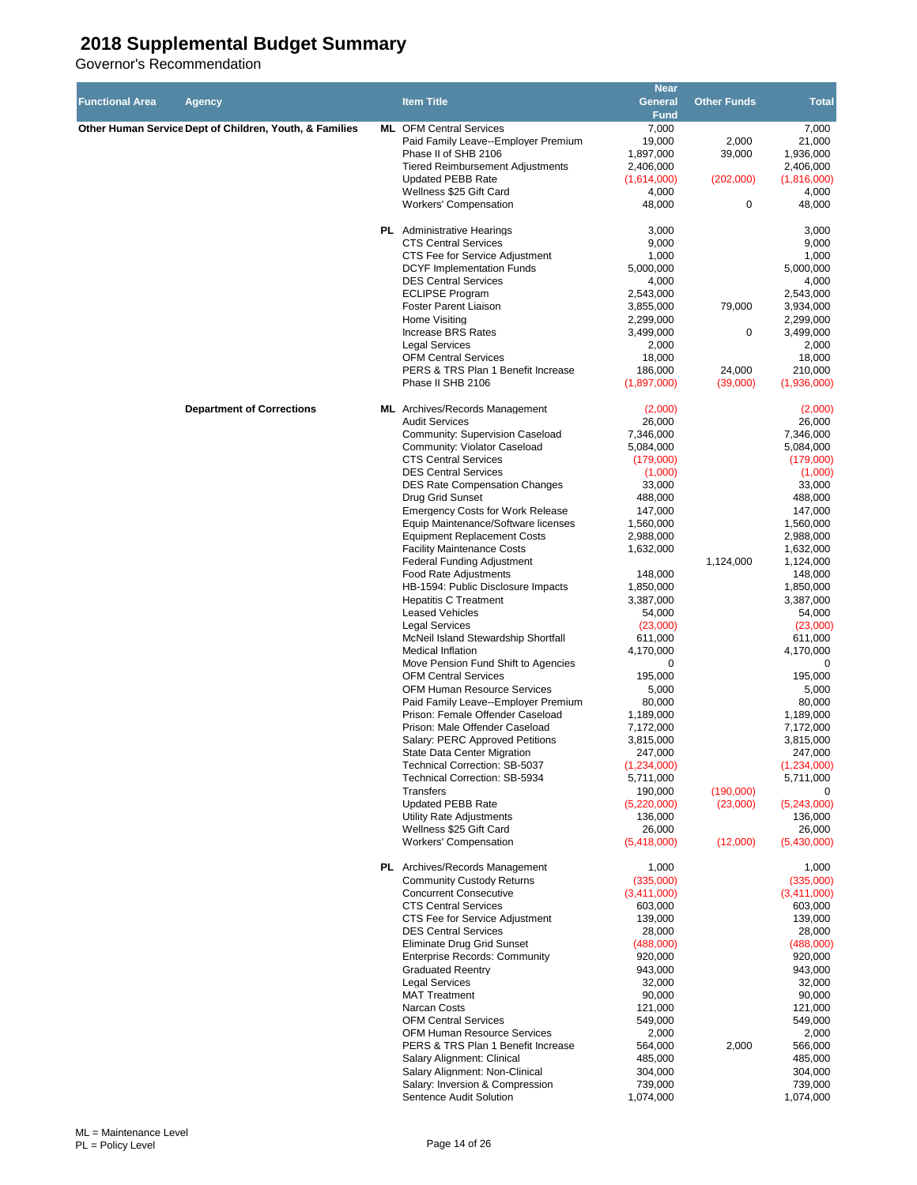# 2018 Supplemental Budget Summary

Governor's Recommendation

| Functional Area | Agency | | Item Title | Near General Fund | Other Funds | Total |
|---|---|---|---|---|---|---|
| Other Human Service | Dept of Children, Youth, & Families | ML | OFM Central Services | 7,000 | | 7,000 |
| | | | Paid Family Leave--Employer Premium | 19,000 | 2,000 | 21,000 |
| | | | Phase II of SHB 2106 | 1,897,000 | 39,000 | 1,936,000 |
| | | | Tiered Reimbursement Adjustments | 2,406,000 | | 2,406,000 |
| | | | Updated PEBB Rate | (1,614,000) | (202,000) | (1,816,000) |
| | | | Wellness $25 Gift Card | 4,000 | | 4,000 |
| | | | Workers' Compensation | 48,000 | 0 | 48,000 |
| | | PL | Administrative Hearings | 3,000 | | 3,000 |
| | | | CTS Central Services | 9,000 | | 9,000 |
| | | | CTS Fee for Service Adjustment | 1,000 | | 1,000 |
| | | | DCYF Implementation Funds | 5,000,000 | | 5,000,000 |
| | | | DES Central Services | 4,000 | | 4,000 |
| | | | ECLIPSE Program | 2,543,000 | | 2,543,000 |
| | | | Foster Parent Liaison | 3,855,000 | 79,000 | 3,934,000 |
| | | | Home Visiting | 2,299,000 | | 2,299,000 |
| | | | Increase BRS Rates | 3,499,000 | 0 | 3,499,000 |
| | | | Legal Services | 2,000 | | 2,000 |
| | | | OFM Central Services | 18,000 | | 18,000 |
| | | | PERS & TRS Plan 1 Benefit Increase | 186,000 | 24,000 | 210,000 |
| | | | Phase II SHB 2106 | (1,897,000) | (39,000) | (1,936,000) |
| | Department of Corrections | ML | Archives/Records Management | (2,000) | | (2,000) |
| | | | Audit Services | 26,000 | | 26,000 |
| | | | Community: Supervision Caseload | 7,346,000 | | 7,346,000 |
| | | | Community: Violator Caseload | 5,084,000 | | 5,084,000 |
| | | | CTS Central Services | (179,000) | | (179,000) |
| | | | DES Central Services | (1,000) | | (1,000) |
| | | | DES Rate Compensation Changes | 33,000 | | 33,000 |
| | | | Drug Grid Sunset | 488,000 | | 488,000 |
| | | | Emergency Costs for Work Release | 147,000 | | 147,000 |
| | | | Equip Maintenance/Software licenses | 1,560,000 | | 1,560,000 |
| | | | Equipment Replacement Costs | 2,988,000 | | 2,988,000 |
| | | | Facility Maintenance Costs | 1,632,000 | | 1,632,000 |
| | | | Federal Funding Adjustment | | 1,124,000 | 1,124,000 |
| | | | Food Rate Adjustments | 148,000 | | 148,000 |
| | | | HB-1594: Public Disclosure Impacts | 1,850,000 | | 1,850,000 |
| | | | Hepatitis C Treatment | 3,387,000 | | 3,387,000 |
| | | | Leased Vehicles | 54,000 | | 54,000 |
| | | | Legal Services | (23,000) | | (23,000) |
| | | | McNeil Island Stewardship Shortfall | 611,000 | | 611,000 |
| | | | Medical Inflation | 4,170,000 | | 4,170,000 |
| | | | Move Pension Fund Shift to Agencies | 0 | | 0 |
| | | | OFM Central Services | 195,000 | | 195,000 |
| | | | OFM Human Resource Services | 5,000 | | 5,000 |
| | | | Paid Family Leave--Employer Premium | 80,000 | | 80,000 |
| | | | Prison: Female Offender Caseload | 1,189,000 | | 1,189,000 |
| | | | Prison: Male Offender Caseload | 7,172,000 | | 7,172,000 |
| | | | Salary: PERC Approved Petitions | 3,815,000 | | 3,815,000 |
| | | | State Data Center Migration | 247,000 | | 247,000 |
| | | | Technical Correction: SB-5037 | (1,234,000) | | (1,234,000) |
| | | | Technical Correction: SB-5934 | 5,711,000 | | 5,711,000 |
| | | | Transfers | 190,000 | (190,000) | 0 |
| | | | Updated PEBB Rate | (5,220,000) | (23,000) | (5,243,000) |
| | | | Utility Rate Adjustments | 136,000 | | 136,000 |
| | | | Wellness $25 Gift Card | 26,000 | | 26,000 |
| | | | Workers' Compensation | (5,418,000) | (12,000) | (5,430,000) |
| | | PL | Archives/Records Management | 1,000 | | 1,000 |
| | | | Community Custody Returns | (335,000) | | (335,000) |
| | | | Concurrent Consecutive | (3,411,000) | | (3,411,000) |
| | | | CTS Central Services | 603,000 | | 603,000 |
| | | | CTS Fee for Service Adjustment | 139,000 | | 139,000 |
| | | | DES Central Services | 28,000 | | 28,000 |
| | | | Eliminate Drug Grid Sunset | (488,000) | | (488,000) |
| | | | Enterprise Records: Community | 920,000 | | 920,000 |
| | | | Graduated Reentry | 943,000 | | 943,000 |
| | | | Legal Services | 32,000 | | 32,000 |
| | | | MAT Treatment | 90,000 | | 90,000 |
| | | | Narcan Costs | 121,000 | | 121,000 |
| | | | OFM Central Services | 549,000 | | 549,000 |
| | | | OFM Human Resource Services | 2,000 | | 2,000 |
| | | | PERS & TRS Plan 1 Benefit Increase | 564,000 | 2,000 | 566,000 |
| | | | Salary Alignment: Clinical | 485,000 | | 485,000 |
| | | | Salary Alignment: Non-Clinical | 304,000 | | 304,000 |
| | | | Salary: Inversion & Compression | 739,000 | | 739,000 |
| | | | Sentence Audit Solution | 1,074,000 | | 1,074,000 |

ML = Maintenance Level
PL = Policy Level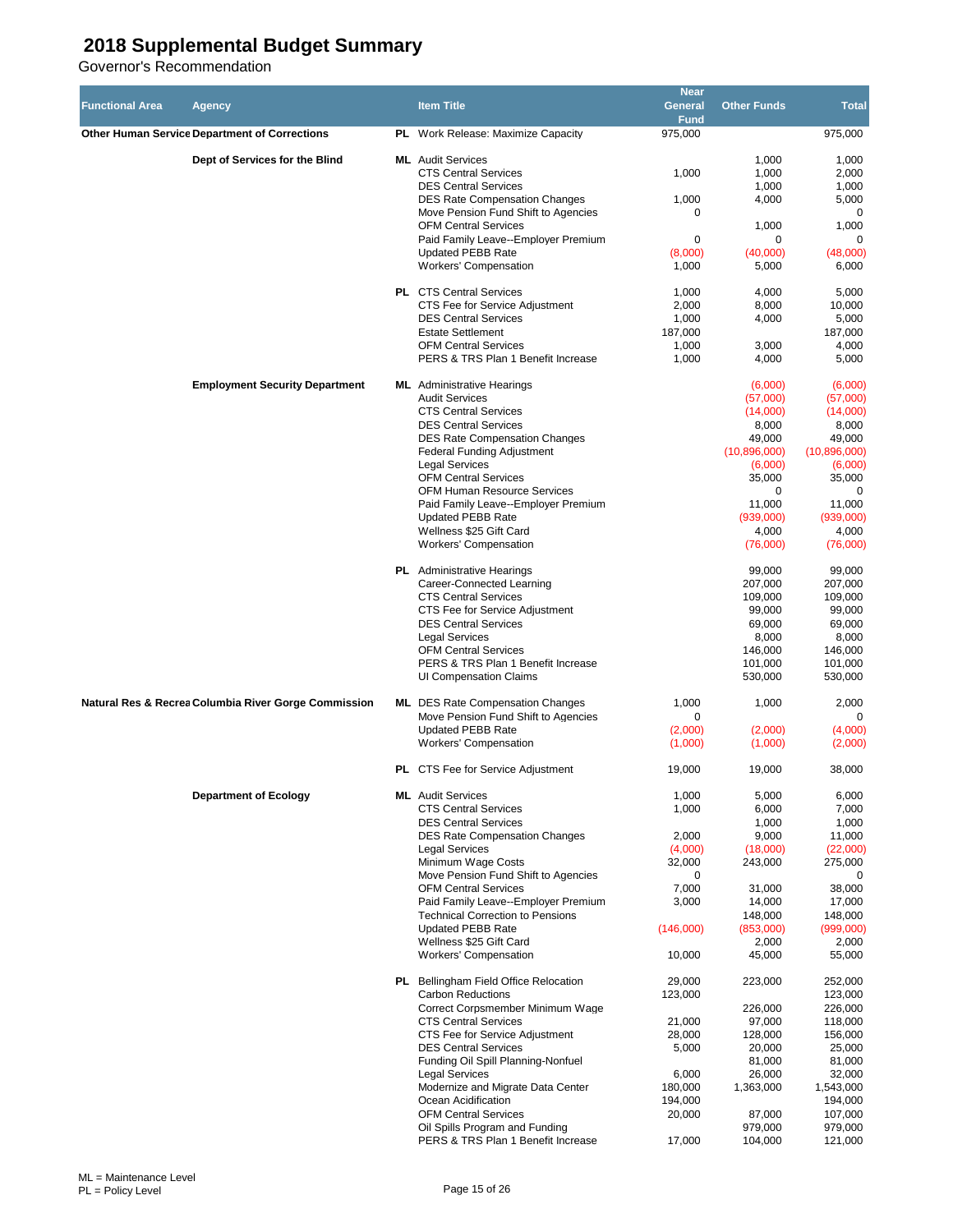# 2018 Supplemental Budget Summary

Governor's Recommendation

| Functional Area | Agency | | Item Title | Near General Fund | Other Funds | Total |
|---|---|---|---|---|---|---|
| Other Human Service | Department of Corrections | PL | Work Release: Maximize Capacity | 975,000 | | 975,000 |
| | Dept of Services for the Blind | ML | Audit Services | | 1,000 | 1,000 |
| | | | CTS Central Services | 1,000 | 1,000 | 2,000 |
| | | | DES Central Services | | 1,000 | 1,000 |
| | | | DES Rate Compensation Changes | 1,000 | 4,000 | 5,000 |
| | | | Move Pension Fund Shift to Agencies | 0 | | 0 |
| | | | OFM Central Services | | 1,000 | 1,000 |
| | | | Paid Family Leave--Employer Premium | 0 | 0 | 0 |
| | | | Updated PEBB Rate | (8,000) | (40,000) | (48,000) |
| | | | Workers' Compensation | 1,000 | 5,000 | 6,000 |
| | | PL | CTS Central Services | 1,000 | 4,000 | 5,000 |
| | | | CTS Fee for Service Adjustment | 2,000 | 8,000 | 10,000 |
| | | | DES Central Services | 1,000 | 4,000 | 5,000 |
| | | | Estate Settlement | 187,000 | | 187,000 |
| | | | OFM Central Services | 1,000 | 3,000 | 4,000 |
| | | | PERS & TRS Plan 1 Benefit Increase | 1,000 | 4,000 | 5,000 |
| | Employment Security Department | ML | Administrative Hearings | | (6,000) | (6,000) |
| | | | Audit Services | | (57,000) | (57,000) |
| | | | CTS Central Services | | (14,000) | (14,000) |
| | | | DES Central Services | | 8,000 | 8,000 |
| | | | DES Rate Compensation Changes | | 49,000 | 49,000 |
| | | | Federal Funding Adjustment | | (10,896,000) | (10,896,000) |
| | | | Legal Services | | (6,000) | (6,000) |
| | | | OFM Central Services | | 35,000 | 35,000 |
| | | | OFM Human Resource Services | | 0 | 0 |
| | | | Paid Family Leave--Employer Premium | | 11,000 | 11,000 |
| | | | Updated PEBB Rate | | (939,000) | (939,000) |
| | | | Wellness $25 Gift Card | | 4,000 | 4,000 |
| | | | Workers' Compensation | | (76,000) | (76,000) |
| | | PL | Administrative Hearings | | 99,000 | 99,000 |
| | | | Career-Connected Learning | | 207,000 | 207,000 |
| | | | CTS Central Services | | 109,000 | 109,000 |
| | | | CTS Fee for Service Adjustment | | 99,000 | 99,000 |
| | | | DES Central Services | | 69,000 | 69,000 |
| | | | Legal Services | | 8,000 | 8,000 |
| | | | OFM Central Services | | 146,000 | 146,000 |
| | | | PERS & TRS Plan 1 Benefit Increase | | 101,000 | 101,000 |
| | | | UI Compensation Claims | | 530,000 | 530,000 |
| Natural Res & Recrea | Columbia River Gorge Commission | ML | DES Rate Compensation Changes | 1,000 | 1,000 | 2,000 |
| | | | Move Pension Fund Shift to Agencies | 0 | | 0 |
| | | | Updated PEBB Rate | (2,000) | (2,000) | (4,000) |
| | | | Workers' Compensation | (1,000) | (1,000) | (2,000) |
| | | PL | CTS Fee for Service Adjustment | 19,000 | 19,000 | 38,000 |
| | Department of Ecology | ML | Audit Services | 1,000 | 5,000 | 6,000 |
| | | | CTS Central Services | 1,000 | 6,000 | 7,000 |
| | | | DES Central Services | | 1,000 | 1,000 |
| | | | DES Rate Compensation Changes | 2,000 | 9,000 | 11,000 |
| | | | Legal Services | (4,000) | (18,000) | (22,000) |
| | | | Minimum Wage Costs | 32,000 | 243,000 | 275,000 |
| | | | Move Pension Fund Shift to Agencies | 0 | | 0 |
| | | | OFM Central Services | 7,000 | 31,000 | 38,000 |
| | | | Paid Family Leave--Employer Premium | 3,000 | 14,000 | 17,000 |
| | | | Technical Correction to Pensions | | 148,000 | 148,000 |
| | | | Updated PEBB Rate | (146,000) | (853,000) | (999,000) |
| | | | Wellness $25 Gift Card | | 2,000 | 2,000 |
| | | | Workers' Compensation | 10,000 | 45,000 | 55,000 |
| | | PL | Bellingham Field Office Relocation | 29,000 | 223,000 | 252,000 |
| | | | Carbon Reductions | 123,000 | | 123,000 |
| | | | Correct Corpsmember Minimum Wage | | 226,000 | 226,000 |
| | | | CTS Central Services | 21,000 | 97,000 | 118,000 |
| | | | CTS Fee for Service Adjustment | 28,000 | 128,000 | 156,000 |
| | | | DES Central Services | 5,000 | 20,000 | 25,000 |
| | | | Funding Oil Spill Planning-Nonfuel | | 81,000 | 81,000 |
| | | | Legal Services | 6,000 | 26,000 | 32,000 |
| | | | Modernize and Migrate Data Center | 180,000 | 1,363,000 | 1,543,000 |
| | | | Ocean Acidification | 194,000 | | 194,000 |
| | | | OFM Central Services | 20,000 | 87,000 | 107,000 |
| | | | Oil Spills Program and Funding | | 979,000 | 979,000 |
| | | | PERS & TRS Plan 1 Benefit Increase | 17,000 | 104,000 | 121,000 |

ML = Maintenance Level
PL = Policy Level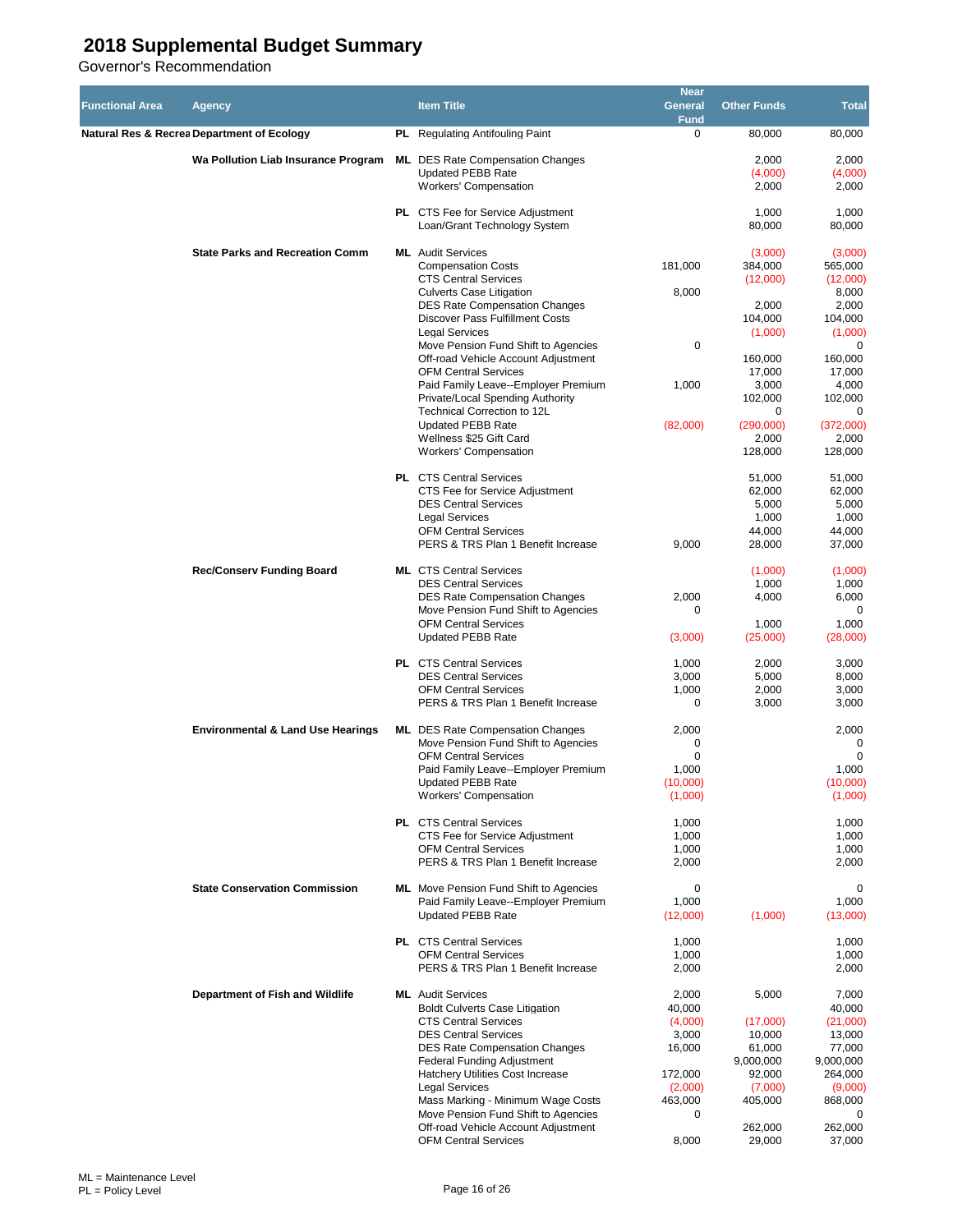# 2018 Supplemental Budget Summary

Governor's Recommendation

| Functional Area | Agency | | Item Title | Near General Fund | Other Funds | Total |
|---|---|---|---|---|---|---|
| Natural Res & Recrea | Department of Ecology | PL | Regulating Antifouling Paint | 0 | 80,000 | 80,000 |
| | Wa Pollution Liab Insurance Program | ML | DES Rate Compensation Changes | | 2,000 | 2,000 |
| | | | Updated PEBB Rate | | (4,000) | (4,000) |
| | | | Workers' Compensation | | 2,000 | 2,000 |
| | | PL | CTS Fee for Service Adjustment | | 1,000 | 1,000 |
| | | | Loan/Grant Technology System | | 80,000 | 80,000 |
| | State Parks and Recreation Comm | ML | Audit Services | | (3,000) | (3,000) |
| | | | Compensation Costs | 181,000 | 384,000 | 565,000 |
| | | | CTS Central Services | | (12,000) | (12,000) |
| | | | Culverts Case Litigation | 8,000 | | 8,000 |
| | | | DES Rate Compensation Changes | | 2,000 | 2,000 |
| | | | Discover Pass Fulfillment Costs | | 104,000 | 104,000 |
| | | | Legal Services | | (1,000) | (1,000) |
| | | | Move Pension Fund Shift to Agencies | 0 | | 0 |
| | | | Off-road Vehicle Account Adjustment | | 160,000 | 160,000 |
| | | | OFM Central Services | | 17,000 | 17,000 |
| | | | Paid Family Leave--Employer Premium | 1,000 | 3,000 | 4,000 |
| | | | Private/Local Spending Authority | | 102,000 | 102,000 |
| | | | Technical Correction to 12L | | 0 | 0 |
| | | | Updated PEBB Rate | (82,000) | (290,000) | (372,000) |
| | | | Wellness $25 Gift Card | | 2,000 | 2,000 |
| | | | Workers' Compensation | | 128,000 | 128,000 |
| | | PL | CTS Central Services | | 51,000 | 51,000 |
| | | | CTS Fee for Service Adjustment | | 62,000 | 62,000 |
| | | | DES Central Services | | 5,000 | 5,000 |
| | | | Legal Services | | 1,000 | 1,000 |
| | | | OFM Central Services | | 44,000 | 44,000 |
| | | | PERS & TRS Plan 1 Benefit Increase | 9,000 | 28,000 | 37,000 |
| | Rec/Conserv Funding Board | ML | CTS Central Services | | (1,000) | (1,000) |
| | | | DES Central Services | | 1,000 | 1,000 |
| | | | DES Rate Compensation Changes | 2,000 | 4,000 | 6,000 |
| | | | Move Pension Fund Shift to Agencies | 0 | | 0 |
| | | | OFM Central Services | | 1,000 | 1,000 |
| | | | Updated PEBB Rate | (3,000) | (25,000) | (28,000) |
| | | PL | CTS Central Services | 1,000 | 2,000 | 3,000 |
| | | | DES Central Services | 3,000 | 5,000 | 8,000 |
| | | | OFM Central Services | 1,000 | 2,000 | 3,000 |
| | | | PERS & TRS Plan 1 Benefit Increase | 0 | 3,000 | 3,000 |
| | Environmental & Land Use Hearings | ML | DES Rate Compensation Changes | 2,000 | | 2,000 |
| | | | Move Pension Fund Shift to Agencies | 0 | | 0 |
| | | | OFM Central Services | 0 | | 0 |
| | | | Paid Family Leave--Employer Premium | 1,000 | | 1,000 |
| | | | Updated PEBB Rate | (10,000) | | (10,000) |
| | | | Workers' Compensation | (1,000) | | (1,000) |
| | | PL | CTS Central Services | 1,000 | | 1,000 |
| | | | CTS Fee for Service Adjustment | 1,000 | | 1,000 |
| | | | OFM Central Services | 1,000 | | 1,000 |
| | | | PERS & TRS Plan 1 Benefit Increase | 2,000 | | 2,000 |
| | State Conservation Commission | ML | Move Pension Fund Shift to Agencies | 0 | | 0 |
| | | | Paid Family Leave--Employer Premium | 1,000 | | 1,000 |
| | | | Updated PEBB Rate | (12,000) | (1,000) | (13,000) |
| | | PL | CTS Central Services | 1,000 | | 1,000 |
| | | | OFM Central Services | 1,000 | | 1,000 |
| | | | PERS & TRS Plan 1 Benefit Increase | 2,000 | | 2,000 |
| | Department of Fish and Wildlife | ML | Audit Services | 2,000 | 5,000 | 7,000 |
| | | | Boldt Culverts Case Litigation | 40,000 | | 40,000 |
| | | | CTS Central Services | (4,000) | (17,000) | (21,000) |
| | | | DES Central Services | 3,000 | 10,000 | 13,000 |
| | | | DES Rate Compensation Changes | 16,000 | 61,000 | 77,000 |
| | | | Federal Funding Adjustment | | 9,000,000 | 9,000,000 |
| | | | Hatchery Utilities Cost Increase | 172,000 | 92,000 | 264,000 |
| | | | Legal Services | (2,000) | (7,000) | (9,000) |
| | | | Mass Marking - Minimum Wage Costs | 463,000 | 405,000 | 868,000 |
| | | | Move Pension Fund Shift to Agencies | 0 | | 0 |
| | | | Off-road Vehicle Account Adjustment | | 262,000 | 262,000 |
| | | | OFM Central Services | 8,000 | 29,000 | 37,000 |

ML = Maintenance Level
PL = Policy Level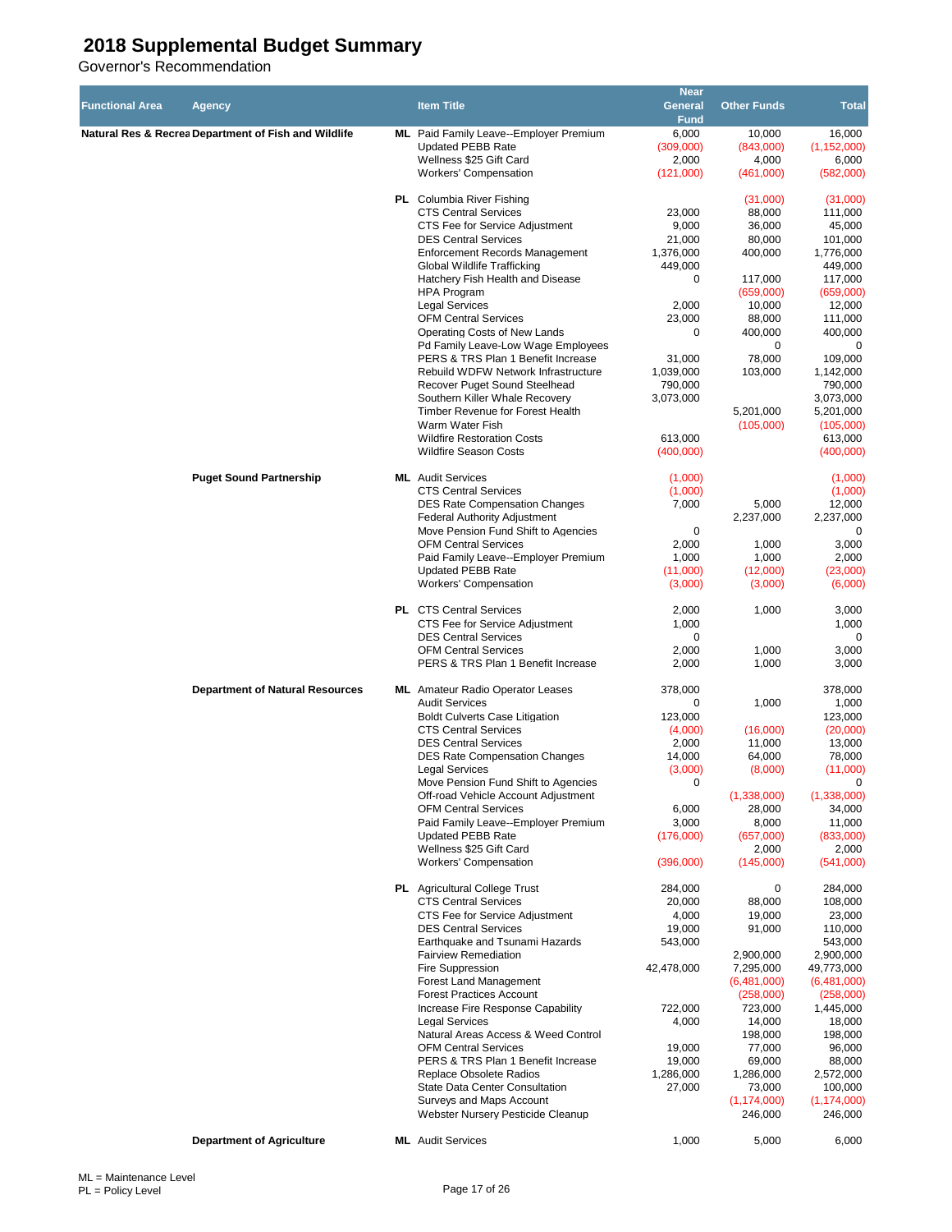# 2018 Supplemental Budget Summary

Governor's Recommendation

| Functional Area | Agency | | Item Title | Near General Fund | Other Funds | Total |
|---|---|---|---|---|---|---|
| Natural Res & Recrea | Department of Fish and Wildlife | ML | Paid Family Leave--Employer Premium | 6,000 | 10,000 | 16,000 |
| | | | Updated PEBB Rate | (309,000) | (843,000) | (1,152,000) |
| | | | Wellness $25 Gift Card | 2,000 | 4,000 | 6,000 |
| | | | Workers' Compensation | (121,000) | (461,000) | (582,000) |
| | | PL | Columbia River Fishing | | (31,000) | (31,000) |
| | | | CTS Central Services | 23,000 | 88,000 | 111,000 |
| | | | CTS Fee for Service Adjustment | 9,000 | 36,000 | 45,000 |
| | | | DES Central Services | 21,000 | 80,000 | 101,000 |
| | | | Enforcement Records Management | 1,376,000 | 400,000 | 1,776,000 |
| | | | Global Wildlife Trafficking | 449,000 | | 449,000 |
| | | | Hatchery Fish Health and Disease | 0 | 117,000 | 117,000 |
| | | | HPA Program | | (659,000) | (659,000) |
| | | | Legal Services | 2,000 | 10,000 | 12,000 |
| | | | OFM Central Services | 23,000 | 88,000 | 111,000 |
| | | | Operating Costs of New Lands | 0 | 400,000 | 400,000 |
| | | | Pd Family Leave-Low Wage Employees | | 0 | 0 |
| | | | PERS & TRS Plan 1 Benefit Increase | 31,000 | 78,000 | 109,000 |
| | | | Rebuild WDFW Network Infrastructure | 1,039,000 | 103,000 | 1,142,000 |
| | | | Recover Puget Sound Steelhead | 790,000 | | 790,000 |
| | | | Southern Killer Whale Recovery | 3,073,000 | | 3,073,000 |
| | | | Timber Revenue for Forest Health | | 5,201,000 | 5,201,000 |
| | | | Warm Water Fish | | (105,000) | (105,000) |
| | | | Wildfire Restoration Costs | 613,000 | | 613,000 |
| | | | Wildfire Season Costs | (400,000) | | (400,000) |
| | Puget Sound Partnership | ML | Audit Services | (1,000) | | (1,000) |
| | | | CTS Central Services | (1,000) | | (1,000) |
| | | | DES Rate Compensation Changes | 7,000 | 5,000 | 12,000 |
| | | | Federal Authority Adjustment | | 2,237,000 | 2,237,000 |
| | | | Move Pension Fund Shift to Agencies | 0 | | 0 |
| | | | OFM Central Services | 2,000 | 1,000 | 3,000 |
| | | | Paid Family Leave--Employer Premium | 1,000 | 1,000 | 2,000 |
| | | | Updated PEBB Rate | (11,000) | (12,000) | (23,000) |
| | | | Workers' Compensation | (3,000) | (3,000) | (6,000) |
| | | PL | CTS Central Services | 2,000 | 1,000 | 3,000 |
| | | | CTS Fee for Service Adjustment | 1,000 | | 1,000 |
| | | | DES Central Services | 0 | | 0 |
| | | | OFM Central Services | 2,000 | 1,000 | 3,000 |
| | | | PERS & TRS Plan 1 Benefit Increase | 2,000 | 1,000 | 3,000 |
| | Department of Natural Resources | ML | Amateur Radio Operator Leases | 378,000 | | 378,000 |
| | | | Audit Services | 0 | 1,000 | 1,000 |
| | | | Boldt Culverts Case Litigation | 123,000 | | 123,000 |
| | | | CTS Central Services | (4,000) | (16,000) | (20,000) |
| | | | DES Central Services | 2,000 | 11,000 | 13,000 |
| | | | DES Rate Compensation Changes | 14,000 | 64,000 | 78,000 |
| | | | Legal Services | (3,000) | (8,000) | (11,000) |
| | | | Move Pension Fund Shift to Agencies | 0 | | 0 |
| | | | Off-road Vehicle Account Adjustment | | (1,338,000) | (1,338,000) |
| | | | OFM Central Services | 6,000 | 28,000 | 34,000 |
| | | | Paid Family Leave--Employer Premium | 3,000 | 8,000 | 11,000 |
| | | | Updated PEBB Rate | (176,000) | (657,000) | (833,000) |
| | | | Wellness $25 Gift Card | | 2,000 | 2,000 |
| | | | Workers' Compensation | (396,000) | (145,000) | (541,000) |
| | | PL | Agricultural College Trust | 284,000 | 0 | 284,000 |
| | | | CTS Central Services | 20,000 | 88,000 | 108,000 |
| | | | CTS Fee for Service Adjustment | 4,000 | 19,000 | 23,000 |
| | | | DES Central Services | 19,000 | 91,000 | 110,000 |
| | | | Earthquake and Tsunami Hazards | 543,000 | | 543,000 |
| | | | Fairview Remediation | | 2,900,000 | 2,900,000 |
| | | | Fire Suppression | 42,478,000 | 7,295,000 | 49,773,000 |
| | | | Forest Land Management | | (6,481,000) | (6,481,000) |
| | | | Forest Practices Account | | (258,000) | (258,000) |
| | | | Increase Fire Response Capability | 722,000 | 723,000 | 1,445,000 |
| | | | Legal Services | 4,000 | 14,000 | 18,000 |
| | | | Natural Areas Access & Weed Control | | 198,000 | 198,000 |
| | | | OFM Central Services | 19,000 | 77,000 | 96,000 |
| | | | PERS & TRS Plan 1 Benefit Increase | 19,000 | 69,000 | 88,000 |
| | | | Replace Obsolete Radios | 1,286,000 | 1,286,000 | 2,572,000 |
| | | | State Data Center Consultation | 27,000 | 73,000 | 100,000 |
| | | | Surveys and Maps Account | | (1,174,000) | (1,174,000) |
| | | | Webster Nursery Pesticide Cleanup | | 246,000 | 246,000 |
| | Department of Agriculture | ML | Audit Services | 1,000 | 5,000 | 6,000 |

ML = Maintenance Level
PL = Policy Level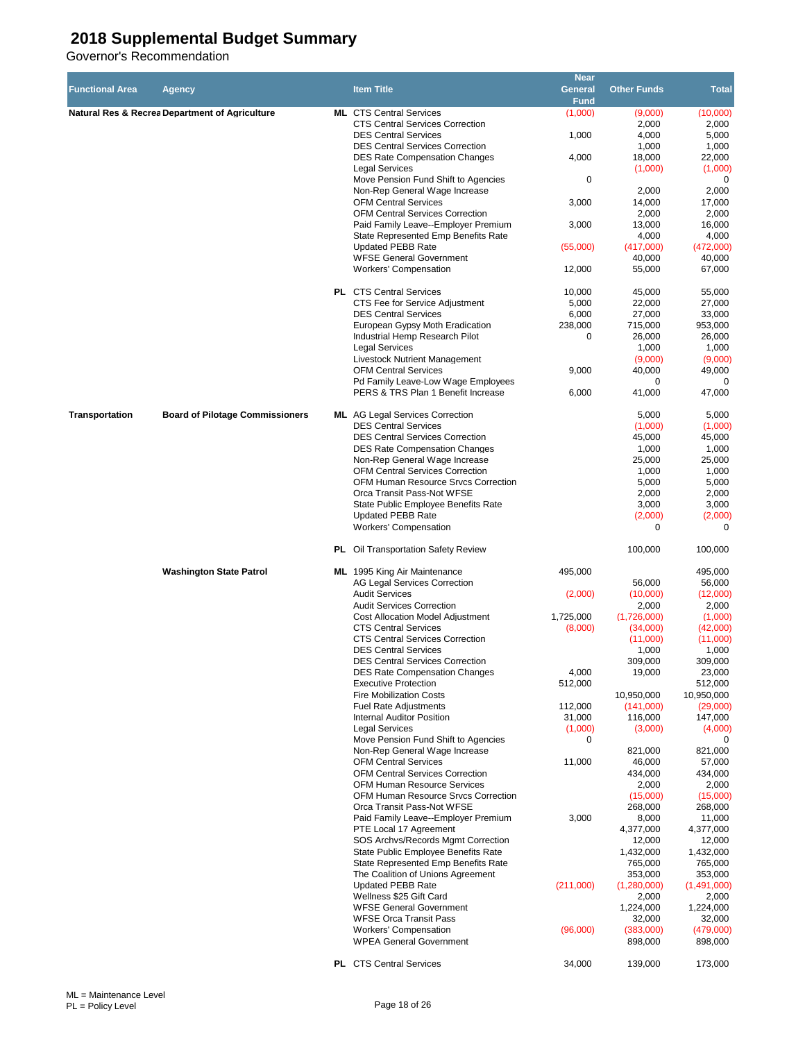# 2018 Supplemental Budget Summary

Governor's Recommendation

| Functional Area | Agency | | Item Title | Near General Fund | Other Funds | Total |
|---|---|---|---|---|---|---|
| Natural Res & Recrea | Department of Agriculture | ML | CTS Central Services | (1,000) | (9,000) | (10,000) |
| | | | CTS Central Services Correction | | 2,000 | 2,000 |
| | | | DES Central Services | 1,000 | 4,000 | 5,000 |
| | | | DES Central Services Correction | | 1,000 | 1,000 |
| | | | DES Rate Compensation Changes | 4,000 | 18,000 | 22,000 |
| | | | Legal Services | | (1,000) | (1,000) |
| | | | Move Pension Fund Shift to Agencies | 0 | | 0 |
| | | | Non-Rep General Wage Increase | | 2,000 | 2,000 |
| | | | OFM Central Services | 3,000 | 14,000 | 17,000 |
| | | | OFM Central Services Correction | | 2,000 | 2,000 |
| | | | Paid Family Leave--Employer Premium | 3,000 | 13,000 | 16,000 |
| | | | State Represented Emp Benefits Rate | | 4,000 | 4,000 |
| | | | Updated PEBB Rate | (55,000) | (417,000) | (472,000) |
| | | | WFSE General Government | | 40,000 | 40,000 |
| | | | Workers' Compensation | 12,000 | 55,000 | 67,000 |
| | | PL | CTS Central Services | 10,000 | 45,000 | 55,000 |
| | | | CTS Fee for Service Adjustment | 5,000 | 22,000 | 27,000 |
| | | | DES Central Services | 6,000 | 27,000 | 33,000 |
| | | | European Gypsy Moth Eradication | 238,000 | 715,000 | 953,000 |
| | | | Industrial Hemp Research Pilot | 0 | 26,000 | 26,000 |
| | | | Legal Services | | 1,000 | 1,000 |
| | | | Livestock Nutrient Management | | (9,000) | (9,000) |
| | | | OFM Central Services | 9,000 | 40,000 | 49,000 |
| | | | Pd Family Leave-Low Wage Employees | | 0 | 0 |
| | | | PERS & TRS Plan 1 Benefit Increase | 6,000 | 41,000 | 47,000 |
| Transportation | Board of Pilotage Commissioners | ML | AG Legal Services Correction | | 5,000 | 5,000 |
| | | | DES Central Services | | (1,000) | (1,000) |
| | | | DES Central Services Correction | | 45,000 | 45,000 |
| | | | DES Rate Compensation Changes | | 1,000 | 1,000 |
| | | | Non-Rep General Wage Increase | | 25,000 | 25,000 |
| | | | OFM Central Services Correction | | 1,000 | 1,000 |
| | | | OFM Human Resource Srvcs Correction | | 5,000 | 5,000 |
| | | | Orca Transit Pass-Not WFSE | | 2,000 | 2,000 |
| | | | State Public Employee Benefits Rate | | 3,000 | 3,000 |
| | | | Updated PEBB Rate | | (2,000) | (2,000) |
| | | | Workers' Compensation | | 0 | 0 |
| | | PL | Oil Transportation Safety Review | | 100,000 | 100,000 |
| | Washington State Patrol | ML | 1995 King Air Maintenance | 495,000 | | 495,000 |
| | | | AG Legal Services Correction | | 56,000 | 56,000 |
| | | | Audit Services | (2,000) | (10,000) | (12,000) |
| | | | Audit Services Correction | | 2,000 | 2,000 |
| | | | Cost Allocation Model Adjustment | 1,725,000 | (1,726,000) | (1,000) |
| | | | CTS Central Services | (8,000) | (34,000) | (42,000) |
| | | | CTS Central Services Correction | | (11,000) | (11,000) |
| | | | DES Central Services | | 1,000 | 1,000 |
| | | | DES Central Services Correction | | 309,000 | 309,000 |
| | | | DES Rate Compensation Changes | 4,000 | 19,000 | 23,000 |
| | | | Executive Protection | 512,000 | | 512,000 |
| | | | Fire Mobilization Costs | | 10,950,000 | 10,950,000 |
| | | | Fuel Rate Adjustments | 112,000 | (141,000) | (29,000) |
| | | | Internal Auditor Position | 31,000 | 116,000 | 147,000 |
| | | | Legal Services | (1,000) | (3,000) | (4,000) |
| | | | Move Pension Fund Shift to Agencies | 0 | | 0 |
| | | | Non-Rep General Wage Increase | | 821,000 | 821,000 |
| | | | OFM Central Services | 11,000 | 46,000 | 57,000 |
| | | | OFM Central Services Correction | | 434,000 | 434,000 |
| | | | OFM Human Resource Services | | 2,000 | 2,000 |
| | | | OFM Human Resource Srvcs Correction | | (15,000) | (15,000) |
| | | | Orca Transit Pass-Not WFSE | | 268,000 | 268,000 |
| | | | Paid Family Leave--Employer Premium | 3,000 | 8,000 | 11,000 |
| | | | PTE Local 17 Agreement | | 4,377,000 | 4,377,000 |
| | | | SOS Archvs/Records Mgmt Correction | | 12,000 | 12,000 |
| | | | State Public Employee Benefits Rate | | 1,432,000 | 1,432,000 |
| | | | State Represented Emp Benefits Rate | | 765,000 | 765,000 |
| | | | The Coalition of Unions Agreement | | 353,000 | 353,000 |
| | | | Updated PEBB Rate | (211,000) | (1,280,000) | (1,491,000) |
| | | | Wellness $25 Gift Card | | 2,000 | 2,000 |
| | | | WFSE General Government | | 1,224,000 | 1,224,000 |
| | | | WFSE Orca Transit Pass | | 32,000 | 32,000 |
| | | | Workers' Compensation | (96,000) | (383,000) | (479,000) |
| | | | WPEA General Government | | 898,000 | 898,000 |
| | | PL | CTS Central Services | 34,000 | 139,000 | 173,000 |

ML = Maintenance Level
PL = Policy Level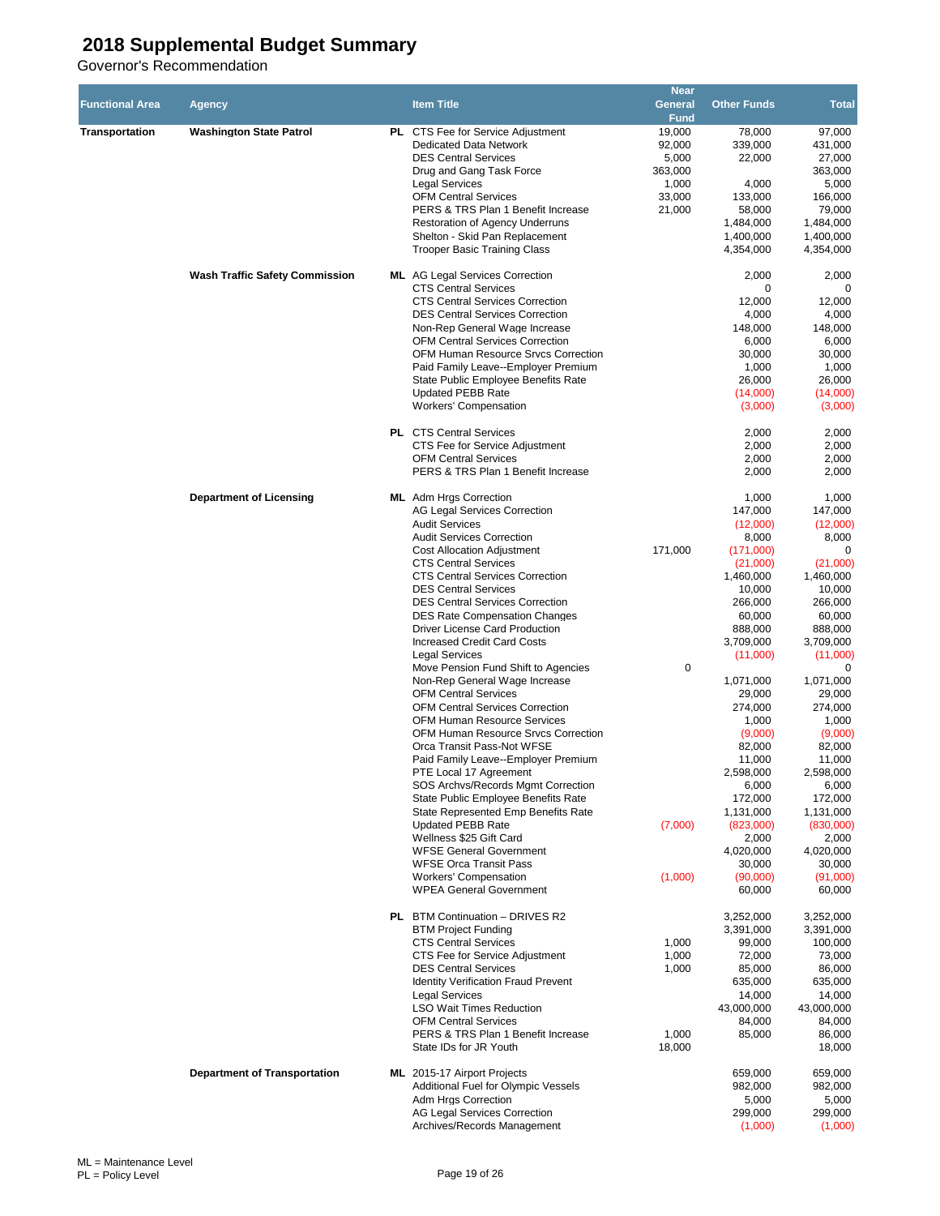# 2018 Supplemental Budget Summary

Governor's Recommendation

| Functional Area | Agency | | Item Title | Near General Fund | Other Funds | Total |
|---|---|---|---|---|---|---|
| **Transportation** | **Washington State Patrol** | **PL** | CTS Fee for Service Adjustment | 19,000 | 78,000 | 97,000 |
| | | | Dedicated Data Network | 92,000 | 339,000 | 431,000 |
| | | | DES Central Services | 5,000 | 22,000 | 27,000 |
| | | | Drug and Gang Task Force | 363,000 | | 363,000 |
| | | | Legal Services | 1,000 | 4,000 | 5,000 |
| | | | OFM Central Services | 33,000 | 133,000 | 166,000 |
| | | | PERS & TRS Plan 1 Benefit Increase | 21,000 | 58,000 | 79,000 |
| | | | Restoration of Agency Underruns | | 1,484,000 | 1,484,000 |
| | | | Shelton - Skid Pan Replacement | | 1,400,000 | 1,400,000 |
| | | | Trooper Basic Training Class | | 4,354,000 | 4,354,000 |
| | **Wash Traffic Safety Commission** | **ML** | AG Legal Services Correction | | 2,000 | 2,000 |
| | | | CTS Central Services | | 0 | 0 |
| | | | CTS Central Services Correction | | 12,000 | 12,000 |
| | | | DES Central Services Correction | | 4,000 | 4,000 |
| | | | Non-Rep General Wage Increase | | 148,000 | 148,000 |
| | | | OFM Central Services Correction | | 6,000 | 6,000 |
| | | | OFM Human Resource Srvcs Correction | | 30,000 | 30,000 |
| | | | Paid Family Leave--Employer Premium | | 1,000 | 1,000 |
| | | | State Public Employee Benefits Rate | | 26,000 | 26,000 |
| | | | Updated PEBB Rate | | (14,000) | (14,000) |
| | | | Workers' Compensation | | (3,000) | (3,000) |
| | | **PL** | CTS Central Services | | 2,000 | 2,000 |
| | | | CTS Fee for Service Adjustment | | 2,000 | 2,000 |
| | | | OFM Central Services | | 2,000 | 2,000 |
| | | | PERS & TRS Plan 1 Benefit Increase | | 2,000 | 2,000 |
| | **Department of Licensing** | **ML** | Adm Hrgs Correction | | 1,000 | 1,000 |
| | | | AG Legal Services Correction | | 147,000 | 147,000 |
| | | | Audit Services | | (12,000) | (12,000) |
| | | | Audit Services Correction | | 8,000 | 8,000 |
| | | | Cost Allocation Adjustment | 171,000 | (171,000) | 0 |
| | | | CTS Central Services | | (21,000) | (21,000) |
| | | | CTS Central Services Correction | | 1,460,000 | 1,460,000 |
| | | | DES Central Services | | 10,000 | 10,000 |
| | | | DES Central Services Correction | | 266,000 | 266,000 |
| | | | DES Rate Compensation Changes | | 60,000 | 60,000 |
| | | | Driver License Card Production | | 888,000 | 888,000 |
| | | | Increased Credit Card Costs | | 3,709,000 | 3,709,000 |
| | | | Legal Services | | (11,000) | (11,000) |
| | | | Move Pension Fund Shift to Agencies | 0 | | 0 |
| | | | Non-Rep General Wage Increase | | 1,071,000 | 1,071,000 |
| | | | OFM Central Services | | 29,000 | 29,000 |
| | | | OFM Central Services Correction | | 274,000 | 274,000 |
| | | | OFM Human Resource Services | | 1,000 | 1,000 |
| | | | OFM Human Resource Srvcs Correction | | (9,000) | (9,000) |
| | | | Orca Transit Pass-Not WFSE | | 82,000 | 82,000 |
| | | | Paid Family Leave--Employer Premium | | 11,000 | 11,000 |
| | | | PTE Local 17 Agreement | | 2,598,000 | 2,598,000 |
| | | | SOS Archvs/Records Mgmt Correction | | 6,000 | 6,000 |
| | | | State Public Employee Benefits Rate | | 172,000 | 172,000 |
| | | | State Represented Emp Benefits Rate | | 1,131,000 | 1,131,000 |
| | | | Updated PEBB Rate | (7,000) | (823,000) | (830,000) |
| | | | Wellness $25 Gift Card | | 2,000 | 2,000 |
| | | | WFSE General Government | | 4,020,000 | 4,020,000 |
| | | | WFSE Orca Transit Pass | | 30,000 | 30,000 |
| | | | Workers' Compensation | (1,000) | (90,000) | (91,000) |
| | | | WPEA General Government | | 60,000 | 60,000 |
| | | **PL** | BTM Continuation – DRIVES R2 | | 3,252,000 | 3,252,000 |
| | | | BTM Project Funding | | 3,391,000 | 3,391,000 |
| | | | CTS Central Services | 1,000 | 99,000 | 100,000 |
| | | | CTS Fee for Service Adjustment | 1,000 | 72,000 | 73,000 |
| | | | DES Central Services | 1,000 | 85,000 | 86,000 |
| | | | Identity Verification Fraud Prevent | | 635,000 | 635,000 |
| | | | Legal Services | | 14,000 | 14,000 |
| | | | LSO Wait Times Reduction | | 43,000,000 | 43,000,000 |
| | | | OFM Central Services | | 84,000 | 84,000 |
| | | | PERS & TRS Plan 1 Benefit Increase | 1,000 | 85,000 | 86,000 |
| | | | State IDs for JR Youth | 18,000 | | 18,000 |
| | **Department of Transportation** | **ML** | 2015-17 Airport Projects | | 659,000 | 659,000 |
| | | | Additional Fuel for Olympic Vessels | | 982,000 | 982,000 |
| | | | Adm Hrgs Correction | | 5,000 | 5,000 |
| | | | AG Legal Services Correction | | 299,000 | 299,000 |
| | | | Archives/Records Management | | (1,000) | (1,000) |

ML = Maintenance Level
PL = Policy Level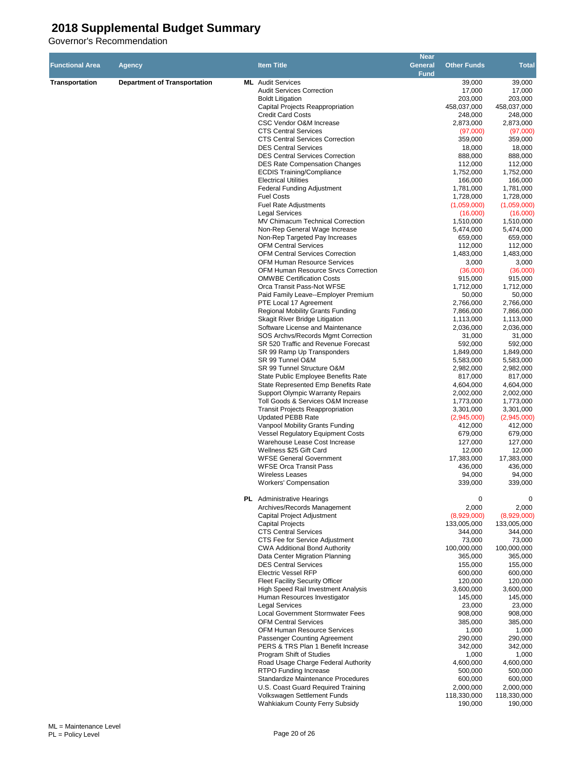# 2018 Supplemental Budget Summary

Governor's Recommendation

| Functional Area | Agency | | Item Title | Near General Fund | Other Funds | Total |
|---|---|---|---|---|---|---|
| Transportation | Department of Transportation | ML | Audit Services | | 39,000 | 39,000 |
| | | | Audit Services Correction | | 17,000 | 17,000 |
| | | | Boldt Litigation | | 203,000 | 203,000 |
| | | | Capital Projects Reappropriation | | 458,037,000 | 458,037,000 |
| | | | Credit Card Costs | | 248,000 | 248,000 |
| | | | CSC Vendor O&M Increase | | 2,873,000 | 2,873,000 |
| | | | CTS Central Services | | (97,000) | (97,000) |
| | | | CTS Central Services Correction | | 359,000 | 359,000 |
| | | | DES Central Services | | 18,000 | 18,000 |
| | | | DES Central Services Correction | | 888,000 | 888,000 |
| | | | DES Rate Compensation Changes | | 112,000 | 112,000 |
| | | | ECDIS Training/Compliance | | 1,752,000 | 1,752,000 |
| | | | Electrical Utilities | | 166,000 | 166,000 |
| | | | Federal Funding Adjustment | | 1,781,000 | 1,781,000 |
| | | | Fuel Costs | | 1,728,000 | 1,728,000 |
| | | | Fuel Rate Adjustments | | (1,059,000) | (1,059,000) |
| | | | Legal Services | | (16,000) | (16,000) |
| | | | MV Chimacum Technical Correction | | 1,510,000 | 1,510,000 |
| | | | Non-Rep General Wage Increase | | 5,474,000 | 5,474,000 |
| | | | Non-Rep Targeted Pay Increases | | 659,000 | 659,000 |
| | | | OFM Central Services | | 112,000 | 112,000 |
| | | | OFM Central Services Correction | | 1,483,000 | 1,483,000 |
| | | | OFM Human Resource Services | | 3,000 | 3,000 |
| | | | OFM Human Resource Srvcs Correction | | (36,000) | (36,000) |
| | | | OMWBE Certification Costs | | 915,000 | 915,000 |
| | | | Orca Transit Pass-Not WFSE | | 1,712,000 | 1,712,000 |
| | | | Paid Family Leave--Employer Premium | | 50,000 | 50,000 |
| | | | PTE Local 17 Agreement | | 2,766,000 | 2,766,000 |
| | | | Regional Mobility Grants Funding | | 7,866,000 | 7,866,000 |
| | | | Skagit River Bridge Litigation | | 1,113,000 | 1,113,000 |
| | | | Software License and Maintenance | | 2,036,000 | 2,036,000 |
| | | | SOS Archvs/Records Mgmt Correction | | 31,000 | 31,000 |
| | | | SR 520 Traffic and Revenue Forecast | | 592,000 | 592,000 |
| | | | SR 99 Ramp Up Transponders | | 1,849,000 | 1,849,000 |
| | | | SR 99 Tunnel O&M | | 5,583,000 | 5,583,000 |
| | | | SR 99 Tunnel Structure O&M | | 2,982,000 | 2,982,000 |
| | | | State Public Employee Benefits Rate | | 817,000 | 817,000 |
| | | | State Represented Emp Benefits Rate | | 4,604,000 | 4,604,000 |
| | | | Support Olympic Warranty Repairs | | 2,002,000 | 2,002,000 |
| | | | Toll Goods & Services O&M Increase | | 1,773,000 | 1,773,000 |
| | | | Transit Projects Reappropriation | | 3,301,000 | 3,301,000 |
| | | | Updated PEBB Rate | | (2,945,000) | (2,945,000) |
| | | | Vanpool Mobility Grants Funding | | 412,000 | 412,000 |
| | | | Vessel Regulatory Equipment Costs | | 679,000 | 679,000 |
| | | | Warehouse Lease Cost Increase | | 127,000 | 127,000 |
| | | | Wellness $25 Gift Card | | 12,000 | 12,000 |
| | | | WFSE General Government | | 17,383,000 | 17,383,000 |
| | | | WFSE Orca Transit Pass | | 436,000 | 436,000 |
| | | | Wireless Leases | | 94,000 | 94,000 |
| | | | Workers' Compensation | | 339,000 | 339,000 |
| | | PL | Administrative Hearings | | 0 | 0 |
| | | | Archives/Records Management | | 2,000 | 2,000 |
| | | | Capital Project Adjustment | | (8,929,000) | (8,929,000) |
| | | | Capital Projects | | 133,005,000 | 133,005,000 |
| | | | CTS Central Services | | 344,000 | 344,000 |
| | | | CTS Fee for Service Adjustment | | 73,000 | 73,000 |
| | | | CWA Additional Bond Authority | | 100,000,000 | 100,000,000 |
| | | | Data Center Migration Planning | | 365,000 | 365,000 |
| | | | DES Central Services | | 155,000 | 155,000 |
| | | | Electric Vessel RFP | | 600,000 | 600,000 |
| | | | Fleet Facility Security Officer | | 120,000 | 120,000 |
| | | | High Speed Rail Investment Analysis | | 3,600,000 | 3,600,000 |
| | | | Human Resources Investigator | | 145,000 | 145,000 |
| | | | Legal Services | | 23,000 | 23,000 |
| | | | Local Government Stormwater Fees | | 908,000 | 908,000 |
| | | | OFM Central Services | | 385,000 | 385,000 |
| | | | OFM Human Resource Services | | 1,000 | 1,000 |
| | | | Passenger Counting Agreement | | 290,000 | 290,000 |
| | | | PERS & TRS Plan 1 Benefit Increase | | 342,000 | 342,000 |
| | | | Program Shift of Studies | | 1,000 | 1,000 |
| | | | Road Usage Charge Federal Authority | | 4,600,000 | 4,600,000 |
| | | | RTPO Funding Increase | | 500,000 | 500,000 |
| | | | Standardize Maintenance Procedures | | 600,000 | 600,000 |
| | | | U.S. Coast Guard Required Training | | 2,000,000 | 2,000,000 |
| | | | Volkswagen Settlement Funds | | 118,330,000 | 118,330,000 |
| | | | Wahkiakum County Ferry Subsidy | | 190,000 | 190,000 |

ML = Maintenance Level
PL = Policy Level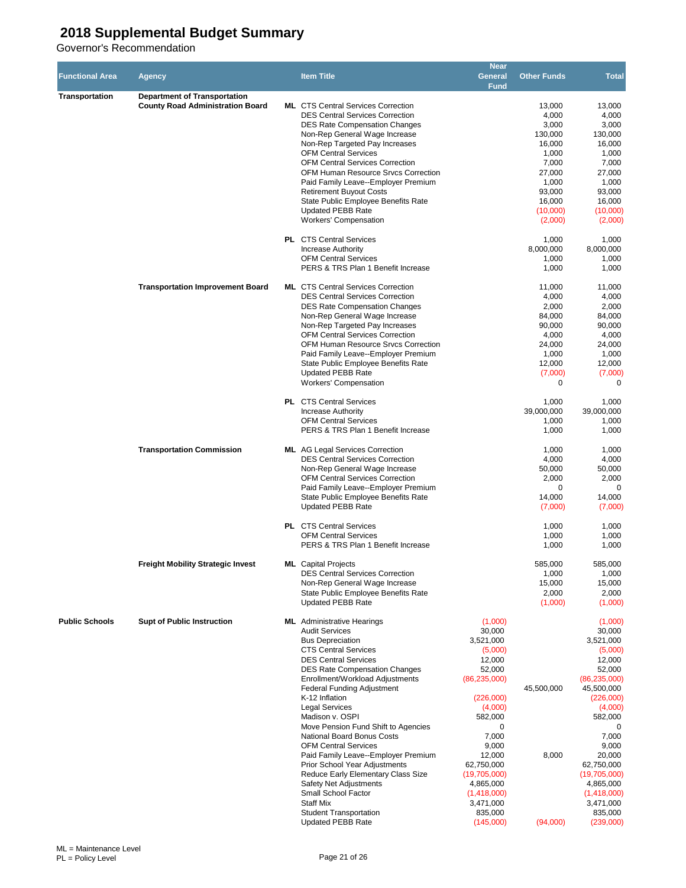# 2018 Supplemental Budget Summary

Governor's Recommendation

| Functional Area | Agency | | Item Title | Near General Fund | Other Funds | Total |
|---|---|---|---|---|---|---|
| Transportation | Department of Transportation | | | | | |
| | County Road Administration Board | ML | CTS Central Services Correction | | 13,000 | 13,000 |
| | | | DES Central Services Correction | | 4,000 | 4,000 |
| | | | DES Rate Compensation Changes | | 3,000 | 3,000 |
| | | | Non-Rep General Wage Increase | | 130,000 | 130,000 |
| | | | Non-Rep Targeted Pay Increases | | 16,000 | 16,000 |
| | | | OFM Central Services | | 1,000 | 1,000 |
| | | | OFM Central Services Correction | | 7,000 | 7,000 |
| | | | OFM Human Resource Srvcs Correction | | 27,000 | 27,000 |
| | | | Paid Family Leave--Employer Premium | | 1,000 | 1,000 |
| | | | Retirement Buyout Costs | | 93,000 | 93,000 |
| | | | State Public Employee Benefits Rate | | 16,000 | 16,000 |
| | | | Updated PEBB Rate | | (10,000) | (10,000) |
| | | | Workers' Compensation | | (2,000) | (2,000) |
| | | PL | CTS Central Services | | 1,000 | 1,000 |
| | | | Increase Authority | | 8,000,000 | 8,000,000 |
| | | | OFM Central Services | | 1,000 | 1,000 |
| | | | PERS & TRS Plan 1 Benefit Increase | | 1,000 | 1,000 |
| | Transportation Improvement Board | ML | CTS Central Services Correction | | 11,000 | 11,000 |
| | | | DES Central Services Correction | | 4,000 | 4,000 |
| | | | DES Rate Compensation Changes | | 2,000 | 2,000 |
| | | | Non-Rep General Wage Increase | | 84,000 | 84,000 |
| | | | Non-Rep Targeted Pay Increases | | 90,000 | 90,000 |
| | | | OFM Central Services Correction | | 4,000 | 4,000 |
| | | | OFM Human Resource Srvcs Correction | | 24,000 | 24,000 |
| | | | Paid Family Leave--Employer Premium | | 1,000 | 1,000 |
| | | | State Public Employee Benefits Rate | | 12,000 | 12,000 |
| | | | Updated PEBB Rate | | (7,000) | (7,000) |
| | | | Workers' Compensation | | 0 | 0 |
| | | PL | CTS Central Services | | 1,000 | 1,000 |
| | | | Increase Authority | | 39,000,000 | 39,000,000 |
| | | | OFM Central Services | | 1,000 | 1,000 |
| | | | PERS & TRS Plan 1 Benefit Increase | | 1,000 | 1,000 |
| | Transportation Commission | ML | AG Legal Services Correction | | 1,000 | 1,000 |
| | | | DES Central Services Correction | | 4,000 | 4,000 |
| | | | Non-Rep General Wage Increase | | 50,000 | 50,000 |
| | | | OFM Central Services Correction | | 2,000 | 2,000 |
| | | | Paid Family Leave--Employer Premium | | 0 | 0 |
| | | | State Public Employee Benefits Rate | | 14,000 | 14,000 |
| | | | Updated PEBB Rate | | (7,000) | (7,000) |
| | | PL | CTS Central Services | | 1,000 | 1,000 |
| | | | OFM Central Services | | 1,000 | 1,000 |
| | | | PERS & TRS Plan 1 Benefit Increase | | 1,000 | 1,000 |
| | Freight Mobility Strategic Invest | ML | Capital Projects | | 585,000 | 585,000 |
| | | | DES Central Services Correction | | 1,000 | 1,000 |
| | | | Non-Rep General Wage Increase | | 15,000 | 15,000 |
| | | | State Public Employee Benefits Rate | | 2,000 | 2,000 |
| | | | Updated PEBB Rate | | (1,000) | (1,000) |
| Public Schools | Supt of Public Instruction | ML | Administrative Hearings | (1,000) | | (1,000) |
| | | | Audit Services | 30,000 | | 30,000 |
| | | | Bus Depreciation | 3,521,000 | | 3,521,000 |
| | | | CTS Central Services | (5,000) | | (5,000) |
| | | | DES Central Services | 12,000 | | 12,000 |
| | | | DES Rate Compensation Changes | 52,000 | | 52,000 |
| | | | Enrollment/Workload Adjustments | (86,235,000) | | (86,235,000) |
| | | | Federal Funding Adjustment | | 45,500,000 | 45,500,000 |
| | | | K-12 Inflation | (226,000) | | (226,000) |
| | | | Legal Services | (4,000) | | (4,000) |
| | | | Madison v. OSPI | 582,000 | | 582,000 |
| | | | Move Pension Fund Shift to Agencies | 0 | | 0 |
| | | | National Board Bonus Costs | 7,000 | | 7,000 |
| | | | OFM Central Services | 9,000 | | 9,000 |
| | | | Paid Family Leave--Employer Premium | 12,000 | 8,000 | 20,000 |
| | | | Prior School Year Adjustments | 62,750,000 | | 62,750,000 |
| | | | Reduce Early Elementary Class Size | (19,705,000) | | (19,705,000) |
| | | | Safety Net Adjustments | 4,865,000 | | 4,865,000 |
| | | | Small School Factor | (1,418,000) | | (1,418,000) |
| | | | Staff Mix | 3,471,000 | | 3,471,000 |
| | | | Student Transportation | 835,000 | | 835,000 |
| | | | Updated PEBB Rate | (145,000) | (94,000) | (239,000) |

ML = Maintenance Level
PL = Policy Level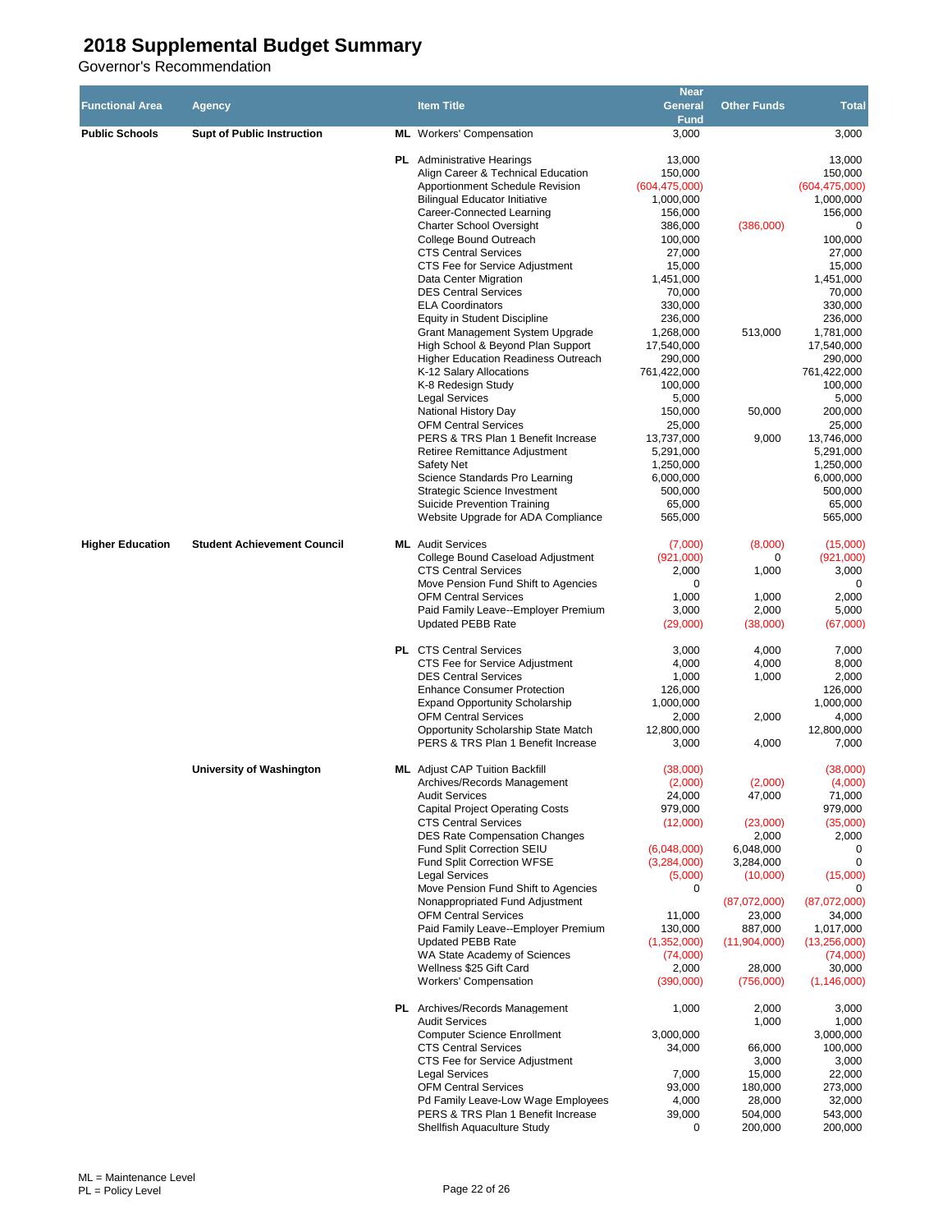# 2018 Supplemental Budget Summary

Governor's Recommendation

| Functional Area | Agency | | Item Title | Near General Fund | Other Funds | Total |
|---|---|---|---|---|---|---|
| **Public Schools** | **Supt of Public Instruction** | **ML** | Workers' Compensation | 3,000 | | 3,000 |
| | | **PL** | Administrative Hearings | 13,000 | | 13,000 |
| | | | Align Career & Technical Education | 150,000 | | 150,000 |
| | | | Apportionment Schedule Revision | (604,475,000) | | (604,475,000) |
| | | | Bilingual Educator Initiative | 1,000,000 | | 1,000,000 |
| | | | Career-Connected Learning | 156,000 | | 156,000 |
| | | | Charter School Oversight | 386,000 | (386,000) | 0 |
| | | | College Bound Outreach | 100,000 | | 100,000 |
| | | | CTS Central Services | 27,000 | | 27,000 |
| | | | CTS Fee for Service Adjustment | 15,000 | | 15,000 |
| | | | Data Center Migration | 1,451,000 | | 1,451,000 |
| | | | DES Central Services | 70,000 | | 70,000 |
| | | | ELA Coordinators | 330,000 | | 330,000 |
| | | | Equity in Student Discipline | 236,000 | | 236,000 |
| | | | Grant Management System Upgrade | 1,268,000 | 513,000 | 1,781,000 |
| | | | High School & Beyond Plan Support | 17,540,000 | | 17,540,000 |
| | | | Higher Education Readiness Outreach | 290,000 | | 290,000 |
| | | | K-12 Salary Allocations | 761,422,000 | | 761,422,000 |
| | | | K-8 Redesign Study | 100,000 | | 100,000 |
| | | | Legal Services | 5,000 | | 5,000 |
| | | | National History Day | 150,000 | 50,000 | 200,000 |
| | | | OFM Central Services | 25,000 | | 25,000 |
| | | | PERS & TRS Plan 1 Benefit Increase | 13,737,000 | 9,000 | 13,746,000 |
| | | | Retiree Remittance Adjustment | 5,291,000 | | 5,291,000 |
| | | | Safety Net | 1,250,000 | | 1,250,000 |
| | | | Science Standards Pro Learning | 6,000,000 | | 6,000,000 |
| | | | Strategic Science Investment | 500,000 | | 500,000 |
| | | | Suicide Prevention Training | 65,000 | | 65,000 |
| | | | Website Upgrade for ADA Compliance | 565,000 | | 565,000 |
| **Higher Education** | **Student Achievement Council** | **ML** | Audit Services | (7,000) | (8,000) | (15,000) |
| | | | College Bound Caseload Adjustment | (921,000) | 0 | (921,000) |
| | | | CTS Central Services | 2,000 | 1,000 | 3,000 |
| | | | Move Pension Fund Shift to Agencies | 0 | | 0 |
| | | | OFM Central Services | 1,000 | 1,000 | 2,000 |
| | | | Paid Family Leave--Employer Premium | 3,000 | 2,000 | 5,000 |
| | | | Updated PEBB Rate | (29,000) | (38,000) | (67,000) |
| | | **PL** | CTS Central Services | 3,000 | 4,000 | 7,000 |
| | | | CTS Fee for Service Adjustment | 4,000 | 4,000 | 8,000 |
| | | | DES Central Services | 1,000 | 1,000 | 2,000 |
| | | | Enhance Consumer Protection | 126,000 | | 126,000 |
| | | | Expand Opportunity Scholarship | 1,000,000 | | 1,000,000 |
| | | | OFM Central Services | 2,000 | 2,000 | 4,000 |
| | | | Opportunity Scholarship State Match | 12,800,000 | | 12,800,000 |
| | | | PERS & TRS Plan 1 Benefit Increase | 3,000 | 4,000 | 7,000 |
| | **University of Washington** | **ML** | Adjust CAP Tuition Backfill | (38,000) | | (38,000) |
| | | | Archives/Records Management | (2,000) | (2,000) | (4,000) |
| | | | Audit Services | 24,000 | 47,000 | 71,000 |
| | | | Capital Project Operating Costs | 979,000 | | 979,000 |
| | | | CTS Central Services | (12,000) | (23,000) | (35,000) |
| | | | DES Rate Compensation Changes | | 2,000 | 2,000 |
| | | | Fund Split Correction SEIU | (6,048,000) | 6,048,000 | 0 |
| | | | Fund Split Correction WFSE | (3,284,000) | 3,284,000 | 0 |
| | | | Legal Services | (5,000) | (10,000) | (15,000) |
| | | | Move Pension Fund Shift to Agencies | 0 | | 0 |
| | | | Nonappropriated Fund Adjustment | | (87,072,000) | (87,072,000) |
| | | | OFM Central Services | 11,000 | 23,000 | 34,000 |
| | | | Paid Family Leave--Employer Premium | 130,000 | 887,000 | 1,017,000 |
| | | | Updated PEBB Rate | (1,352,000) | (11,904,000) | (13,256,000) |
| | | | WA State Academy of Sciences | (74,000) | | (74,000) |
| | | | Wellness $25 Gift Card | 2,000 | 28,000 | 30,000 |
| | | | Workers' Compensation | (390,000) | (756,000) | (1,146,000) |
| | | **PL** | Archives/Records Management | 1,000 | 2,000 | 3,000 |
| | | | Audit Services | | 1,000 | 1,000 |
| | | | Computer Science Enrollment | 3,000,000 | | 3,000,000 |
| | | | CTS Central Services | 34,000 | 66,000 | 100,000 |
| | | | CTS Fee for Service Adjustment | | 3,000 | 3,000 |
| | | | Legal Services | 7,000 | 15,000 | 22,000 |
| | | | OFM Central Services | 93,000 | 180,000 | 273,000 |
| | | | Pd Family Leave-Low Wage Employees | 4,000 | 28,000 | 32,000 |
| | | | PERS & TRS Plan 1 Benefit Increase | 39,000 | 504,000 | 543,000 |
| | | | Shellfish Aquaculture Study | 0 | 200,000 | 200,000 |

ML = Maintenance Level
PL = Policy Level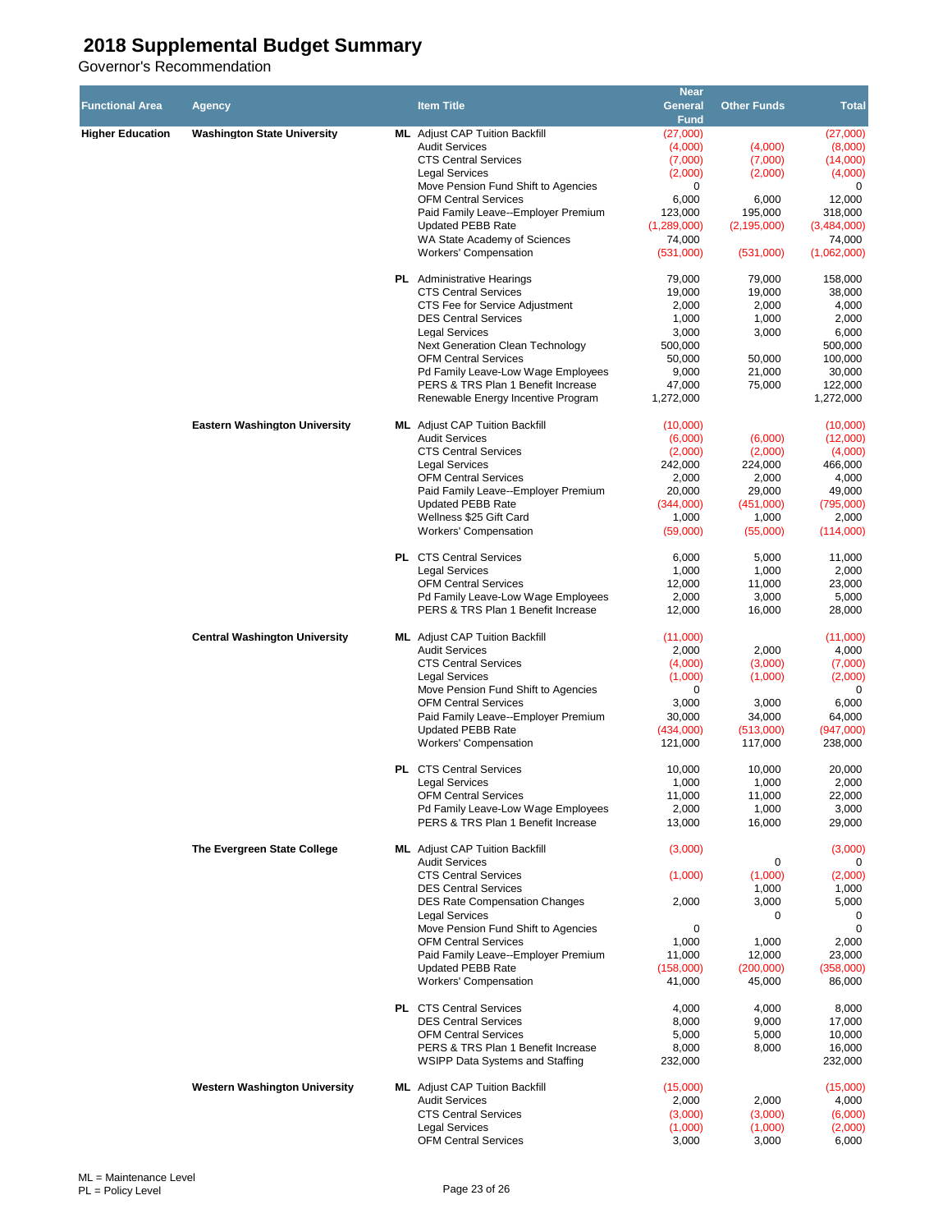# 2018 Supplemental Budget Summary

Governor's Recommendation

| Functional Area | Agency | | Item Title | Near General Fund | Other Funds | Total |
|---|---|---|---|---|---|---|
| Higher Education | Washington State University | ML | Adjust CAP Tuition Backfill | (27,000) | | (27,000) |
| | | | Audit Services | (4,000) | (4,000) | (8,000) |
| | | | CTS Central Services | (7,000) | (7,000) | (14,000) |
| | | | Legal Services | (2,000) | (2,000) | (4,000) |
| | | | Move Pension Fund Shift to Agencies | 0 | | 0 |
| | | | OFM Central Services | 6,000 | 6,000 | 12,000 |
| | | | Paid Family Leave--Employer Premium | 123,000 | 195,000 | 318,000 |
| | | | Updated PEBB Rate | (1,289,000) | (2,195,000) | (3,484,000) |
| | | | WA State Academy of Sciences | 74,000 | | 74,000 |
| | | | Workers' Compensation | (531,000) | (531,000) | (1,062,000) |
| | | PL | Administrative Hearings | 79,000 | 79,000 | 158,000 |
| | | | CTS Central Services | 19,000 | 19,000 | 38,000 |
| | | | CTS Fee for Service Adjustment | 2,000 | 2,000 | 4,000 |
| | | | DES Central Services | 1,000 | 1,000 | 2,000 |
| | | | Legal Services | 3,000 | 3,000 | 6,000 |
| | | | Next Generation Clean Technology | 500,000 | | 500,000 |
| | | | OFM Central Services | 50,000 | 50,000 | 100,000 |
| | | | Pd Family Leave-Low Wage Employees | 9,000 | 21,000 | 30,000 |
| | | | PERS & TRS Plan 1 Benefit Increase | 47,000 | 75,000 | 122,000 |
| | | | Renewable Energy Incentive Program | 1,272,000 | | 1,272,000 |
| | Eastern Washington University | ML | Adjust CAP Tuition Backfill | (10,000) | | (10,000) |
| | | | Audit Services | (6,000) | (6,000) | (12,000) |
| | | | CTS Central Services | (2,000) | (2,000) | (4,000) |
| | | | Legal Services | 242,000 | 224,000 | 466,000 |
| | | | OFM Central Services | 2,000 | 2,000 | 4,000 |
| | | | Paid Family Leave--Employer Premium | 20,000 | 29,000 | 49,000 |
| | | | Updated PEBB Rate | (344,000) | (451,000) | (795,000) |
| | | | Wellness $25 Gift Card | 1,000 | 1,000 | 2,000 |
| | | | Workers' Compensation | (59,000) | (55,000) | (114,000) |
| | | PL | CTS Central Services | 6,000 | 5,000 | 11,000 |
| | | | Legal Services | 1,000 | 1,000 | 2,000 |
| | | | OFM Central Services | 12,000 | 11,000 | 23,000 |
| | | | Pd Family Leave-Low Wage Employees | 2,000 | 3,000 | 5,000 |
| | | | PERS & TRS Plan 1 Benefit Increase | 12,000 | 16,000 | 28,000 |
| | Central Washington University | ML | Adjust CAP Tuition Backfill | (11,000) | | (11,000) |
| | | | Audit Services | 2,000 | 2,000 | 4,000 |
| | | | CTS Central Services | (4,000) | (3,000) | (7,000) |
| | | | Legal Services | (1,000) | (1,000) | (2,000) |
| | | | Move Pension Fund Shift to Agencies | 0 | | 0 |
| | | | OFM Central Services | 3,000 | 3,000 | 6,000 |
| | | | Paid Family Leave--Employer Premium | 30,000 | 34,000 | 64,000 |
| | | | Updated PEBB Rate | (434,000) | (513,000) | (947,000) |
| | | | Workers' Compensation | 121,000 | 117,000 | 238,000 |
| | | PL | CTS Central Services | 10,000 | 10,000 | 20,000 |
| | | | Legal Services | 1,000 | 1,000 | 2,000 |
| | | | OFM Central Services | 11,000 | 11,000 | 22,000 |
| | | | Pd Family Leave-Low Wage Employees | 2,000 | 1,000 | 3,000 |
| | | | PERS & TRS Plan 1 Benefit Increase | 13,000 | 16,000 | 29,000 |
| | The Evergreen State College | ML | Adjust CAP Tuition Backfill | (3,000) | | (3,000) |
| | | | Audit Services | | 0 | 0 |
| | | | CTS Central Services | (1,000) | (1,000) | (2,000) |
| | | | DES Central Services | | 1,000 | 1,000 |
| | | | DES Rate Compensation Changes | 2,000 | 3,000 | 5,000 |
| | | | Legal Services | | 0 | 0 |
| | | | Move Pension Fund Shift to Agencies | 0 | | 0 |
| | | | OFM Central Services | 1,000 | 1,000 | 2,000 |
| | | | Paid Family Leave--Employer Premium | 11,000 | 12,000 | 23,000 |
| | | | Updated PEBB Rate | (158,000) | (200,000) | (358,000) |
| | | | Workers' Compensation | 41,000 | 45,000 | 86,000 |
| | | PL | CTS Central Services | 4,000 | 4,000 | 8,000 |
| | | | DES Central Services | 8,000 | 9,000 | 17,000 |
| | | | OFM Central Services | 5,000 | 5,000 | 10,000 |
| | | | PERS & TRS Plan 1 Benefit Increase | 8,000 | 8,000 | 16,000 |
| | | | WSIPP Data Systems and Staffing | 232,000 | | 232,000 |
| | Western Washington University | ML | Adjust CAP Tuition Backfill | (15,000) | | (15,000) |
| | | | Audit Services | 2,000 | 2,000 | 4,000 |
| | | | CTS Central Services | (3,000) | (3,000) | (6,000) |
| | | | Legal Services | (1,000) | (1,000) | (2,000) |
| | | | OFM Central Services | 3,000 | 3,000 | 6,000 |

ML = Maintenance Level
PL = Policy Level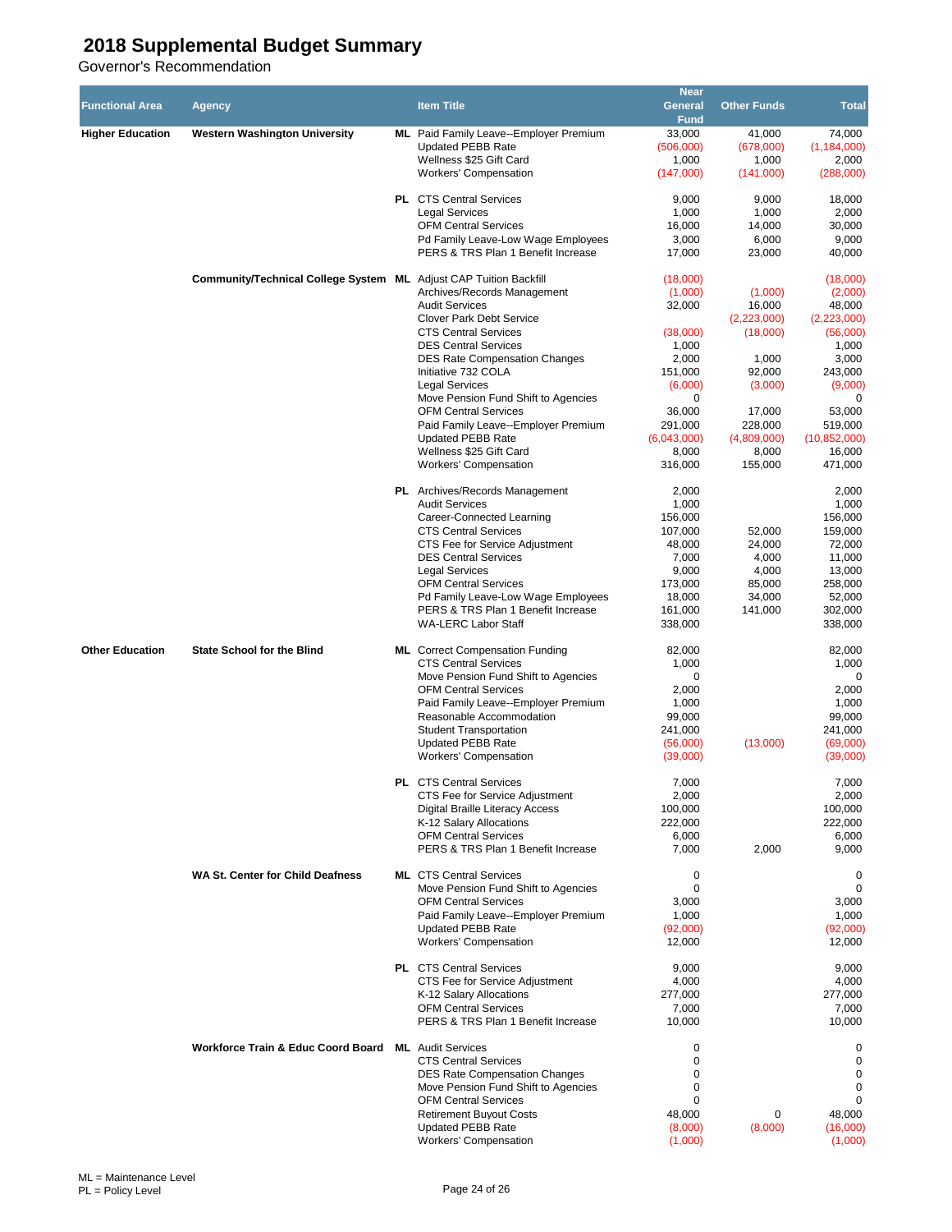# 2018 Supplemental Budget Summary

Governor's Recommendation

| Functional Area | Agency | | Item Title | Near General Fund | Other Funds | Total |
|---|---|---|---|---|---|---|
| Higher Education | Western Washington University | ML | Paid Family Leave--Employer Premium | 33,000 | 41,000 | 74,000 |
| | | | Updated PEBB Rate | (506,000) | (678,000) | (1,184,000) |
| | | | Wellness $25 Gift Card | 1,000 | 1,000 | 2,000 |
| | | | Workers' Compensation | (147,000) | (141,000) | (288,000) |
| | | PL | CTS Central Services | 9,000 | 9,000 | 18,000 |
| | | | Legal Services | 1,000 | 1,000 | 2,000 |
| | | | OFM Central Services | 16,000 | 14,000 | 30,000 |
| | | | Pd Family Leave-Low Wage Employees | 3,000 | 6,000 | 9,000 |
| | | | PERS & TRS Plan 1 Benefit Increase | 17,000 | 23,000 | 40,000 |
| | Community/Technical College System | ML | Adjust CAP Tuition Backfill | (18,000) | | (18,000) |
| | | | Archives/Records Management | (1,000) | (1,000) | (2,000) |
| | | | Audit Services | 32,000 | 16,000 | 48,000 |
| | | | Clover Park Debt Service | | (2,223,000) | (2,223,000) |
| | | | CTS Central Services | (38,000) | (18,000) | (56,000) |
| | | | DES Central Services | 1,000 | | 1,000 |
| | | | DES Rate Compensation Changes | 2,000 | 1,000 | 3,000 |
| | | | Initiative 732 COLA | 151,000 | 92,000 | 243,000 |
| | | | Legal Services | (6,000) | (3,000) | (9,000) |
| | | | Move Pension Fund Shift to Agencies | 0 | | 0 |
| | | | OFM Central Services | 36,000 | 17,000 | 53,000 |
| | | | Paid Family Leave--Employer Premium | 291,000 | 228,000 | 519,000 |
| | | | Updated PEBB Rate | (6,043,000) | (4,809,000) | (10,852,000) |
| | | | Wellness $25 Gift Card | 8,000 | 8,000 | 16,000 |
| | | | Workers' Compensation | 316,000 | 155,000 | 471,000 |
| | | PL | Archives/Records Management | 2,000 | | 2,000 |
| | | | Audit Services | 1,000 | | 1,000 |
| | | | Career-Connected Learning | 156,000 | | 156,000 |
| | | | CTS Central Services | 107,000 | 52,000 | 159,000 |
| | | | CTS Fee for Service Adjustment | 48,000 | 24,000 | 72,000 |
| | | | DES Central Services | 7,000 | 4,000 | 11,000 |
| | | | Legal Services | 9,000 | 4,000 | 13,000 |
| | | | OFM Central Services | 173,000 | 85,000 | 258,000 |
| | | | Pd Family Leave-Low Wage Employees | 18,000 | 34,000 | 52,000 |
| | | | PERS & TRS Plan 1 Benefit Increase | 161,000 | 141,000 | 302,000 |
| | | | WA-LERC Labor Staff | 338,000 | | 338,000 |
| Other Education | State School for the Blind | ML | Correct Compensation Funding | 82,000 | | 82,000 |
| | | | CTS Central Services | 1,000 | | 1,000 |
| | | | Move Pension Fund Shift to Agencies | 0 | | 0 |
| | | | OFM Central Services | 2,000 | | 2,000 |
| | | | Paid Family Leave--Employer Premium | 1,000 | | 1,000 |
| | | | Reasonable Accommodation | 99,000 | | 99,000 |
| | | | Student Transportation | 241,000 | | 241,000 |
| | | | Updated PEBB Rate | (56,000) | (13,000) | (69,000) |
| | | | Workers' Compensation | (39,000) | | (39,000) |
| | | PL | CTS Central Services | 7,000 | | 7,000 |
| | | | CTS Fee for Service Adjustment | 2,000 | | 2,000 |
| | | | Digital Braille Literacy Access | 100,000 | | 100,000 |
| | | | K-12 Salary Allocations | 222,000 | | 222,000 |
| | | | OFM Central Services | 6,000 | | 6,000 |
| | | | PERS & TRS Plan 1 Benefit Increase | 7,000 | 2,000 | 9,000 |
| | WA St. Center for Child Deafness | ML | CTS Central Services | 0 | | 0 |
| | | | Move Pension Fund Shift to Agencies | 0 | | 0 |
| | | | OFM Central Services | 3,000 | | 3,000 |
| | | | Paid Family Leave--Employer Premium | 1,000 | | 1,000 |
| | | | Updated PEBB Rate | (92,000) | | (92,000) |
| | | | Workers' Compensation | 12,000 | | 12,000 |
| | | PL | CTS Central Services | 9,000 | | 9,000 |
| | | | CTS Fee for Service Adjustment | 4,000 | | 4,000 |
| | | | K-12 Salary Allocations | 277,000 | | 277,000 |
| | | | OFM Central Services | 7,000 | | 7,000 |
| | | | PERS & TRS Plan 1 Benefit Increase | 10,000 | | 10,000 |
| | Workforce Train & Educ Coord Board | ML | Audit Services | 0 | | 0 |
| | | | CTS Central Services | 0 | | 0 |
| | | | DES Rate Compensation Changes | 0 | | 0 |
| | | | Move Pension Fund Shift to Agencies | 0 | | 0 |
| | | | OFM Central Services | 0 | | 0 |
| | | | Retirement Buyout Costs | 48,000 | 0 | 48,000 |
| | | | Updated PEBB Rate | (8,000) | (8,000) | (16,000) |
| | | | Workers' Compensation | (1,000) | | (1,000) |

ML = Maintenance Level
PL = Policy Level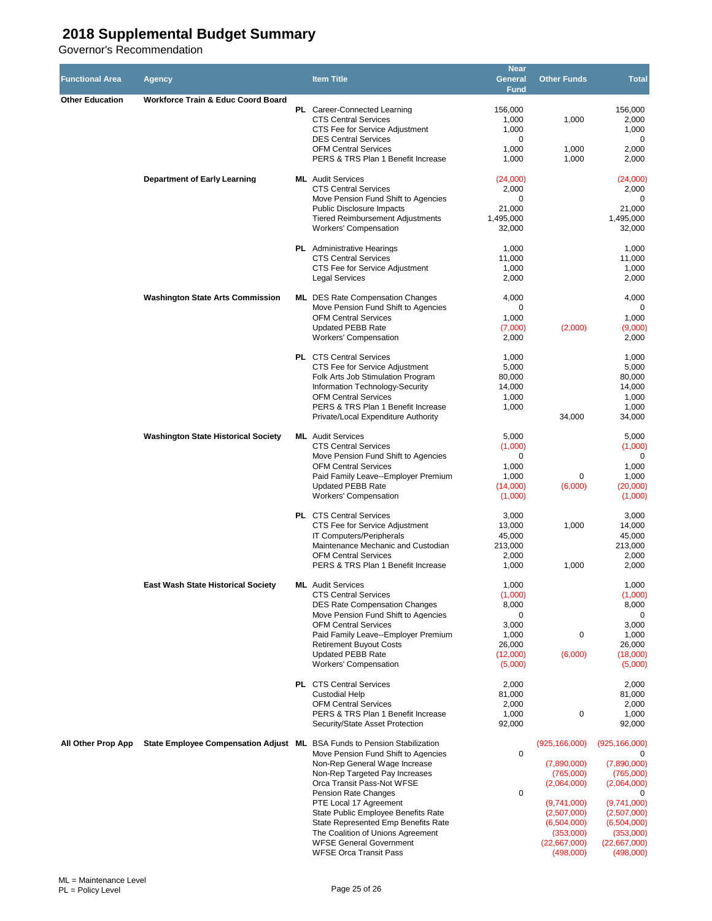# 2018 Supplemental Budget Summary

Governor's Recommendation

| Functional Area | Agency | | Item Title | Near General Fund | Other Funds | Total |
|---|---|---|---|---|---|---|
| Other Education | Workforce Train & Educ Coord Board | | | | | |
| | | PL | Career-Connected Learning | 156,000 | | 156,000 |
| | | | CTS Central Services | 1,000 | 1,000 | 2,000 |
| | | | CTS Fee for Service Adjustment | 1,000 | | 1,000 |
| | | | DES Central Services | 0 | | 0 |
| | | | OFM Central Services | 1,000 | 1,000 | 2,000 |
| | | | PERS & TRS Plan 1 Benefit Increase | 1,000 | 1,000 | 2,000 |
| | Department of Early Learning | ML | Audit Services | (24,000) | | (24,000) |
| | | | CTS Central Services | 2,000 | | 2,000 |
| | | | Move Pension Fund Shift to Agencies | 0 | | 0 |
| | | | Public Disclosure Impacts | 21,000 | | 21,000 |
| | | | Tiered Reimbursement Adjustments | 1,495,000 | | 1,495,000 |
| | | | Workers' Compensation | 32,000 | | 32,000 |
| | | PL | Administrative Hearings | 1,000 | | 1,000 |
| | | | CTS Central Services | 11,000 | | 11,000 |
| | | | CTS Fee for Service Adjustment | 1,000 | | 1,000 |
| | | | Legal Services | 2,000 | | 2,000 |
| | Washington State Arts Commission | ML | DES Rate Compensation Changes | 4,000 | | 4,000 |
| | | | Move Pension Fund Shift to Agencies | 0 | | 0 |
| | | | OFM Central Services | 1,000 | | 1,000 |
| | | | Updated PEBB Rate | (7,000) | (2,000) | (9,000) |
| | | | Workers' Compensation | 2,000 | | 2,000 |
| | | PL | CTS Central Services | 1,000 | | 1,000 |
| | | | CTS Fee for Service Adjustment | 5,000 | | 5,000 |
| | | | Folk Arts Job Stimulation Program | 80,000 | | 80,000 |
| | | | Information Technology-Security | 14,000 | | 14,000 |
| | | | OFM Central Services | 1,000 | | 1,000 |
| | | | PERS & TRS Plan 1 Benefit Increase | 1,000 | | 1,000 |
| | | | Private/Local Expenditure Authority | | 34,000 | 34,000 |
| | Washington State Historical Society | ML | Audit Services | 5,000 | | 5,000 |
| | | | CTS Central Services | (1,000) | | (1,000) |
| | | | Move Pension Fund Shift to Agencies | 0 | | 0 |
| | | | OFM Central Services | 1,000 | | 1,000 |
| | | | Paid Family Leave--Employer Premium | 1,000 | 0 | 1,000 |
| | | | Updated PEBB Rate | (14,000) | (6,000) | (20,000) |
| | | | Workers' Compensation | (1,000) | | (1,000) |
| | | PL | CTS Central Services | 3,000 | | 3,000 |
| | | | CTS Fee for Service Adjustment | 13,000 | 1,000 | 14,000 |
| | | | IT Computers/Peripherals | 45,000 | | 45,000 |
| | | | Maintenance Mechanic and Custodian | 213,000 | | 213,000 |
| | | | OFM Central Services | 2,000 | | 2,000 |
| | | | PERS & TRS Plan 1 Benefit Increase | 1,000 | 1,000 | 2,000 |
| | East Wash State Historical Society | ML | Audit Services | 1,000 | | 1,000 |
| | | | CTS Central Services | (1,000) | | (1,000) |
| | | | DES Rate Compensation Changes | 8,000 | | 8,000 |
| | | | Move Pension Fund Shift to Agencies | 0 | | 0 |
| | | | OFM Central Services | 3,000 | | 3,000 |
| | | | Paid Family Leave--Employer Premium | 1,000 | 0 | 1,000 |
| | | | Retirement Buyout Costs | 26,000 | | 26,000 |
| | | | Updated PEBB Rate | (12,000) | (6,000) | (18,000) |
| | | | Workers' Compensation | (5,000) | | (5,000) |
| | | PL | CTS Central Services | 2,000 | | 2,000 |
| | | | Custodial Help | 81,000 | | 81,000 |
| | | | OFM Central Services | 2,000 | | 2,000 |
| | | | PERS & TRS Plan 1 Benefit Increase | 1,000 | 0 | 1,000 |
| | | | Security/State Asset Protection | 92,000 | | 92,000 |
| All Other Prop App | State Employee Compensation Adjust | ML | BSA Funds to Pension Stabilization | | (925,166,000) | (925,166,000) |
| | | | Move Pension Fund Shift to Agencies | 0 | | 0 |
| | | | Non-Rep General Wage Increase | | (7,890,000) | (7,890,000) |
| | | | Non-Rep Targeted Pay Increases | | (765,000) | (765,000) |
| | | | Orca Transit Pass-Not WFSE | | (2,064,000) | (2,064,000) |
| | | | Pension Rate Changes | 0 | | 0 |
| | | | PTE Local 17 Agreement | | (9,741,000) | (9,741,000) |
| | | | State Public Employee Benefits Rate | | (2,507,000) | (2,507,000) |
| | | | State Represented Emp Benefits Rate | | (6,504,000) | (6,504,000) |
| | | | The Coalition of Unions Agreement | | (353,000) | (353,000) |
| | | | WFSE General Government | | (22,667,000) | (22,667,000) |
| | | | WFSE Orca Transit Pass | | (498,000) | (498,000) |

ML = Maintenance Level
PL = Policy Level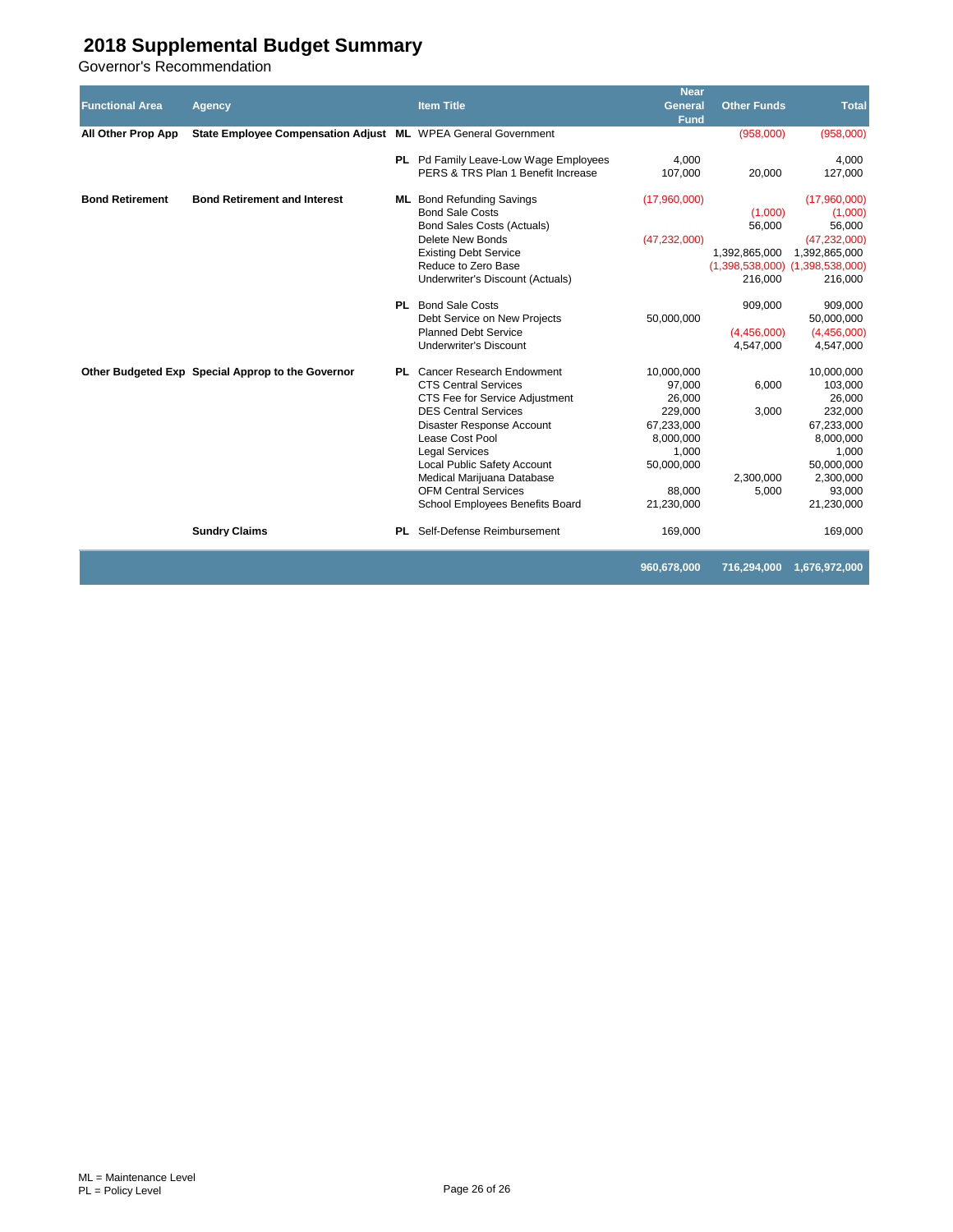# 2018 Supplemental Budget Summary

Governor's Recommendation

| Functional Area | Agency | | Item Title | Near General Fund | Other Funds | Total |
|---|---|---|---|---|---|---|
| **All Other Prop App** | **State Employee Compensation Adjust** | **ML** | WPEA General Government | | (958,000) | (958,000) |
| | | **PL** | Pd Family Leave-Low Wage Employees | 4,000 | | 4,000 |
| | | | PERS & TRS Plan 1 Benefit Increase | 107,000 | 20,000 | 127,000 |
| **Bond Retirement** | **Bond Retirement and Interest** | **ML** | Bond Refunding Savings | (17,960,000) | | (17,960,000) |
| | | | Bond Sale Costs | | (1,000) | (1,000) |
| | | | Bond Sales Costs (Actuals) | | 56,000 | 56,000 |
| | | | Delete New Bonds | (47,232,000) | | (47,232,000) |
| | | | Existing Debt Service | | 1,392,865,000 | 1,392,865,000 |
| | | | Reduce to Zero Base | | (1,398,538,000) | (1,398,538,000) |
| | | | Underwriter's Discount (Actuals) | | 216,000 | 216,000 |
| | | **PL** | Bond Sale Costs | | 909,000 | 909,000 |
| | | | Debt Service on New Projects | 50,000,000 | | 50,000,000 |
| | | | Planned Debt Service | | (4,456,000) | (4,456,000) |
| | | | Underwriter's Discount | | 4,547,000 | 4,547,000 |
| **Other Budgeted Exp** | **Special Approp to the Governor** | **PL** | Cancer Research Endowment | 10,000,000 | | 10,000,000 |
| | | | CTS Central Services | 97,000 | 6,000 | 103,000 |
| | | | CTS Fee for Service Adjustment | 26,000 | | 26,000 |
| | | | DES Central Services | 229,000 | 3,000 | 232,000 |
| | | | Disaster Response Account | 67,233,000 | | 67,233,000 |
| | | | Lease Cost Pool | 8,000,000 | | 8,000,000 |
| | | | Legal Services | 1,000 | | 1,000 |
| | | | Local Public Safety Account | 50,000,000 | | 50,000,000 |
| | | | Medical Marijuana Database | | 2,300,000 | 2,300,000 |
| | | | OFM Central Services | 88,000 | 5,000 | 93,000 |
| | | | School Employees Benefits Board | 21,230,000 | | 21,230,000 |
| | **Sundry Claims** | **PL** | Self-Defense Reimbursement | 169,000 | | 169,000 |
| | | | | **960,678,000** | **716,294,000** | **1,676,972,000** |

ML = Maintenance Level
PL = Policy Level